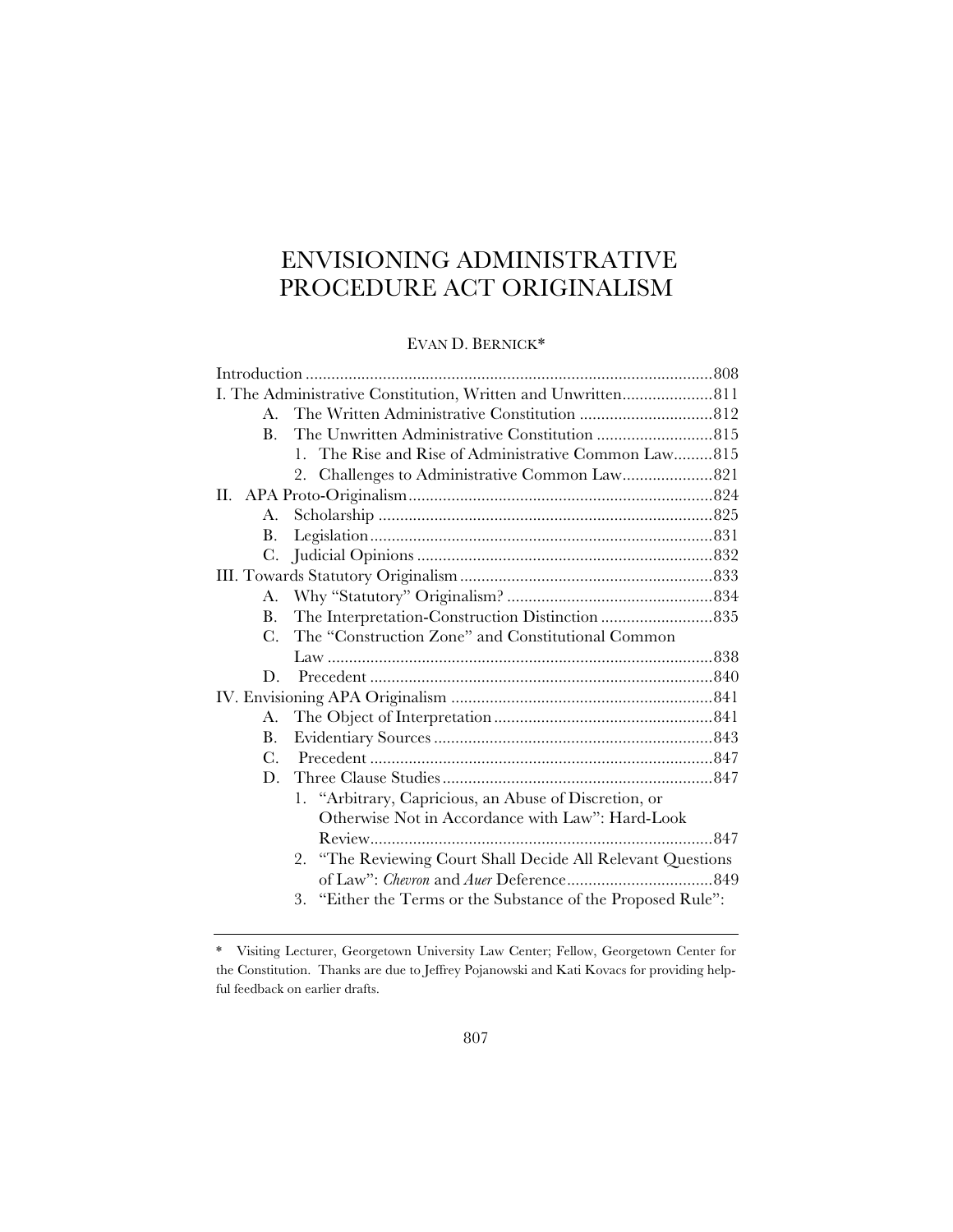# ENVISIONING ADMINISTRATIVE PROCEDURE ACT ORIGINALISM

EVAN D. BERNICK*

Introduction ..............................................................................................808

I. The Administrative Constitution, Written and Unwritten.....................811

- A. The Written Administrative Constitution ...............................812
- B. The Unwritten Administrative Constitution ...........................815
  - 1. The Rise and Rise of Administrative Common Law.........815
  - 2. Challenges to Administrative Common Law.....................821

II. APA Proto-Originalism.......................................................................824

- A. Scholarship .............................................................................825
- B. Legislation...............................................................................831
- C. Judicial Opinions .....................................................................832

III. Towards Statutory Originalism...........................................................833

- A. Why "Statutory" Originalism? ................................................834
- B. The Interpretation-Construction Distinction ..........................835
- C. The "Construction Zone" and Constitutional Common Law ..........................................................................................838
- D. Precedent ................................................................................840

IV. Envisioning APA Originalism .............................................................841

- A. The Object of Interpretation...................................................841
- B. Evidentiary Sources.................................................................843
- C. Precedent ................................................................................847
- D. Three Clause Studies...............................................................847
  - 1. "Arbitrary, Capricious, an Abuse of Discretion, or Otherwise Not in Accordance with Law": Hard-Look Review...............................................................................847
  - 2. "The Reviewing Court Shall Decide All Relevant Questions of Law": *Chevron* and *Auer* Deference..................................849
  - 3. "Either the Terms or the Substance of the Proposed Rule":

---

\* Visiting Lecturer, Georgetown University Law Center; Fellow, Georgetown Center for the Constitution. Thanks are due to Jeffrey Pojanowski and Kati Kovacs for providing helpful feedback on earlier drafts.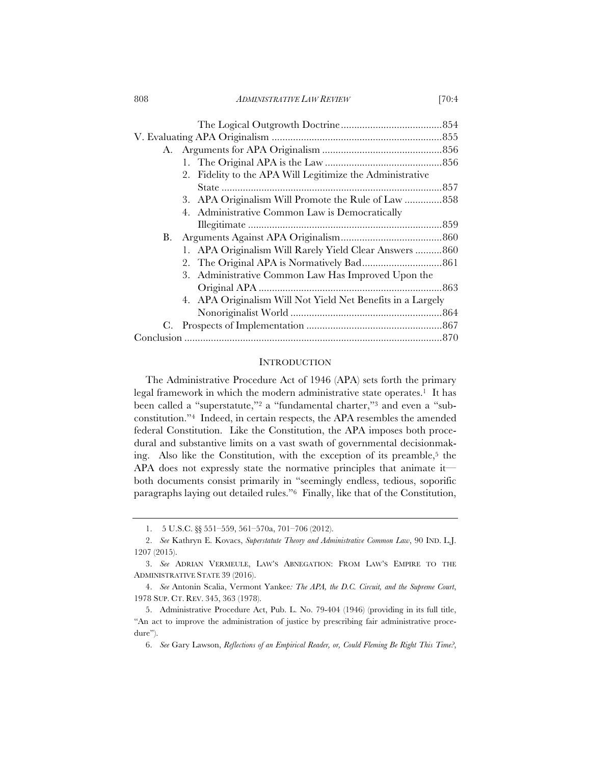The Logical Outgrowth Doctrine ...................................... 854

V. Evaluating APA Originalism ................................................................ 855

- A. Arguments for APA Originalism ............................................ 856
  1. The Original APA is the Law ............................................ 856
  2. Fidelity to the APA Will Legitimize the Administrative State ................................................................................... 857
  3. APA Originalism Will Promote the Rule of Law .............. 858
  4. Administrative Common Law is Democratically Illegitimate ......................................................................... 859
- B. Arguments Against APA Originalism...................................... 860
  1. APA Originalism Will Rarely Yield Clear Answers .......... 860
  2. The Original APA is Normatively Bad.............................. 861
  3. Administrative Common Law Has Improved Upon the Original APA ..................................................................... 863
  4. APA Originalism Will Not Yield Net Benefits in a Largely Nonoriginalist World ......................................................... 864
- C. Prospects of Implementation ................................................... 867

Conclusion ................................................................................................ 870

## INTRODUCTION

The Administrative Procedure Act of 1946 (APA) sets forth the primary legal framework in which the modern administrative state operates.[1] It has been called a "superstatute,"[2] a "fundamental charter,"[3] and even a "subconstitution."[4] Indeed, in certain respects, the APA resembles the amended federal Constitution. Like the Constitution, the APA imposes both procedural and substantive limits on a vast swath of governmental decisionmaking. Also like the Constitution, with the exception of its preamble,[5] the APA does not expressly state the normative principles that animate it—both documents consist primarily in "seemingly endless, tedious, soporific paragraphs laying out detailed rules."[6] Finally, like that of the Constitution,

---

1. 5 U.S.C. §§ 551–559, 561–570a, 701–706 (2012).

2. *See* Kathryn E. Kovacs, *Superstatute Theory and Administrative Common Law*, 90 IND. L.J. 1207 (2015).

3. *See* ADRIAN VERMEULE, LAW'S ABNEGATION: FROM LAW'S EMPIRE TO THE ADMINISTRATIVE STATE 39 (2016).

4. *See* Antonin Scalia, Vermont Yankee*: The APA, the D.C. Circuit, and the Supreme Court*, 1978 SUP. CT. REV. 345, 363 (1978).

5. Administrative Procedure Act, Pub. L. No. 79-404 (1946) (providing in its full title, "An act to improve the administration of justice by prescribing fair administrative procedure").

6. *See* Gary Lawson, *Reflections of an Empirical Reader, or, Could Fleming Be Right This Time?*,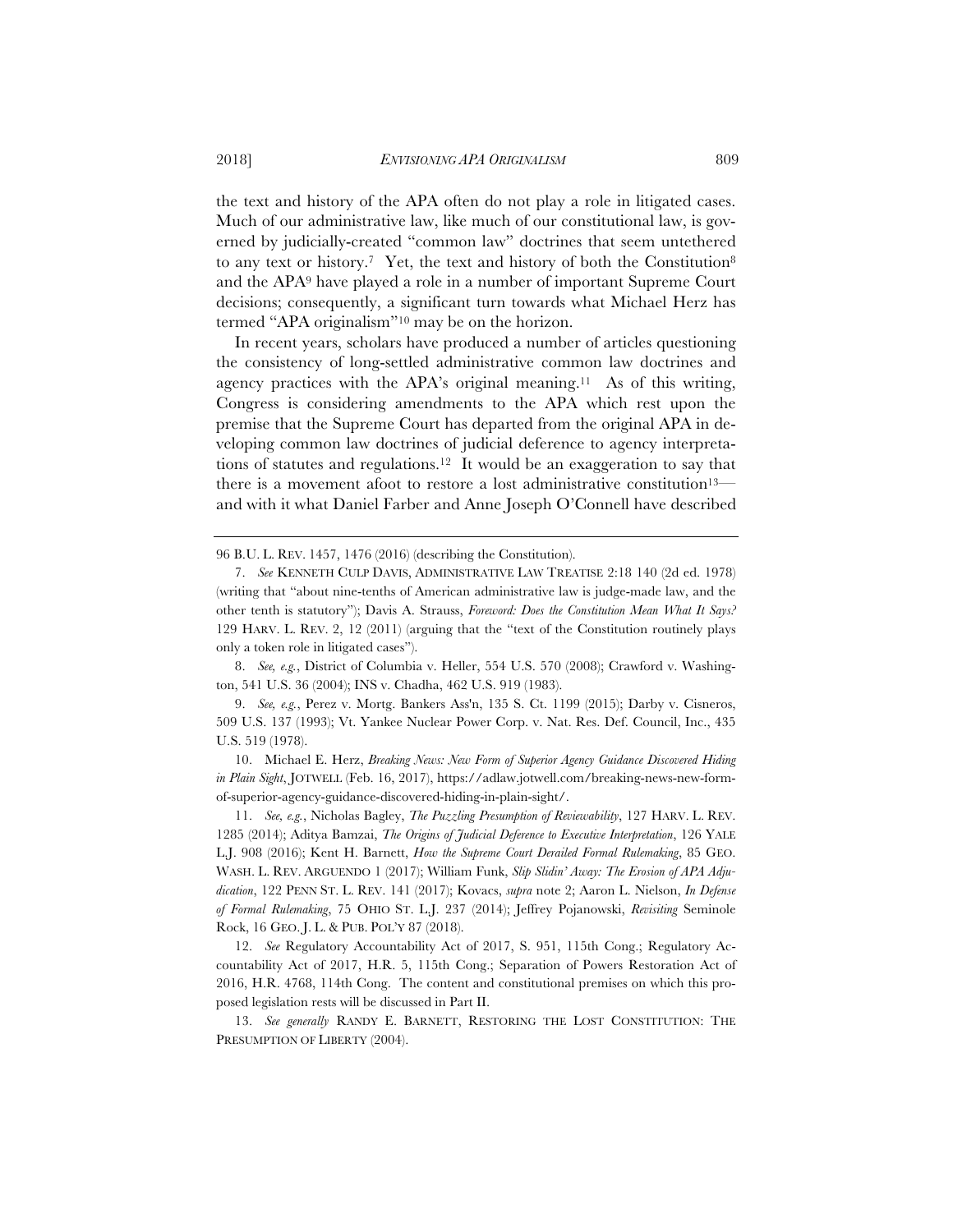the text and history of the APA often do not play a role in litigated cases. Much of our administrative law, like much of our constitutional law, is governed by judicially-created "common law" doctrines that seem untethered to any text or history.[7] Yet, the text and history of both the Constitution[8] and the APA[9] have played a role in a number of important Supreme Court decisions; consequently, a significant turn towards what Michael Herz has termed "APA originalism"[10] may be on the horizon.

In recent years, scholars have produced a number of articles questioning the consistency of long-settled administrative common law doctrines and agency practices with the APA's original meaning.[11] As of this writing, Congress is considering amendments to the APA which rest upon the premise that the Supreme Court has departed from the original APA in developing common law doctrines of judicial deference to agency interpretations of statutes and regulations.[12] It would be an exaggeration to say that there is a movement afoot to restore a lost administrative constitution[13]—and with it what Daniel Farber and Anne Joseph O'Connell have described

---

96 B.U. L. REV. 1457, 1476 (2016) (describing the Constitution).

7. *See* KENNETH CULP DAVIS, ADMINISTRATIVE LAW TREATISE 2:18 140 (2d ed. 1978) (writing that "about nine-tenths of American administrative law is judge-made law, and the other tenth is statutory"); Davis A. Strauss, *Foreword: Does the Constitution Mean What It Says?* 129 HARV. L. REV. 2, 12 (2011) (arguing that the "text of the Constitution routinely plays only a token role in litigated cases").

8. *See, e.g.*, District of Columbia v. Heller, 554 U.S. 570 (2008); Crawford v. Washington, 541 U.S. 36 (2004); INS v. Chadha, 462 U.S. 919 (1983).

9. *See, e.g.*, Perez v. Mortg. Bankers Ass'n, 135 S. Ct. 1199 (2015); Darby v. Cisneros, 509 U.S. 137 (1993); Vt. Yankee Nuclear Power Corp. v. Nat. Res. Def. Council, Inc., 435 U.S. 519 (1978).

10. Michael E. Herz, *Breaking News: New Form of Superior Agency Guidance Discovered Hiding in Plain Sight*, JOTWELL (Feb. 16, 2017), https://adlaw.jotwell.com/breaking-news-new-form-of-superior-agency-guidance-discovered-hiding-in-plain-sight/.

11. *See, e.g.*, Nicholas Bagley, *The Puzzling Presumption of Reviewability*, 127 HARV. L. REV. 1285 (2014); Aditya Bamzai, *The Origins of Judicial Deference to Executive Interpretation*, 126 YALE L.J. 908 (2016); Kent H. Barnett, *How the Supreme Court Derailed Formal Rulemaking*, 85 GEO. WASH. L. REV. ARGUENDO 1 (2017); William Funk, *Slip Slidin' Away: The Erosion of APA Adjudication*, 122 PENN ST. L. REV. 141 (2017); Kovacs, *supra* note 2; Aaron L. Nielson, *In Defense of Formal Rulemaking*, 75 OHIO ST. L.J. 237 (2014); Jeffrey Pojanowski, *Revisiting* Seminole Rock, 16 GEO. J. L. & PUB. POL'Y 87 (2018).

12. *See* Regulatory Accountability Act of 2017, S. 951, 115th Cong.; Regulatory Accountability Act of 2017, H.R. 5, 115th Cong.; Separation of Powers Restoration Act of 2016, H.R. 4768, 114th Cong. The content and constitutional premises on which this proposed legislation rests will be discussed in Part II.

13. *See generally* RANDY E. BARNETT, RESTORING THE LOST CONSTITUTION: THE PRESUMPTION OF LIBERTY (2004).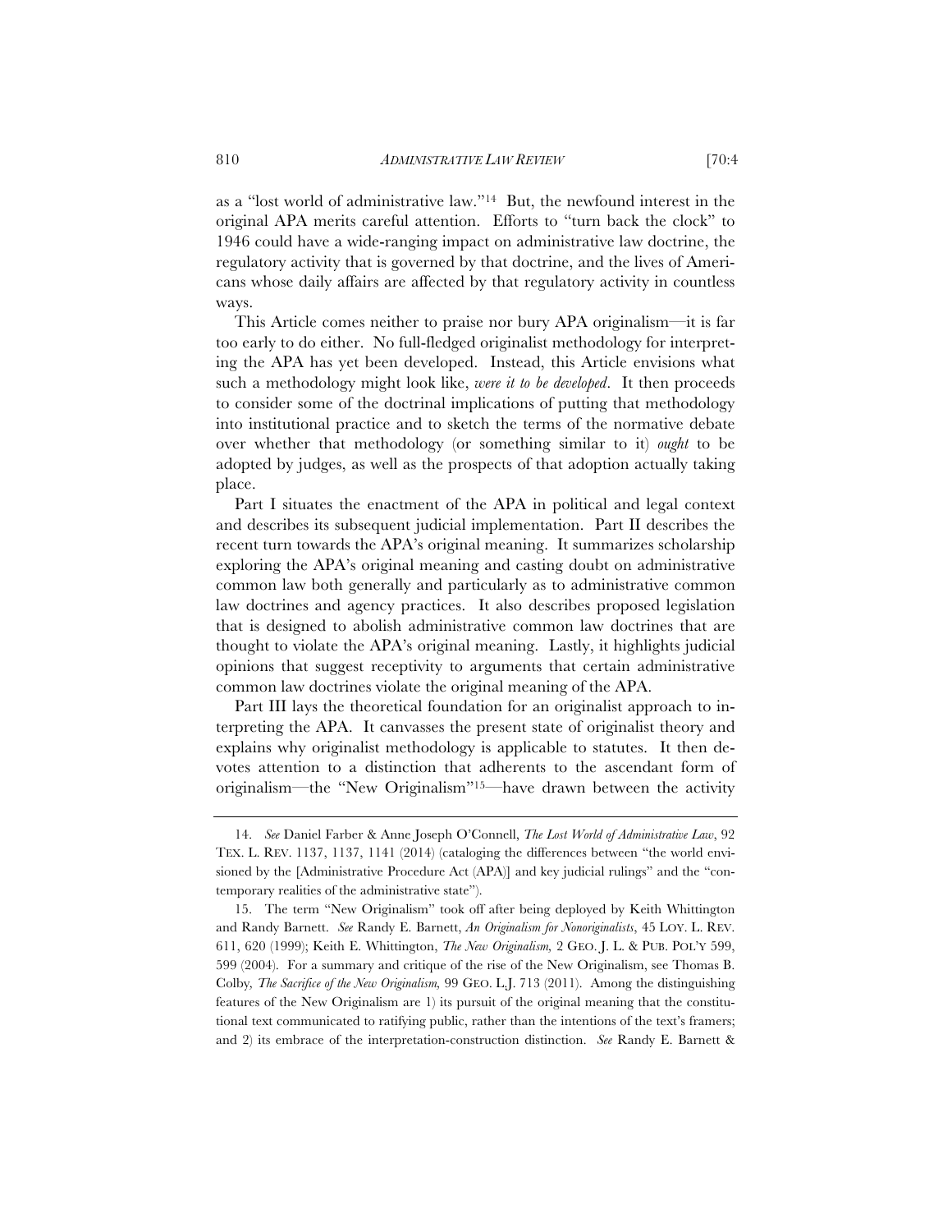as a "lost world of administrative law."[14] But, the newfound interest in the original APA merits careful attention. Efforts to "turn back the clock" to 1946 could have a wide-ranging impact on administrative law doctrine, the regulatory activity that is governed by that doctrine, and the lives of Americans whose daily affairs are affected by that regulatory activity in countless ways.

This Article comes neither to praise nor bury APA originalism—it is far too early to do either. No full-fledged originalist methodology for interpreting the APA has yet been developed. Instead, this Article envisions what such a methodology might look like, *were it to be developed*. It then proceeds to consider some of the doctrinal implications of putting that methodology into institutional practice and to sketch the terms of the normative debate over whether that methodology (or something similar to it) *ought* to be adopted by judges, as well as the prospects of that adoption actually taking place.

Part I situates the enactment of the APA in political and legal context and describes its subsequent judicial implementation. Part II describes the recent turn towards the APA's original meaning. It summarizes scholarship exploring the APA's original meaning and casting doubt on administrative common law both generally and particularly as to administrative common law doctrines and agency practices. It also describes proposed legislation that is designed to abolish administrative common law doctrines that are thought to violate the APA's original meaning. Lastly, it highlights judicial opinions that suggest receptivity to arguments that certain administrative common law doctrines violate the original meaning of the APA.

Part III lays the theoretical foundation for an originalist approach to interpreting the APA. It canvasses the present state of originalist theory and explains why originalist methodology is applicable to statutes. It then devotes attention to a distinction that adherents to the ascendant form of originalism—the "New Originalism"[15]—have drawn between the activity

---

14. *See* Daniel Farber & Anne Joseph O'Connell, *The Lost World of Administrative Law*, 92 TEX. L. REV. 1137, 1137, 1141 (2014) (cataloging the differences between "the world envisioned by the [Administrative Procedure Act (APA)] and key judicial rulings" and the "contemporary realities of the administrative state").

15. The term "New Originalism" took off after being deployed by Keith Whittington and Randy Barnett. *See* Randy E. Barnett, *An Originalism for Nonoriginalists*, 45 LOY. L. REV. 611, 620 (1999); Keith E. Whittington, *The New Originalism,* 2 GEO. J. L. & PUB. POL'Y 599, 599 (2004). For a summary and critique of the rise of the New Originalism, see Thomas B. Colby, *The Sacrifice of the New Originalism,* 99 GEO. L.J. 713 (2011). Among the distinguishing features of the New Originalism are 1) its pursuit of the original meaning that the constitutional text communicated to ratifying public, rather than the intentions of the text's framers; and 2) its embrace of the interpretation-construction distinction. *See* Randy E. Barnett &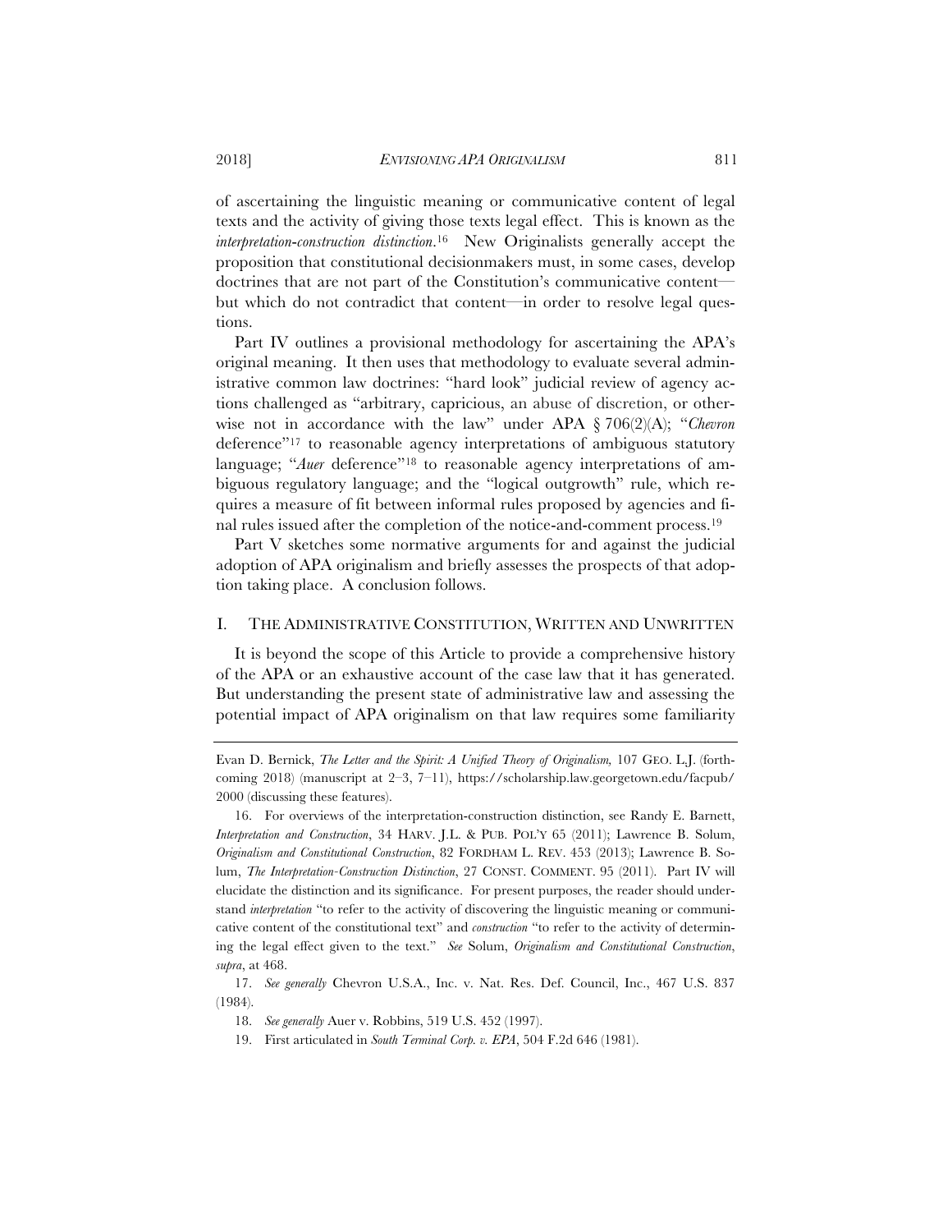of ascertaining the linguistic meaning or communicative content of legal texts and the activity of giving those texts legal effect. This is known as the *interpretation-construction distinction*.[16] New Originalists generally accept the proposition that constitutional decisionmakers must, in some cases, develop doctrines that are not part of the Constitution's communicative content—but which do not contradict that content—in order to resolve legal questions.

Part IV outlines a provisional methodology for ascertaining the APA's original meaning. It then uses that methodology to evaluate several administrative common law doctrines: "hard look" judicial review of agency actions challenged as "arbitrary, capricious, an abuse of discretion, or otherwise not in accordance with the law" under APA § 706(2)(A); "*Chevron* deference"[17] to reasonable agency interpretations of ambiguous statutory language; "*Auer* deference"[18] to reasonable agency interpretations of ambiguous regulatory language; and the "logical outgrowth" rule, which requires a measure of fit between informal rules proposed by agencies and final rules issued after the completion of the notice-and-comment process.[19]

Part V sketches some normative arguments for and against the judicial adoption of APA originalism and briefly assesses the prospects of that adoption taking place. A conclusion follows.

## I. THE ADMINISTRATIVE CONSTITUTION, WRITTEN AND UNWRITTEN

It is beyond the scope of this Article to provide a comprehensive history of the APA or an exhaustive account of the case law that it has generated. But understanding the present state of administrative law and assessing the potential impact of APA originalism on that law requires some familiarity

---

Evan D. Bernick, *The Letter and the Spirit: A Unified Theory of Originalism,* 107 GEO. L.J. (forthcoming 2018) (manuscript at 2–3, 7–11), https://scholarship.law.georgetown.edu/facpub/2000 (discussing these features).

16. For overviews of the interpretation-construction distinction, see Randy E. Barnett, *Interpretation and Construction*, 34 HARV. J.L. & PUB. POL'Y 65 (2011); Lawrence B. Solum, *Originalism and Constitutional Construction*, 82 FORDHAM L. REV. 453 (2013); Lawrence B. Solum, *The Interpretation-Construction Distinction*, 27 CONST. COMMENT. 95 (2011). Part IV will elucidate the distinction and its significance. For present purposes, the reader should understand *interpretation* "to refer to the activity of discovering the linguistic meaning or communicative content of the constitutional text" and *construction* "to refer to the activity of determining the legal effect given to the text." *See* Solum, *Originalism and Constitutional Construction*, *supra*, at 468.

17. *See generally* Chevron U.S.A., Inc. v. Nat. Res. Def. Council, Inc., 467 U.S. 837 (1984).

18. *See generally* Auer v. Robbins, 519 U.S. 452 (1997).

19. First articulated in *South Terminal Corp. v. EPA*, 504 F.2d 646 (1981).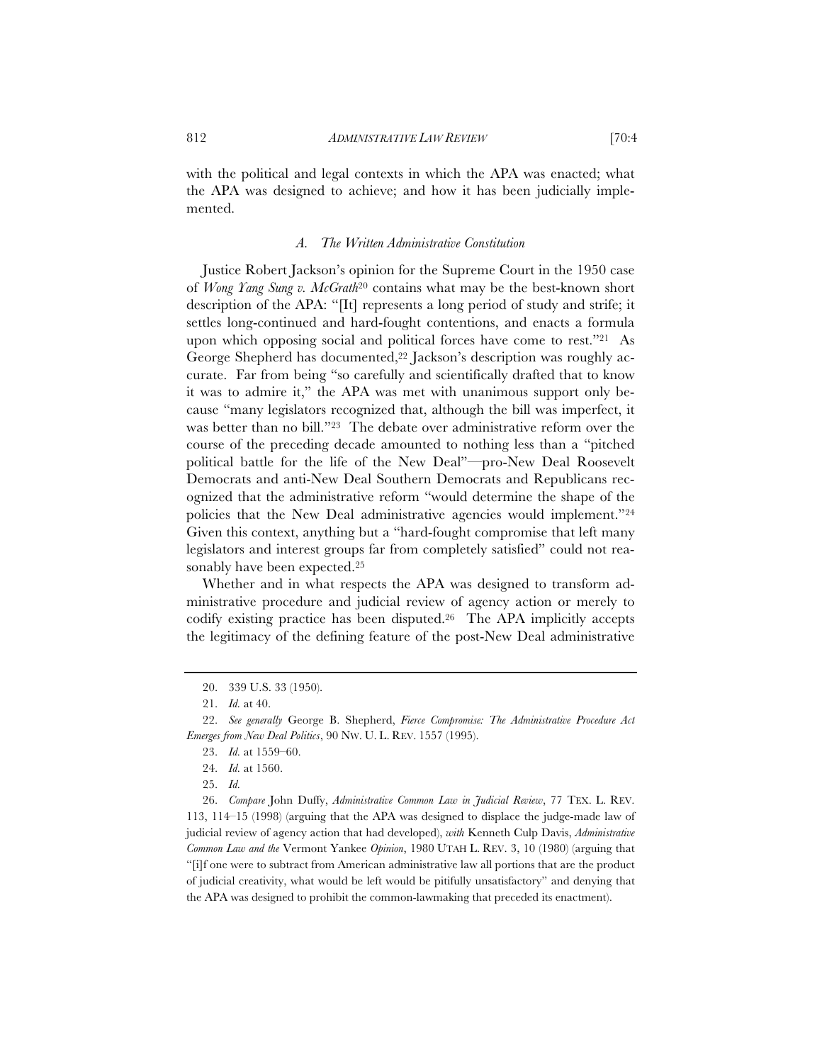with the political and legal contexts in which the APA was enacted; what the APA was designed to achieve; and how it has been judicially implemented.

### *A. The Written Administrative Constitution*

Justice Robert Jackson's opinion for the Supreme Court in the 1950 case of *Wong Yang Sung v. McGrath*[20] contains what may be the best-known short description of the APA: "[It] represents a long period of study and strife; it settles long-continued and hard-fought contentions, and enacts a formula upon which opposing social and political forces have come to rest."[21] As George Shepherd has documented,[22] Jackson's description was roughly accurate. Far from being "so carefully and scientifically drafted that to know it was to admire it," the APA was met with unanimous support only because "many legislators recognized that, although the bill was imperfect, it was better than no bill."[23] The debate over administrative reform over the course of the preceding decade amounted to nothing less than a "pitched political battle for the life of the New Deal"—pro-New Deal Roosevelt Democrats and anti-New Deal Southern Democrats and Republicans recognized that the administrative reform "would determine the shape of the policies that the New Deal administrative agencies would implement."[24] Given this context, anything but a "hard-fought compromise that left many legislators and interest groups far from completely satisfied" could not reasonably have been expected.[25]

Whether and in what respects the APA was designed to transform administrative procedure and judicial review of agency action or merely to codify existing practice has been disputed.[26] The APA implicitly accepts the legitimacy of the defining feature of the post-New Deal administrative

---

20. 339 U.S. 33 (1950).

21. *Id.* at 40.

22. *See generally* George B. Shepherd, *Fierce Compromise: The Administrative Procedure Act Emerges from New Deal Politics*, 90 NW. U. L. REV. 1557 (1995).

23. *Id.* at 1559–60.

24. *Id.* at 1560.

25. *Id.*

26. *Compare* John Duffy, *Administrative Common Law in Judicial Review*, 77 TEX. L. REV. 113, 114–15 (1998) (arguing that the APA was designed to displace the judge-made law of judicial review of agency action that had developed), *with* Kenneth Culp Davis, *Administrative Common Law and the* Vermont Yankee *Opinion*, 1980 UTAH L. REV. 3, 10 (1980) (arguing that "[i]f one were to subtract from American administrative law all portions that are the product of judicial creativity, what would be left would be pitifully unsatisfactory" and denying that the APA was designed to prohibit the common-lawmaking that preceded its enactment).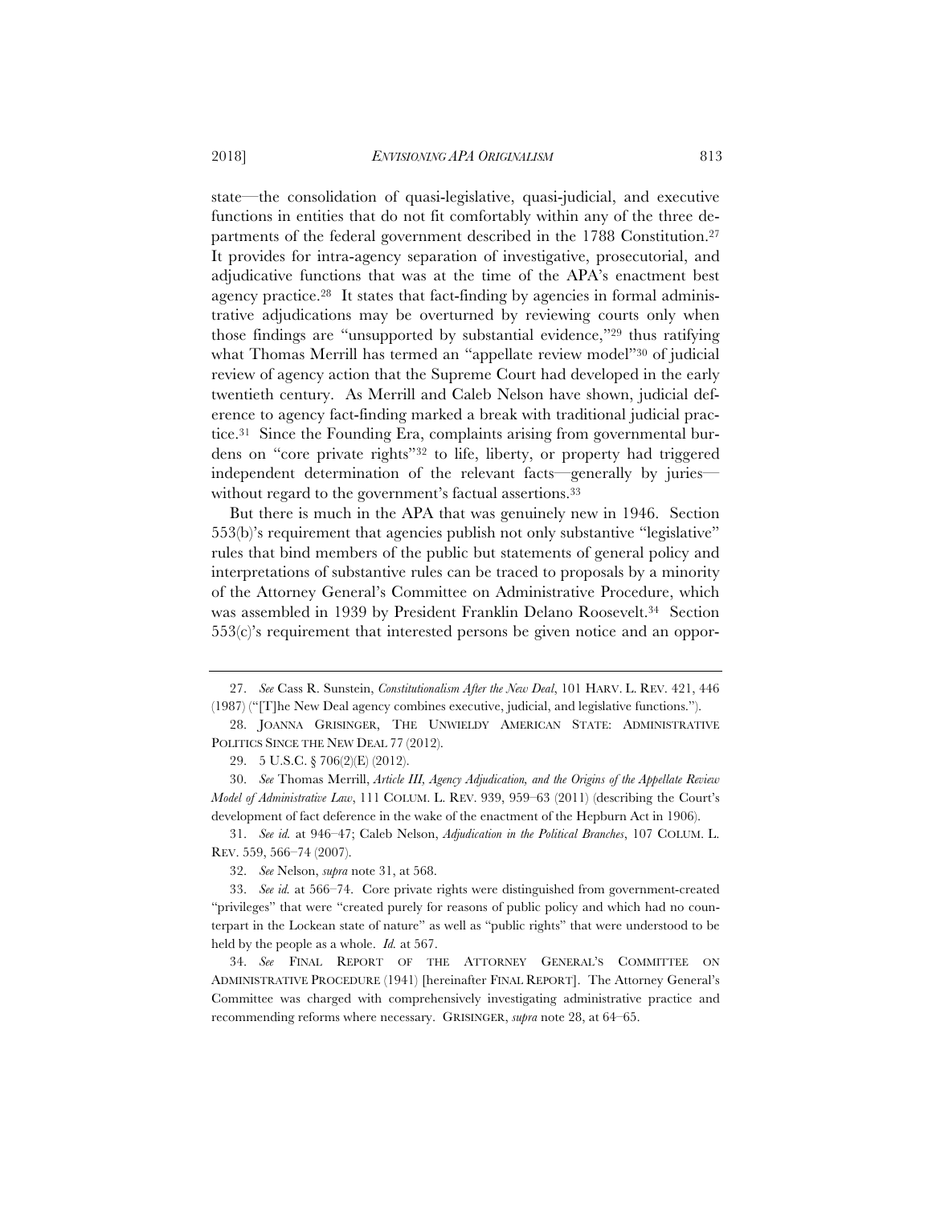state—the consolidation of quasi-legislative, quasi-judicial, and executive functions in entities that do not fit comfortably within any of the three departments of the federal government described in the 1788 Constitution.[27] It provides for intra-agency separation of investigative, prosecutorial, and adjudicative functions that was at the time of the APA's enactment best agency practice.[28] It states that fact-finding by agencies in formal administrative adjudications may be overturned by reviewing courts only when those findings are "unsupported by substantial evidence,"[29] thus ratifying what Thomas Merrill has termed an "appellate review model"[30] of judicial review of agency action that the Supreme Court had developed in the early twentieth century. As Merrill and Caleb Nelson have shown, judicial deference to agency fact-finding marked a break with traditional judicial practice.[31] Since the Founding Era, complaints arising from governmental burdens on "core private rights"[32] to life, liberty, or property had triggered independent determination of the relevant facts—generally by juries—without regard to the government's factual assertions.[33]

But there is much in the APA that was genuinely new in 1946. Section 553(b)'s requirement that agencies publish not only substantive "legislative" rules that bind members of the public but statements of general policy and interpretations of substantive rules can be traced to proposals by a minority of the Attorney General's Committee on Administrative Procedure, which was assembled in 1939 by President Franklin Delano Roosevelt.[34] Section 553(c)'s requirement that interested persons be given notice and an oppor-

---

27. *See* Cass R. Sunstein, *Constitutionalism After the New Deal*, 101 HARV. L. REV. 421, 446 (1987) ("[T]he New Deal agency combines executive, judicial, and legislative functions.").

28. JOANNA GRISINGER, THE UNWIELDY AMERICAN STATE: ADMINISTRATIVE POLITICS SINCE THE NEW DEAL 77 (2012).

29. 5 U.S.C. § 706(2)(E) (2012).

30. *See* Thomas Merrill, *Article III, Agency Adjudication, and the Origins of the Appellate Review Model of Administrative Law*, 111 COLUM. L. REV. 939, 959–63 (2011) (describing the Court's development of fact deference in the wake of the enactment of the Hepburn Act in 1906).

31. *See id.* at 946–47; Caleb Nelson, *Adjudication in the Political Branches*, 107 COLUM. L. REV. 559, 566–74 (2007).

32. *See* Nelson, *supra* note 31, at 568.

33. *See id.* at 566–74. Core private rights were distinguished from government-created "privileges" that were "created purely for reasons of public policy and which had no counterpart in the Lockean state of nature" as well as "public rights" that were understood to be held by the people as a whole. *Id.* at 567.

34. *See* FINAL REPORT OF THE ATTORNEY GENERAL'S COMMITTEE ON ADMINISTRATIVE PROCEDURE (1941) [hereinafter FINAL REPORT]. The Attorney General's Committee was charged with comprehensively investigating administrative practice and recommending reforms where necessary. GRISINGER, *supra* note 28, at 64–65.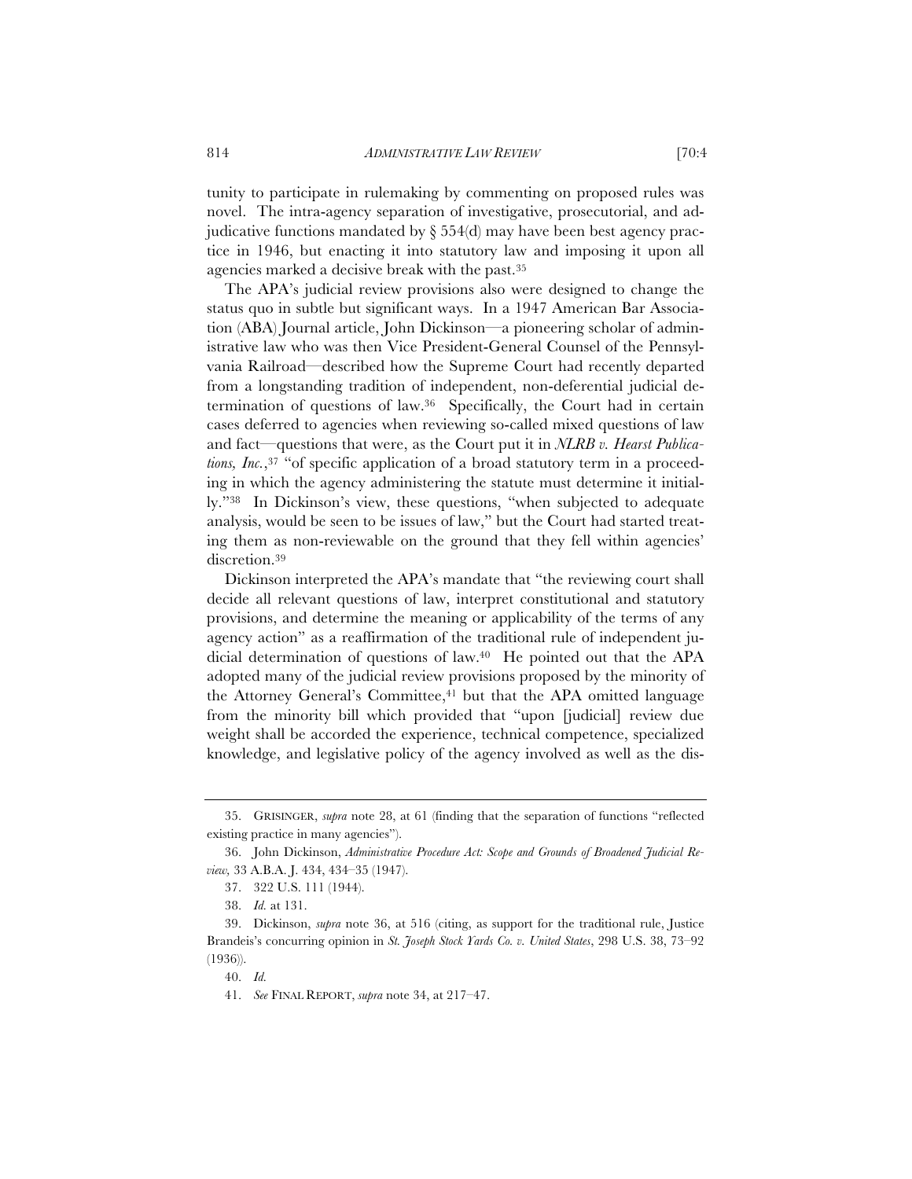tunity to participate in rulemaking by commenting on proposed rules was novel. The intra-agency separation of investigative, prosecutorial, and adjudicative functions mandated by § 554(d) may have been best agency practice in 1946, but enacting it into statutory law and imposing it upon all agencies marked a decisive break with the past.[35]

The APA's judicial review provisions also were designed to change the status quo in subtle but significant ways. In a 1947 American Bar Association (ABA) Journal article, John Dickinson—a pioneering scholar of administrative law who was then Vice President-General Counsel of the Pennsylvania Railroad—described how the Supreme Court had recently departed from a longstanding tradition of independent, non-deferential judicial determination of questions of law.[36] Specifically, the Court had in certain cases deferred to agencies when reviewing so-called mixed questions of law and fact—questions that were, as the Court put it in *NLRB v. Hearst Publications, Inc.*,[37] "of specific application of a broad statutory term in a proceeding in which the agency administering the statute must determine it initially."[38] In Dickinson's view, these questions, "when subjected to adequate analysis, would be seen to be issues of law," but the Court had started treating them as non-reviewable on the ground that they fell within agencies' discretion.[39]

Dickinson interpreted the APA's mandate that "the reviewing court shall decide all relevant questions of law, interpret constitutional and statutory provisions, and determine the meaning or applicability of the terms of any agency action" as a reaffirmation of the traditional rule of independent judicial determination of questions of law.[40] He pointed out that the APA adopted many of the judicial review provisions proposed by the minority of the Attorney General's Committee,[41] but that the APA omitted language from the minority bill which provided that "upon [judicial] review due weight shall be accorded the experience, technical competence, specialized knowledge, and legislative policy of the agency involved as well as the dis-

---

35. GRISINGER, *supra* note 28, at 61 (finding that the separation of functions "reflected existing practice in many agencies").

36. John Dickinson, *Administrative Procedure Act: Scope and Grounds of Broadened Judicial Review,* 33 A.B.A. J. 434, 434–35 (1947).

37. 322 U.S. 111 (1944).

38. *Id.* at 131.

39. Dickinson, *supra* note 36, at 516 (citing, as support for the traditional rule, Justice Brandeis's concurring opinion in *St. Joseph Stock Yards Co. v. United States*, 298 U.S. 38, 73–92 (1936)).

40. *Id.*

41. *See* FINAL REPORT, *supra* note 34, at 217–47.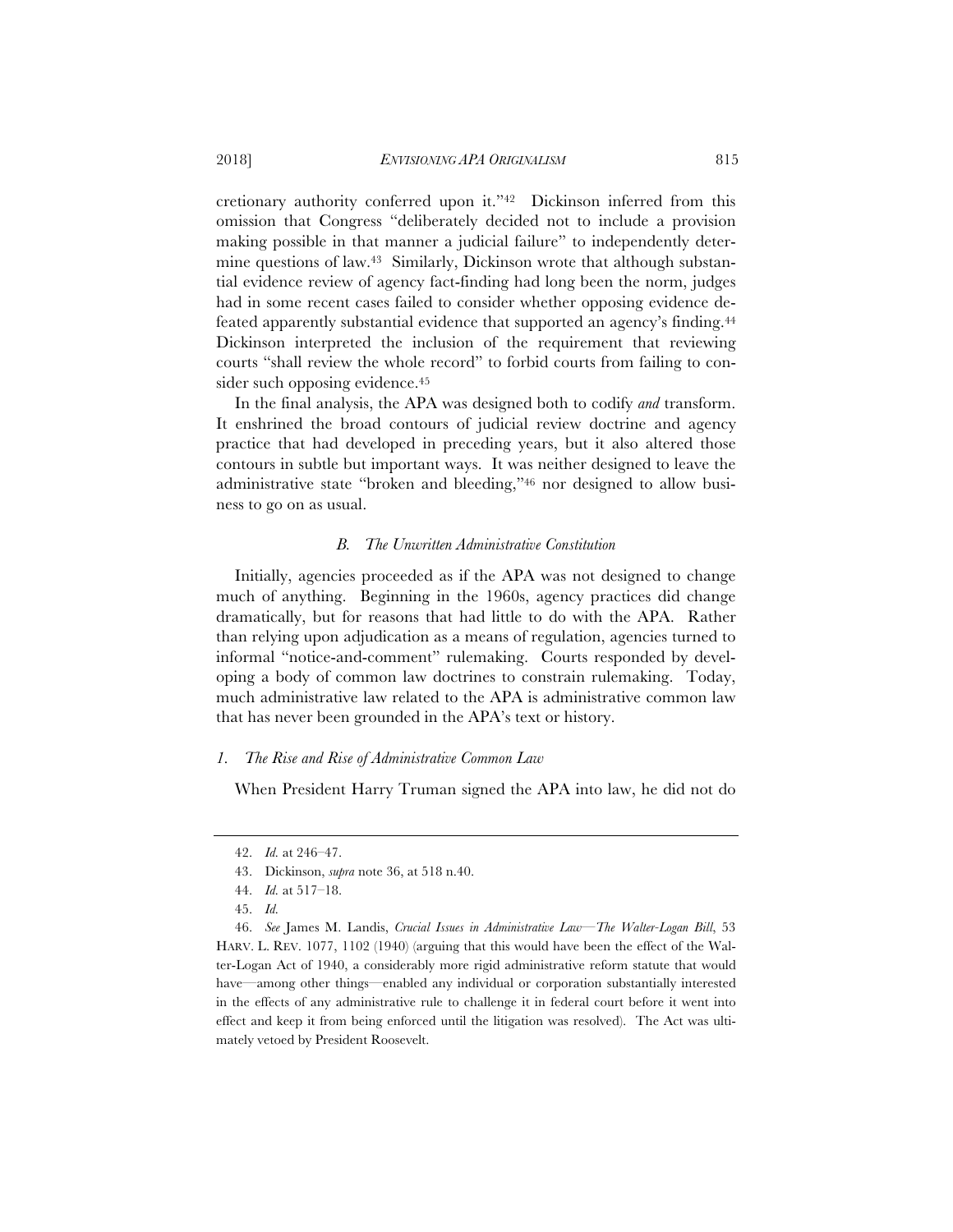cretionary authority conferred upon it."[42] Dickinson inferred from this omission that Congress "deliberately decided not to include a provision making possible in that manner a judicial failure" to independently determine questions of law.[43] Similarly, Dickinson wrote that although substantial evidence review of agency fact-finding had long been the norm, judges had in some recent cases failed to consider whether opposing evidence defeated apparently substantial evidence that supported an agency's finding.[44] Dickinson interpreted the inclusion of the requirement that reviewing courts "shall review the whole record" to forbid courts from failing to consider such opposing evidence.[45]

In the final analysis, the APA was designed both to codify *and* transform. It enshrined the broad contours of judicial review doctrine and agency practice that had developed in preceding years, but it also altered those contours in subtle but important ways. It was neither designed to leave the administrative state "broken and bleeding,"[46] nor designed to allow business to go on as usual.

### *B. The Unwritten Administrative Constitution*

Initially, agencies proceeded as if the APA was not designed to change much of anything. Beginning in the 1960s, agency practices did change dramatically, but for reasons that had little to do with the APA. Rather than relying upon adjudication as a means of regulation, agencies turned to informal "notice-and-comment" rulemaking. Courts responded by developing a body of common law doctrines to constrain rulemaking. Today, much administrative law related to the APA is administrative common law that has never been grounded in the APA's text or history.

#### *1. The Rise and Rise of Administrative Common Law*

When President Harry Truman signed the APA into law, he did not do

---

42. *Id.* at 246–47.

43. Dickinson, *supra* note 36, at 518 n.40.

44. *Id.* at 517–18.

45. *Id.*

46. *See* James M. Landis, *Crucial Issues in Administrative Law—The Walter-Logan Bill*, 53 HARV. L. REV. 1077, 1102 (1940) (arguing that this would have been the effect of the Walter-Logan Act of 1940, a considerably more rigid administrative reform statute that would have—among other things—enabled any individual or corporation substantially interested in the effects of any administrative rule to challenge it in federal court before it went into effect and keep it from being enforced until the litigation was resolved). The Act was ultimately vetoed by President Roosevelt.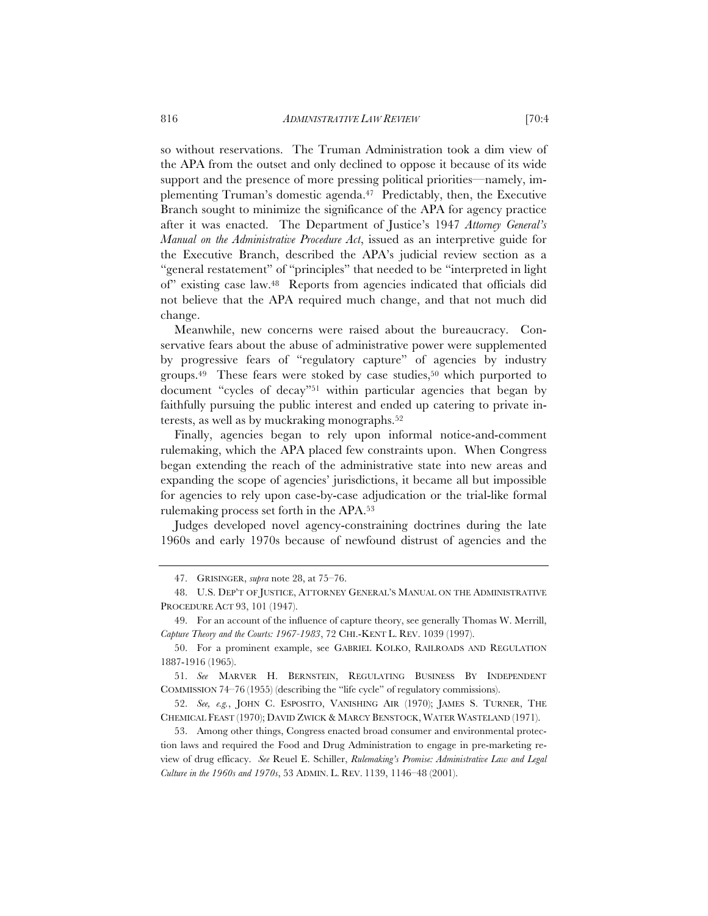so without reservations. The Truman Administration took a dim view of the APA from the outset and only declined to oppose it because of its wide support and the presence of more pressing political priorities—namely, implementing Truman's domestic agenda.[47] Predictably, then, the Executive Branch sought to minimize the significance of the APA for agency practice after it was enacted. The Department of Justice's 1947 *Attorney General's Manual on the Administrative Procedure Act*, issued as an interpretive guide for the Executive Branch, described the APA's judicial review section as a "general restatement" of "principles" that needed to be "interpreted in light of" existing case law.[48] Reports from agencies indicated that officials did not believe that the APA required much change, and that not much did change.

Meanwhile, new concerns were raised about the bureaucracy. Conservative fears about the abuse of administrative power were supplemented by progressive fears of "regulatory capture" of agencies by industry groups.[49] These fears were stoked by case studies,[50] which purported to document "cycles of decay"[51] within particular agencies that began by faithfully pursuing the public interest and ended up catering to private interests, as well as by muckraking monographs.[52]

Finally, agencies began to rely upon informal notice-and-comment rulemaking, which the APA placed few constraints upon. When Congress began extending the reach of the administrative state into new areas and expanding the scope of agencies' jurisdictions, it became all but impossible for agencies to rely upon case-by-case adjudication or the trial-like formal rulemaking process set forth in the APA.[53]

Judges developed novel agency-constraining doctrines during the late 1960s and early 1970s because of newfound distrust of agencies and the

---

47. GRISINGER, *supra* note 28, at 75–76.

48. U.S. DEP'T OF JUSTICE, ATTORNEY GENERAL'S MANUAL ON THE ADMINISTRATIVE PROCEDURE ACT 93, 101 (1947).

49. For an account of the influence of capture theory, see generally Thomas W. Merrill, *Capture Theory and the Courts: 1967-1983*, 72 CHI.-KENT L. REV. 1039 (1997).

50. For a prominent example, see GABRIEL KOLKO, RAILROADS AND REGULATION 1887-1916 (1965).

51. *See* MARVER H. BERNSTEIN, REGULATING BUSINESS BY INDEPENDENT COMMISSION 74–76 (1955) (describing the "life cycle" of regulatory commissions).

52. *See, e.g.*, JOHN C. ESPOSITO, VANISHING AIR (1970); JAMES S. TURNER, THE CHEMICAL FEAST (1970); DAVID ZWICK & MARCY BENSTOCK, WATER WASTELAND (1971).

53. Among other things, Congress enacted broad consumer and environmental protection laws and required the Food and Drug Administration to engage in pre-marketing review of drug efficacy. *See* Reuel E. Schiller, *Rulemaking's Promise: Administrative Law and Legal Culture in the 1960s and 1970s*, 53 ADMIN. L. REV. 1139, 1146–48 (2001).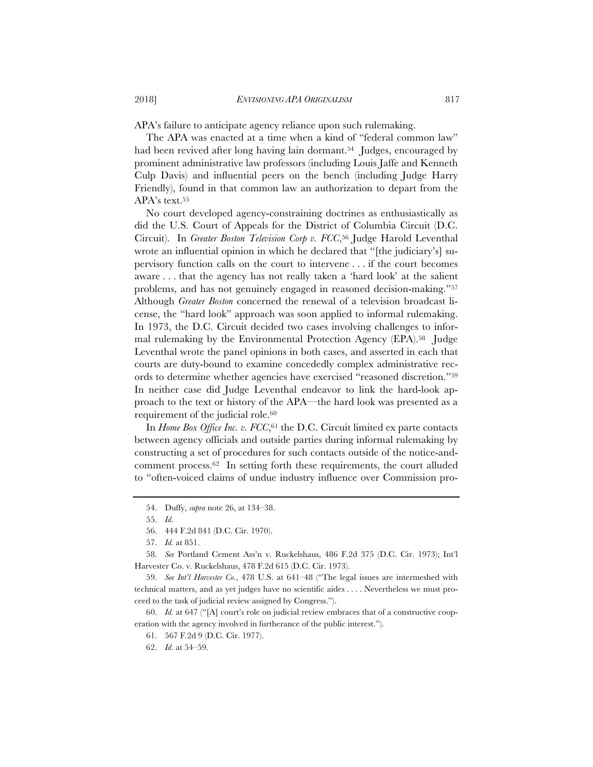APA's failure to anticipate agency reliance upon such rulemaking.

The APA was enacted at a time when a kind of "federal common law" had been revived after long having lain dormant.[54] Judges, encouraged by prominent administrative law professors (including Louis Jaffe and Kenneth Culp Davis) and influential peers on the bench (including Judge Harry Friendly), found in that common law an authorization to depart from the APA's text.[55]

No court developed agency-constraining doctrines as enthusiastically as did the U.S. Court of Appeals for the District of Columbia Circuit (D.C. Circuit). In *Greater Boston Television Corp v. FCC*,[56] Judge Harold Leventhal wrote an influential opinion in which he declared that "[the judiciary's] supervisory function calls on the court to intervene . . . if the court becomes aware . . . that the agency has not really taken a 'hard look' at the salient problems, and has not genuinely engaged in reasoned decision-making."[57] Although *Greater Boston* concerned the renewal of a television broadcast license, the "hard look" approach was soon applied to informal rulemaking. In 1973, the D.C. Circuit decided two cases involving challenges to informal rulemaking by the Environmental Protection Agency (EPA).[58] Judge Leventhal wrote the panel opinions in both cases, and asserted in each that courts are duty-bound to examine concededly complex administrative records to determine whether agencies have exercised "reasoned discretion."[59] In neither case did Judge Leventhal endeavor to link the hard-look approach to the text or history of the APA—the hard look was presented as a requirement of the judicial role.[60]

In *Home Box Office Inc. v. FCC*,[61] the D.C. Circuit limited ex parte contacts between agency officials and outside parties during informal rulemaking by constructing a set of procedures for such contacts outside of the notice-and-comment process.[62] In setting forth these requirements, the court alluded to "often-voiced claims of undue industry influence over Commission pro-

---

54. Duffy, *supra* note 26, at 134–38.

55. *Id.*

56. 444 F.2d 841 (D.C. Cir. 1970).

57. *Id.* at 851.

58. *See* Portland Cement Ass'n v. Ruckelshaus, 486 F.2d 375 (D.C. Cir. 1973); Int'l Harvester Co. v. Ruckelshaus, 478 F.2d 615 (D.C. Cir. 1973).

59. *See Int'l Harvester Co.*, 478 U.S. at 641–48 ("The legal issues are intermeshed with technical matters, and as yet judges have no scientific aides . . . . Nevertheless we must proceed to the task of judicial review assigned by Congress.").

60. *Id.* at 647 ("[A] court's role on judicial review embraces that of a constructive cooperation with the agency involved in furtherance of the public interest.").

61. 567 F.2d 9 (D.C. Cir. 1977).

62. *Id.* at 54–59.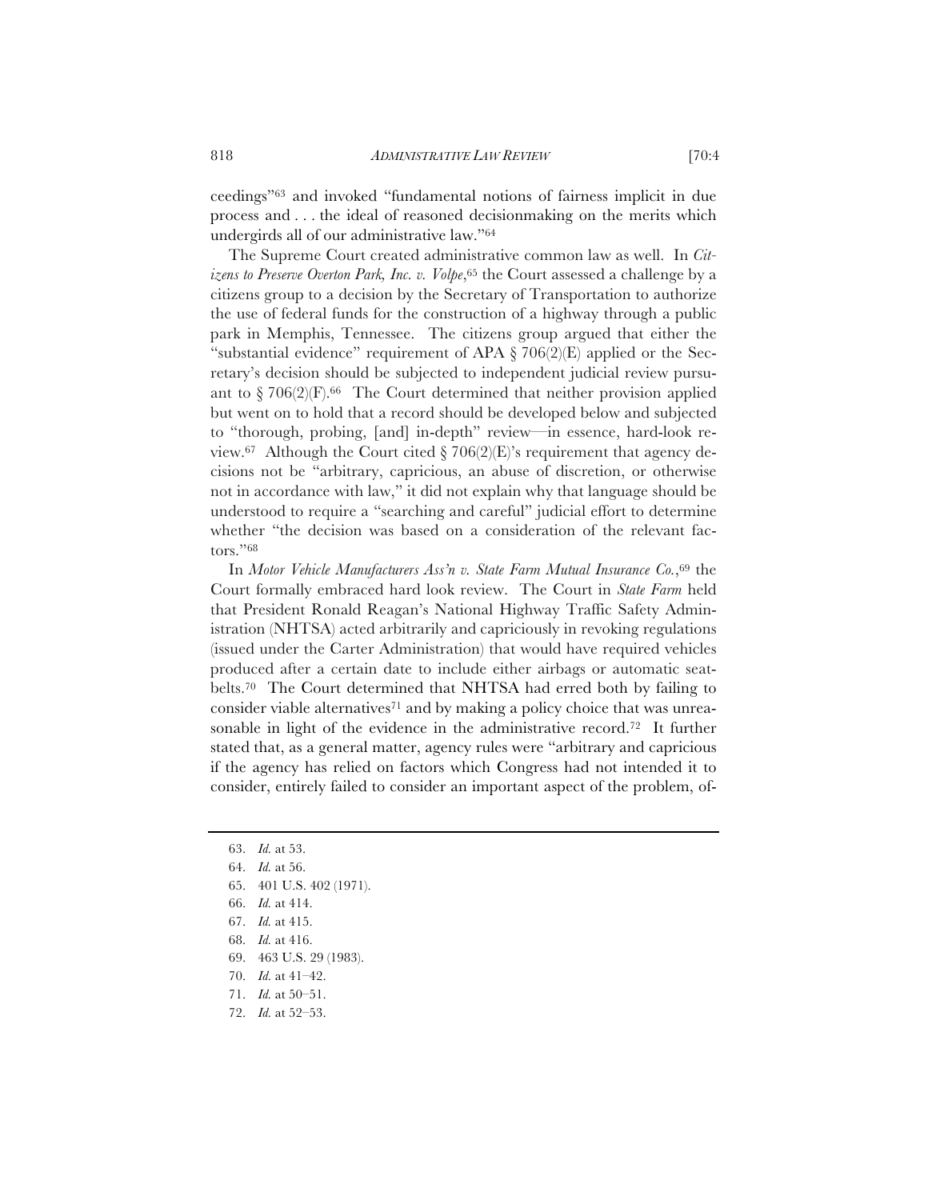ceedings"[63] and invoked "fundamental notions of fairness implicit in due process and . . . the ideal of reasoned decisionmaking on the merits which undergirds all of our administrative law."[64]

The Supreme Court created administrative common law as well. In *Citizens to Preserve Overton Park, Inc. v. Volpe*,[65] the Court assessed a challenge by a citizens group to a decision by the Secretary of Transportation to authorize the use of federal funds for the construction of a highway through a public park in Memphis, Tennessee. The citizens group argued that either the "substantial evidence" requirement of APA § 706(2)(E) applied or the Secretary's decision should be subjected to independent judicial review pursuant to § 706(2)(F).[66] The Court determined that neither provision applied but went on to hold that a record should be developed below and subjected to "thorough, probing, [and] in-depth" review—in essence, hard-look review.[67] Although the Court cited § 706(2)(E)'s requirement that agency decisions not be "arbitrary, capricious, an abuse of discretion, or otherwise not in accordance with law," it did not explain why that language should be understood to require a "searching and careful" judicial effort to determine whether "the decision was based on a consideration of the relevant factors."[68]

In *Motor Vehicle Manufacturers Ass'n v. State Farm Mutual Insurance Co.*,[69] the Court formally embraced hard look review. The Court in *State Farm* held that President Ronald Reagan's National Highway Traffic Safety Administration (NHTSA) acted arbitrarily and capriciously in revoking regulations (issued under the Carter Administration) that would have required vehicles produced after a certain date to include either airbags or automatic seatbelts.[70] The Court determined that NHTSA had erred both by failing to consider viable alternatives[71] and by making a policy choice that was unreasonable in light of the evidence in the administrative record.[72] It further stated that, as a general matter, agency rules were "arbitrary and capricious if the agency has relied on factors which Congress had not intended it to consider, entirely failed to consider an important aspect of the problem, of-

63. *Id.* at 53.
64. *Id.* at 56.
65. 401 U.S. 402 (1971).
66. *Id.* at 414.
67. *Id.* at 415.
68. *Id.* at 416.
69. 463 U.S. 29 (1983).
70. *Id.* at 41–42.
71. *Id.* at 50–51.
72. *Id.* at 52–53.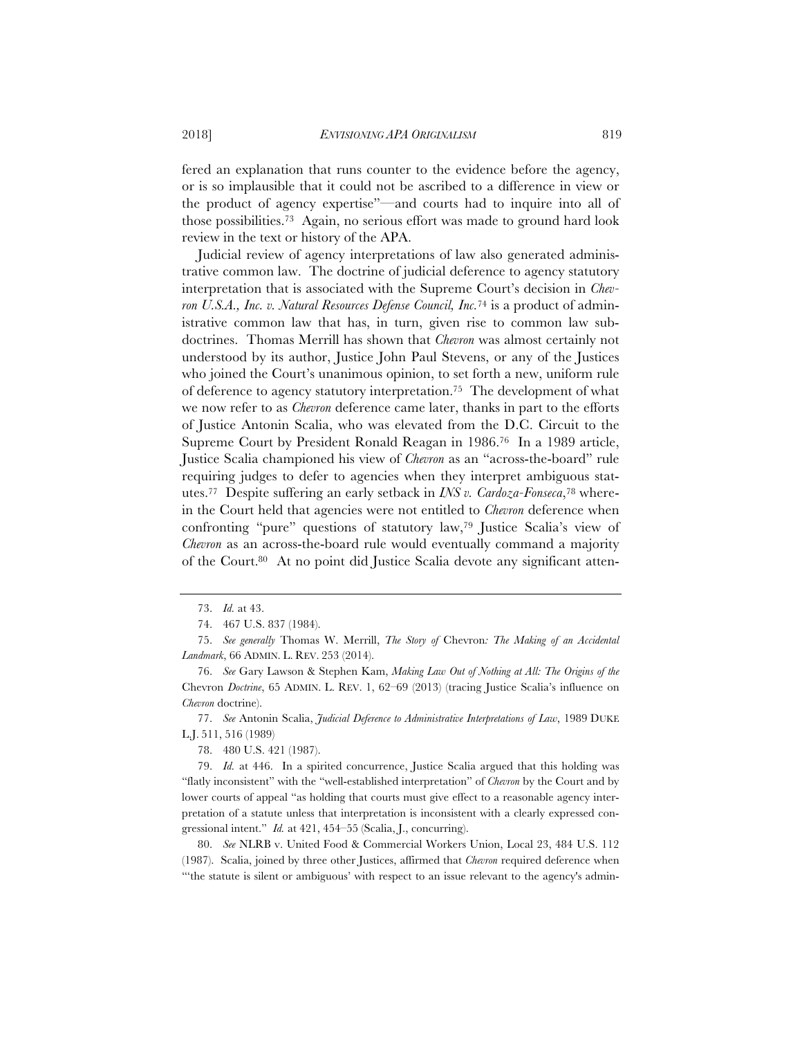fered an explanation that runs counter to the evidence before the agency, or is so implausible that it could not be ascribed to a difference in view or the product of agency expertise"—and courts had to inquire into all of those possibilities.[73] Again, no serious effort was made to ground hard look review in the text or history of the APA.

Judicial review of agency interpretations of law also generated administrative common law. The doctrine of judicial deference to agency statutory interpretation that is associated with the Supreme Court's decision in *Chevron U.S.A., Inc. v. Natural Resources Defense Council, Inc.*[74] is a product of administrative common law that has, in turn, given rise to common law subdoctrines. Thomas Merrill has shown that *Chevron* was almost certainly not understood by its author, Justice John Paul Stevens, or any of the Justices who joined the Court's unanimous opinion, to set forth a new, uniform rule of deference to agency statutory interpretation.[75] The development of what we now refer to as *Chevron* deference came later, thanks in part to the efforts of Justice Antonin Scalia, who was elevated from the D.C. Circuit to the Supreme Court by President Ronald Reagan in 1986.[76] In a 1989 article, Justice Scalia championed his view of *Chevron* as an "across-the-board" rule requiring judges to defer to agencies when they interpret ambiguous statutes.[77] Despite suffering an early setback in *INS v. Cardoza-Fonseca*,[78] wherein the Court held that agencies were not entitled to *Chevron* deference when confronting "pure" questions of statutory law,[79] Justice Scalia's view of *Chevron* as an across-the-board rule would eventually command a majority of the Court.[80] At no point did Justice Scalia devote any significant atten-

---

73. *Id.* at 43.

74. 467 U.S. 837 (1984).

75. *See generally* Thomas W. Merrill, *The Story of* Chevron*: The Making of an Accidental Landmark*, 66 ADMIN. L. REV. 253 (2014).

76. *See* Gary Lawson & Stephen Kam, *Making Law Out of Nothing at All: The Origins of the* Chevron *Doctrine*, 65 ADMIN. L. REV. 1, 62–69 (2013) (tracing Justice Scalia's influence on *Chevron* doctrine).

77. *See* Antonin Scalia, *Judicial Deference to Administrative Interpretations of Law*, 1989 DUKE L.J. 511, 516 (1989)

78. 480 U.S. 421 (1987).

79. *Id.* at 446. In a spirited concurrence, Justice Scalia argued that this holding was "flatly inconsistent" with the "well-established interpretation" of *Chevron* by the Court and by lower courts of appeal "as holding that courts must give effect to a reasonable agency interpretation of a statute unless that interpretation is inconsistent with a clearly expressed congressional intent." *Id.* at 421, 454–55 (Scalia, J., concurring).

80. *See* NLRB v. United Food & Commercial Workers Union, Local 23, 484 U.S. 112 (1987). Scalia, joined by three other Justices, affirmed that *Chevron* required deference when "'the statute is silent or ambiguous' with respect to an issue relevant to the agency's admin-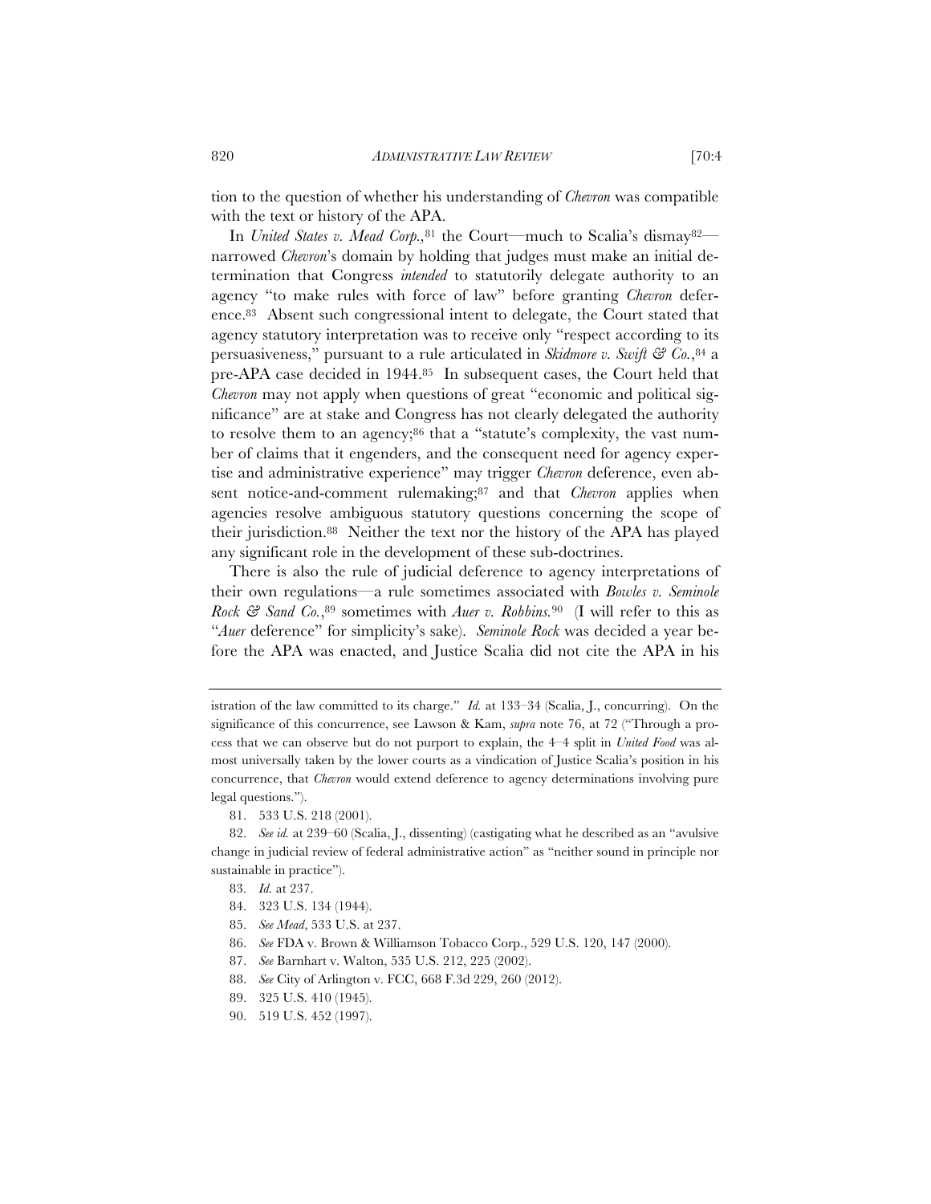tion to the question of whether his understanding of *Chevron* was compatible with the text or history of the APA.

In *United States v. Mead Corp.*,[81] the Court—much to Scalia's dismay[82]—narrowed *Chevron*'s domain by holding that judges must make an initial determination that Congress *intended* to statutorily delegate authority to an agency "to make rules with force of law" before granting *Chevron* deference.[83] Absent such congressional intent to delegate, the Court stated that agency statutory interpretation was to receive only "respect according to its persuasiveness," pursuant to a rule articulated in *Skidmore v. Swift & Co.*,[84] a pre-APA case decided in 1944.[85] In subsequent cases, the Court held that *Chevron* may not apply when questions of great "economic and political significance" are at stake and Congress has not clearly delegated the authority to resolve them to an agency;[86] that a "statute's complexity, the vast number of claims that it engenders, and the consequent need for agency expertise and administrative experience" may trigger *Chevron* deference, even absent notice-and-comment rulemaking;[87] and that *Chevron* applies when agencies resolve ambiguous statutory questions concerning the scope of their jurisdiction.[88] Neither the text nor the history of the APA has played any significant role in the development of these sub-doctrines.

There is also the rule of judicial deference to agency interpretations of their own regulations—a rule sometimes associated with *Bowles v. Seminole Rock & Sand Co.*,[89] sometimes with *Auer v. Robbins*.[90] (I will refer to this as "*Auer* deference" for simplicity's sake). *Seminole Rock* was decided a year before the APA was enacted, and Justice Scalia did not cite the APA in his

---

istration of the law committed to its charge." *Id.* at 133–34 (Scalia, J., concurring). On the significance of this concurrence, see Lawson & Kam, *supra* note 76, at 72 ("Through a process that we can observe but do not purport to explain, the 4–4 split in *United Food* was almost universally taken by the lower courts as a vindication of Justice Scalia's position in his concurrence, that *Chevron* would extend deference to agency determinations involving pure legal questions.").

81. 533 U.S. 218 (2001).

82. *See id.* at 239–60 (Scalia, J., dissenting) (castigating what he described as an "avulsive change in judicial review of federal administrative action" as "neither sound in principle nor sustainable in practice").

83. *Id.* at 237.

84. 323 U.S. 134 (1944).

85. *See Mead*, 533 U.S. at 237.

86. *See* FDA v. Brown & Williamson Tobacco Corp., 529 U.S. 120, 147 (2000).

87. *See* Barnhart v. Walton, 535 U.S. 212, 225 (2002).

88. *See* City of Arlington v. FCC, 668 F.3d 229, 260 (2012).

89. 325 U.S. 410 (1945).

90. 519 U.S. 452 (1997).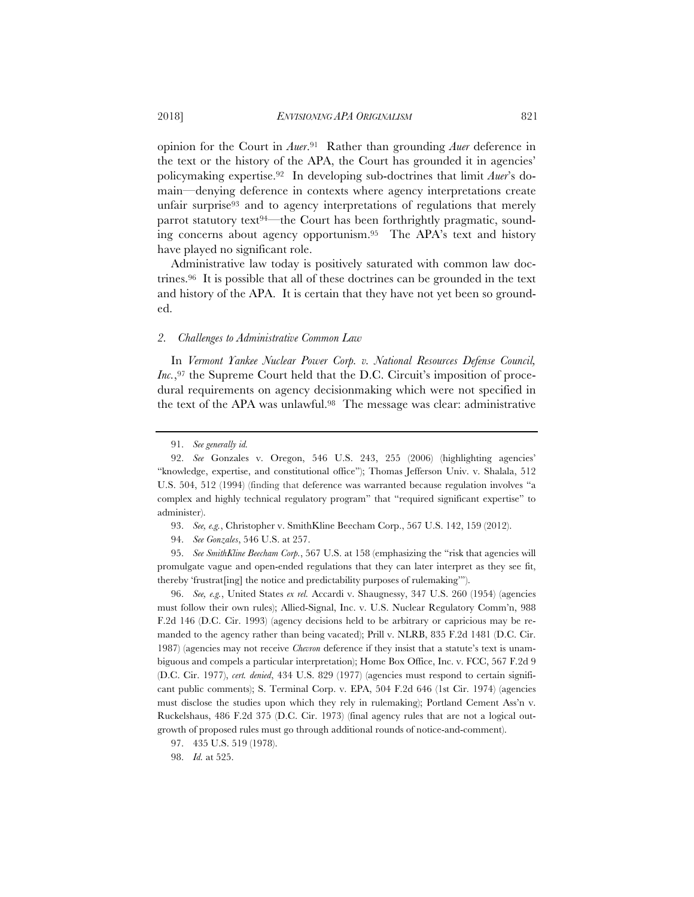opinion for the Court in *Auer*.[91] Rather than grounding *Auer* deference in the text or the history of the APA, the Court has grounded it in agencies' policymaking expertise.[92] In developing sub-doctrines that limit *Auer*'s domain—denying deference in contexts where agency interpretations create unfair surprise[93] and to agency interpretations of regulations that merely parrot statutory text[94]—the Court has been forthrightly pragmatic, sounding concerns about agency opportunism.[95] The APA's text and history have played no significant role.

Administrative law today is positively saturated with common law doctrines.[96] It is possible that all of these doctrines can be grounded in the text and history of the APA. It is certain that they have not yet been so grounded.

### 2. *Challenges to Administrative Common Law*

In *Vermont Yankee Nuclear Power Corp. v. National Resources Defense Council, Inc.*,[97] the Supreme Court held that the D.C. Circuit's imposition of procedural requirements on agency decisionmaking which were not specified in the text of the APA was unlawful.[98] The message was clear: administrative

---

91. *See generally id.*

92. *See* Gonzales v. Oregon, 546 U.S. 243, 255 (2006) (highlighting agencies' "knowledge, expertise, and constitutional office"); Thomas Jefferson Univ. v. Shalala, 512 U.S. 504, 512 (1994) (finding that deference was warranted because regulation involves "a complex and highly technical regulatory program" that "required significant expertise" to administer).

93. *See, e.g.*, Christopher v. SmithKline Beecham Corp., 567 U.S. 142, 159 (2012).

94. *See Gonzales*, 546 U.S. at 257.

95. *See SmithKline Beecham Corp.*, 567 U.S. at 158 (emphasizing the "risk that agencies will promulgate vague and open-ended regulations that they can later interpret as they see fit, thereby 'frustrat[ing] the notice and predictability purposes of rulemaking'").

96. *See, e.g.*, United States *ex rel.* Accardi v. Shaughnessy, 347 U.S. 260 (1954) (agencies must follow their own rules); Allied-Signal, Inc. v. U.S. Nuclear Regulatory Comm'n, 988 F.2d 146 (D.C. Cir. 1993) (agency decisions held to be arbitrary or capricious may be remanded to the agency rather than being vacated); Prill v. NLRB, 835 F.2d 1481 (D.C. Cir. 1987) (agencies may not receive *Chevron* deference if they insist that a statute's text is unambiguous and compels a particular interpretation); Home Box Office, Inc. v. FCC, 567 F.2d 9 (D.C. Cir. 1977), *cert. denied*, 434 U.S. 829 (1977) (agencies must respond to certain significant public comments); S. Terminal Corp. v. EPA, 504 F.2d 646 (1st Cir. 1974) (agencies must disclose the studies upon which they rely in rulemaking); Portland Cement Ass'n v. Ruckelshaus, 486 F.2d 375 (D.C. Cir. 1973) (final agency rules that are not a logical outgrowth of proposed rules must go through additional rounds of notice-and-comment).

97. 435 U.S. 519 (1978).

98. *Id.* at 525.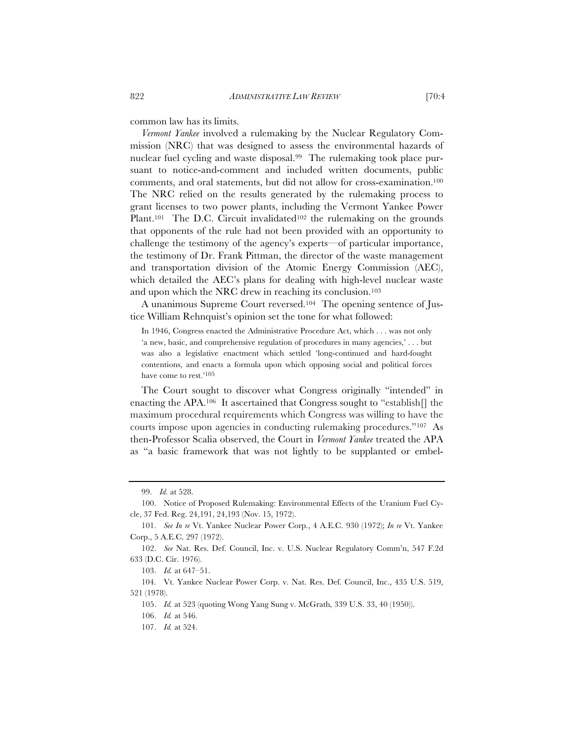common law has its limits.

*Vermont Yankee* involved a rulemaking by the Nuclear Regulatory Commission (NRC) that was designed to assess the environmental hazards of nuclear fuel cycling and waste disposal.[99] The rulemaking took place pursuant to notice-and-comment and included written documents, public comments, and oral statements, but did not allow for cross-examination.[100] The NRC relied on the results generated by the rulemaking process to grant licenses to two power plants, including the Vermont Yankee Power Plant.[101] The D.C. Circuit invalidated[102] the rulemaking on the grounds that opponents of the rule had not been provided with an opportunity to challenge the testimony of the agency's experts—of particular importance, the testimony of Dr. Frank Pittman, the director of the waste management and transportation division of the Atomic Energy Commission (AEC), which detailed the AEC's plans for dealing with high-level nuclear waste and upon which the NRC drew in reaching its conclusion.[103]

A unanimous Supreme Court reversed.[104] The opening sentence of Justice William Rehnquist's opinion set the tone for what followed:

> In 1946, Congress enacted the Administrative Procedure Act, which . . . was not only 'a new, basic, and comprehensive regulation of procedures in many agencies,' . . . but was also a legislative enactment which settled 'long-continued and hard-fought contentions, and enacts a formula upon which opposing social and political forces have come to rest.'[105]

The Court sought to discover what Congress originally "intended" in enacting the APA.[106] It ascertained that Congress sought to "establish[] the maximum procedural requirements which Congress was willing to have the courts impose upon agencies in conducting rulemaking procedures."[107] As then-Professor Scalia observed, the Court in *Vermont Yankee* treated the APA as "a basic framework that was not lightly to be supplanted or embel-

---

99. *Id.* at 528.

100. Notice of Proposed Rulemaking: Environmental Effects of the Uranium Fuel Cycle, 37 Fed. Reg. 24,191, 24,193 (Nov. 15, 1972).

101. *See In re* Vt. Yankee Nuclear Power Corp., 4 A.E.C. 930 (1972); *In re* Vt. Yankee Corp., 5 A.E.C. 297 (1972).

102. *See* Nat. Res. Def. Council, Inc. v. U.S. Nuclear Regulatory Comm'n, 547 F.2d 633 (D.C. Cir. 1976).

103. *Id.* at 647–51.

104. Vt. Yankee Nuclear Power Corp. v. Nat. Res. Def. Council, Inc., 435 U.S. 519, 521 (1978).

105. *Id.* at 523 (quoting Wong Yang Sung v. McGrath, 339 U.S. 33, 40 (1950)).

106. *Id.* at 546.

107. *Id.* at 524.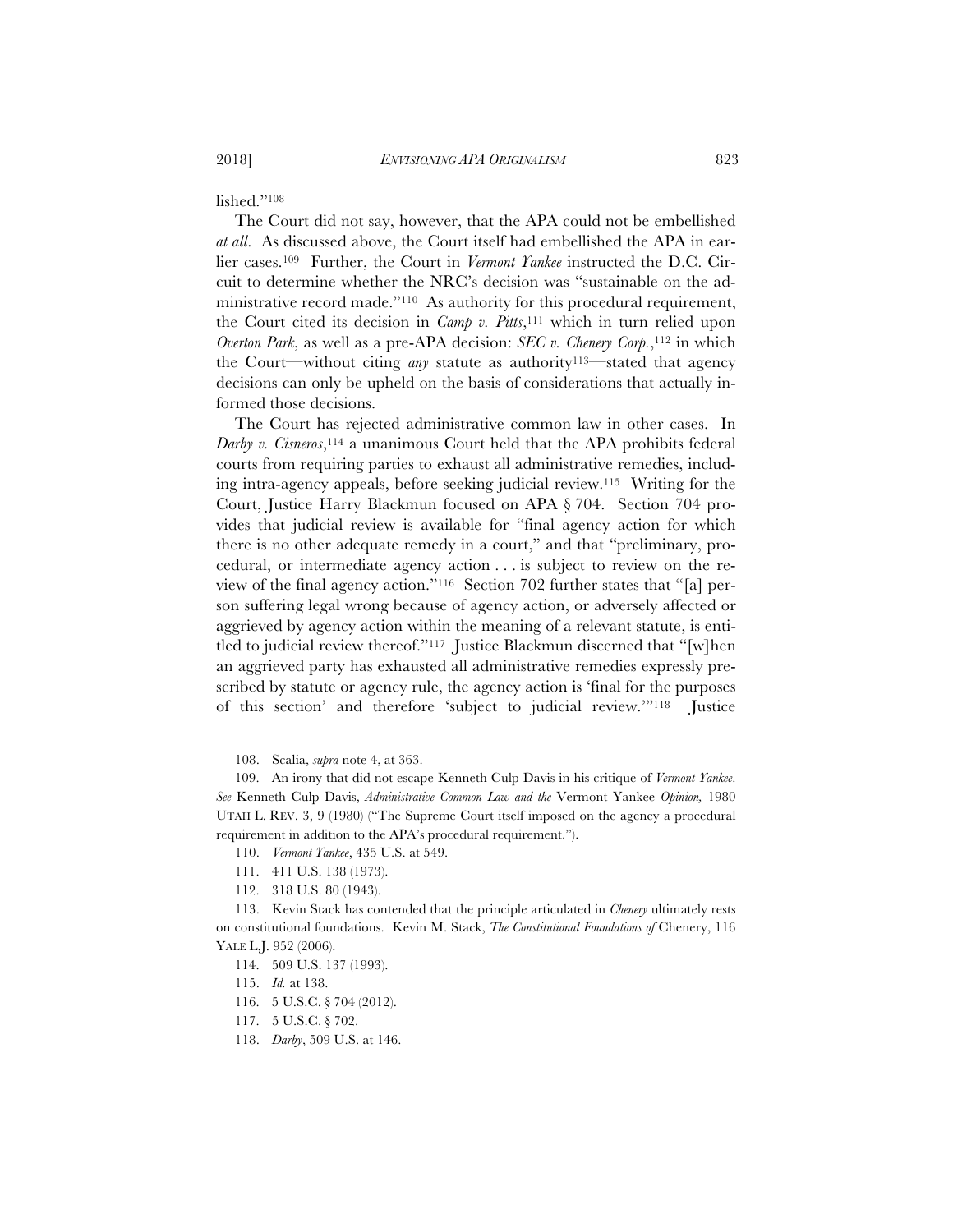lished."[108]

The Court did not say, however, that the APA could not be embellished *at all*. As discussed above, the Court itself had embellished the APA in earlier cases.[109] Further, the Court in *Vermont Yankee* instructed the D.C. Circuit to determine whether the NRC's decision was "sustainable on the administrative record made."[110] As authority for this procedural requirement, the Court cited its decision in *Camp v. Pitts*,[111] which in turn relied upon *Overton Park*, as well as a pre-APA decision: *SEC v. Chenery Corp.*,[112] in which the Court—without citing *any* statute as authority[113]—stated that agency decisions can only be upheld on the basis of considerations that actually informed those decisions.

The Court has rejected administrative common law in other cases. In *Darby v. Cisneros*,[114] a unanimous Court held that the APA prohibits federal courts from requiring parties to exhaust all administrative remedies, including intra-agency appeals, before seeking judicial review.[115] Writing for the Court, Justice Harry Blackmun focused on APA § 704. Section 704 provides that judicial review is available for "final agency action for which there is no other adequate remedy in a court," and that "preliminary, procedural, or intermediate agency action . . . is subject to review on the review of the final agency action."[116] Section 702 further states that "[a] person suffering legal wrong because of agency action, or adversely affected or aggrieved by agency action within the meaning of a relevant statute, is entitled to judicial review thereof."[117] Justice Blackmun discerned that "[w]hen an aggrieved party has exhausted all administrative remedies expressly prescribed by statute or agency rule, the agency action is 'final for the purposes of this section' and therefore 'subject to judicial review.'"[118] Justice

---

108. Scalia, *supra* note 4, at 363.

109. An irony that did not escape Kenneth Culp Davis in his critique of *Vermont Yankee*. *See* Kenneth Culp Davis, *Administrative Common Law and the* Vermont Yankee *Opinion,* 1980 UTAH L. REV. 3, 9 (1980) ("The Supreme Court itself imposed on the agency a procedural requirement in addition to the APA's procedural requirement.").

110. *Vermont Yankee*, 435 U.S. at 549.

111. 411 U.S. 138 (1973).

112. 318 U.S. 80 (1943).

113. Kevin Stack has contended that the principle articulated in *Chenery* ultimately rests on constitutional foundations. Kevin M. Stack, *The Constitutional Foundations of* Chenery, 116 YALE L.J. 952 (2006).

114. 509 U.S. 137 (1993).

115. *Id.* at 138.

116. 5 U.S.C. § 704 (2012).

117. 5 U.S.C. § 702.

118. *Darby*, 509 U.S. at 146.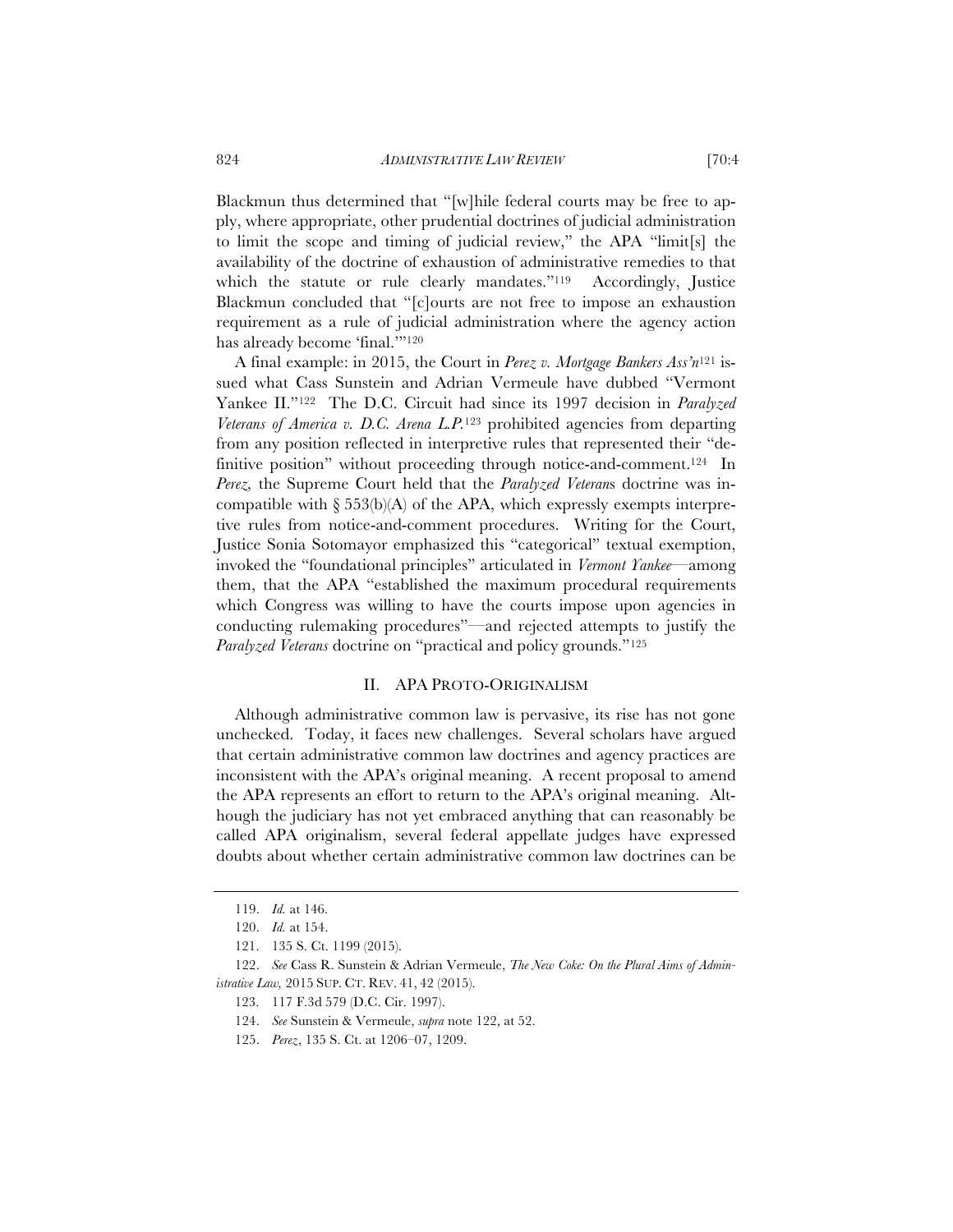Blackmun thus determined that "[w]hile federal courts may be free to apply, where appropriate, other prudential doctrines of judicial administration to limit the scope and timing of judicial review," the APA "limit[s] the availability of the doctrine of exhaustion of administrative remedies to that which the statute or rule clearly mandates."[119] Accordingly, Justice Blackmun concluded that "[c]ourts are not free to impose an exhaustion requirement as a rule of judicial administration where the agency action has already become 'final.'"[120]

A final example: in 2015, the Court in *Perez v. Mortgage Bankers Ass'n*[121] issued what Cass Sunstein and Adrian Vermeule have dubbed "Vermont Yankee II."[122] The D.C. Circuit had since its 1997 decision in *Paralyzed Veterans of America v. D.C. Arena L.P.*[123] prohibited agencies from departing from any position reflected in interpretive rules that represented their "definitive position" without proceeding through notice-and-comment.[124] In *Perez,* the Supreme Court held that the *Paralyzed Veterans* doctrine was incompatible with § 553(b)(A) of the APA, which expressly exempts interpretive rules from notice-and-comment procedures. Writing for the Court, Justice Sonia Sotomayor emphasized this "categorical" textual exemption, invoked the "foundational principles" articulated in *Vermont Yankee*—among them, that the APA "established the maximum procedural requirements which Congress was willing to have the courts impose upon agencies in conducting rulemaking procedures"—and rejected attempts to justify the *Paralyzed Veterans* doctrine on "practical and policy grounds."[125]

## II. APA PROTO-ORIGINALISM

Although administrative common law is pervasive, its rise has not gone unchecked. Today, it faces new challenges. Several scholars have argued that certain administrative common law doctrines and agency practices are inconsistent with the APA's original meaning. A recent proposal to amend the APA represents an effort to return to the APA's original meaning. Although the judiciary has not yet embraced anything that can reasonably be called APA originalism, several federal appellate judges have expressed doubts about whether certain administrative common law doctrines can be

---

119. *Id.* at 146.

120. *Id.* at 154.

121. 135 S. Ct. 1199 (2015).

122. *See* Cass R. Sunstein & Adrian Vermeule, *The New Coke: On the Plural Aims of Administrative Law,* 2015 SUP. CT. REV. 41, 42 (2015).

123. 117 F.3d 579 (D.C. Cir. 1997).

124. *See* Sunstein & Vermeule, *supra* note 122, at 52.

125. *Perez*, 135 S. Ct. at 1206–07, 1209.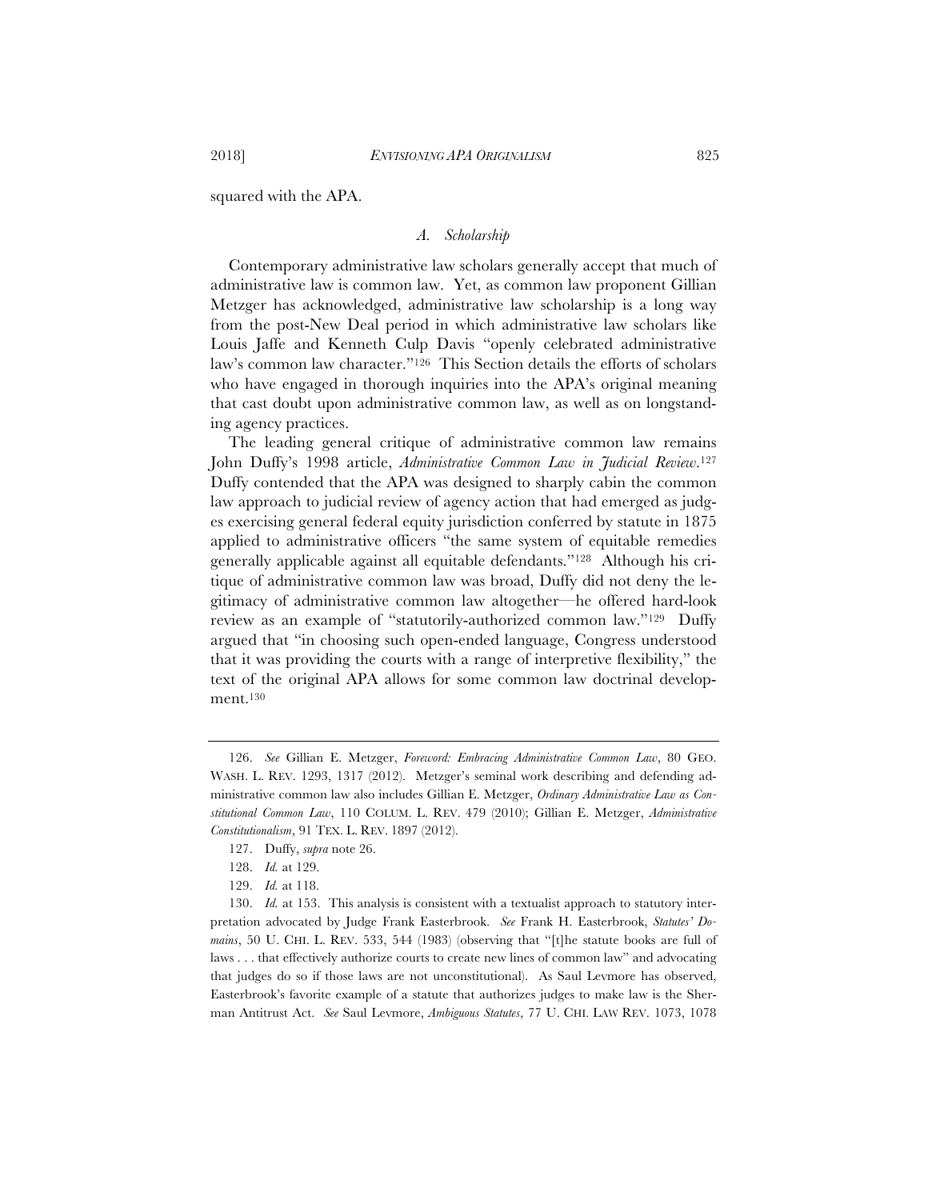squared with the APA.

### *A. Scholarship*

Contemporary administrative law scholars generally accept that much of administrative law is common law. Yet, as common law proponent Gillian Metzger has acknowledged, administrative law scholarship is a long way from the post-New Deal period in which administrative law scholars like Louis Jaffe and Kenneth Culp Davis "openly celebrated administrative law's common law character."[126] This Section details the efforts of scholars who have engaged in thorough inquiries into the APA's original meaning that cast doubt upon administrative common law, as well as on longstanding agency practices.

The leading general critique of administrative common law remains John Duffy's 1998 article, *Administrative Common Law in Judicial Review*.[127] Duffy contended that the APA was designed to sharply cabin the common law approach to judicial review of agency action that had emerged as judges exercising general federal equity jurisdiction conferred by statute in 1875 applied to administrative officers "the same system of equitable remedies generally applicable against all equitable defendants."[128] Although his critique of administrative common law was broad, Duffy did not deny the legitimacy of administrative common law altogether—he offered hard-look review as an example of "statutorily-authorized common law."[129] Duffy argued that "in choosing such open-ended language, Congress understood that it was providing the courts with a range of interpretive flexibility," the text of the original APA allows for some common law doctrinal development.[130]

---

126. *See* Gillian E. Metzger, *Foreword: Embracing Administrative Common Law*, 80 GEO. WASH. L. REV. 1293, 1317 (2012). Metzger's seminal work describing and defending administrative common law also includes Gillian E. Metzger, *Ordinary Administrative Law as Constitutional Common Law*, 110 COLUM. L. REV. 479 (2010); Gillian E. Metzger, *Administrative Constitutionalism*, 91 TEX. L. REV. 1897 (2012).

127. Duffy, *supra* note 26.

128. *Id.* at 129.

129. *Id.* at 118.

130. *Id.* at 153. This analysis is consistent with a textualist approach to statutory interpretation advocated by Judge Frank Easterbrook. *See* Frank H. Easterbrook, *Statutes' Domains*, 50 U. CHI. L. REV. 533, 544 (1983) (observing that "[t]he statute books are full of laws . . . that effectively authorize courts to create new lines of common law" and advocating that judges do so if those laws are not unconstitutional). As Saul Levmore has observed, Easterbrook's favorite example of a statute that authorizes judges to make law is the Sherman Antitrust Act. *See* Saul Levmore, *Ambiguous Statutes*, 77 U. CHI. LAW REV. 1073, 1078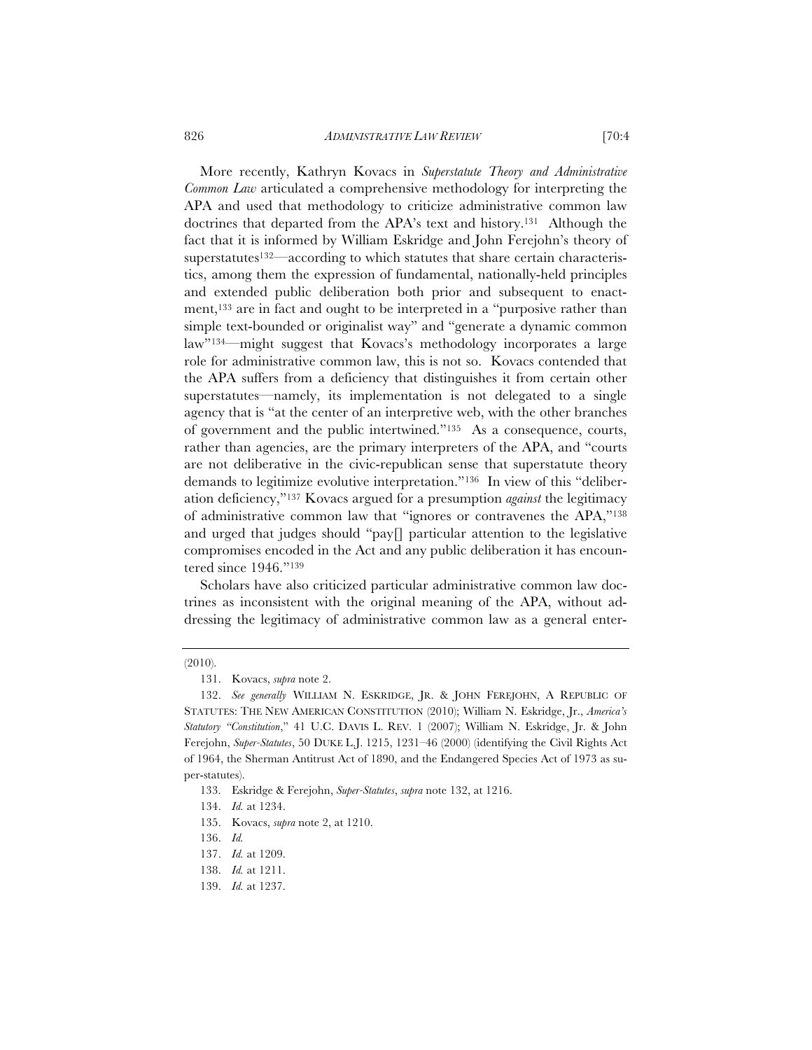More recently, Kathryn Kovacs in *Superstatute Theory and Administrative Common Law* articulated a comprehensive methodology for interpreting the APA and used that methodology to criticize administrative common law doctrines that departed from the APA's text and history.[131] Although the fact that it is informed by William Eskridge and John Ferejohn's theory of superstatutes[132]—according to which statutes that share certain characteristics, among them the expression of fundamental, nationally-held principles and extended public deliberation both prior and subsequent to enactment,[133] are in fact and ought to be interpreted in a "purposive rather than simple text-bounded or originalist way" and "generate a dynamic common law"[134]—might suggest that Kovacs's methodology incorporates a large role for administrative common law, this is not so. Kovacs contended that the APA suffers from a deficiency that distinguishes it from certain other superstatutes—namely, its implementation is not delegated to a single agency that is "at the center of an interpretive web, with the other branches of government and the public intertwined."[135] As a consequence, courts, rather than agencies, are the primary interpreters of the APA, and "courts are not deliberative in the civic-republican sense that superstatute theory demands to legitimize evolutive interpretation."[136] In view of this "deliberation deficiency,"[137] Kovacs argued for a presumption *against* the legitimacy of administrative common law that "ignores or contravenes the APA,"[138] and urged that judges should "pay[] particular attention to the legislative compromises encoded in the Act and any public deliberation it has encountered since 1946."[139]

Scholars have also criticized particular administrative common law doctrines as inconsistent with the original meaning of the APA, without addressing the legitimacy of administrative common law as a general enter-

---

(2010).

131. Kovacs, *supra* note 2.

132. *See generally* WILLIAM N. ESKRIDGE, JR. & JOHN FEREJOHN, A REPUBLIC OF STATUTES: THE NEW AMERICAN CONSTITUTION (2010); William N. Eskridge, Jr., *America's Statutory "Constitution*," 41 U.C. DAVIS L. REV. 1 (2007); William N. Eskridge, Jr. & John Ferejohn, *Super-Statutes*, 50 DUKE L.J. 1215, 1231–46 (2000) (identifying the Civil Rights Act of 1964, the Sherman Antitrust Act of 1890, and the Endangered Species Act of 1973 as super-statutes).

133. Eskridge & Ferejohn, *Super-Statutes*, *supra* note 132, at 1216.

134. *Id.* at 1234.

135. Kovacs, *supra* note 2, at 1210.

136. *Id.*

137. *Id.* at 1209.

138. *Id.* at 1211.

139. *Id.* at 1237.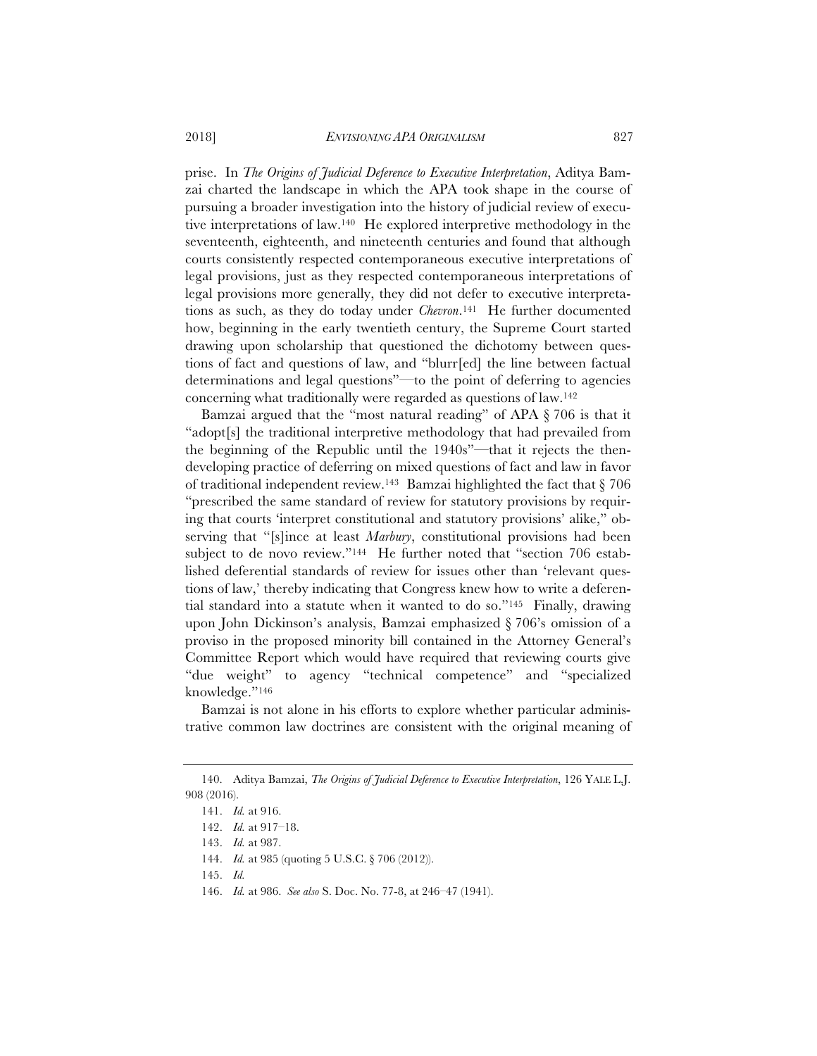prise. In *The Origins of Judicial Deference to Executive Interpretation*, Aditya Bamzai charted the landscape in which the APA took shape in the course of pursuing a broader investigation into the history of judicial review of executive interpretations of law.[140] He explored interpretive methodology in the seventeenth, eighteenth, and nineteenth centuries and found that although courts consistently respected contemporaneous executive interpretations of legal provisions, just as they respected contemporaneous interpretations of legal provisions more generally, they did not defer to executive interpretations as such, as they do today under *Chevron*.[141] He further documented how, beginning in the early twentieth century, the Supreme Court started drawing upon scholarship that questioned the dichotomy between questions of fact and questions of law, and "blurr[ed] the line between factual determinations and legal questions"—to the point of deferring to agencies concerning what traditionally were regarded as questions of law.[142]

Bamzai argued that the "most natural reading" of APA § 706 is that it "adopt[s] the traditional interpretive methodology that had prevailed from the beginning of the Republic until the 1940s"—that it rejects the then-developing practice of deferring on mixed questions of fact and law in favor of traditional independent review.[143] Bamzai highlighted the fact that § 706 "prescribed the same standard of review for statutory provisions by requiring that courts 'interpret constitutional and statutory provisions' alike," observing that "[s]ince at least *Marbury*, constitutional provisions had been subject to de novo review."[144] He further noted that "section 706 established deferential standards of review for issues other than 'relevant questions of law,' thereby indicating that Congress knew how to write a deferential standard into a statute when it wanted to do so."[145] Finally, drawing upon John Dickinson's analysis, Bamzai emphasized § 706's omission of a proviso in the proposed minority bill contained in the Attorney General's Committee Report which would have required that reviewing courts give "due weight" to agency "technical competence" and "specialized knowledge."[146]

Bamzai is not alone in his efforts to explore whether particular administrative common law doctrines are consistent with the original meaning of

---

140. Aditya Bamzai, *The Origins of Judicial Deference to Executive Interpretation*, 126 YALE L.J. 908 (2016).

141. *Id.* at 916.

142. *Id.* at 917–18.

143. *Id.* at 987.

144. *Id.* at 985 (quoting 5 U.S.C. § 706 (2012)).

145. *Id.*

146. *Id.* at 986. *See also* S. Doc. No. 77-8, at 246–47 (1941).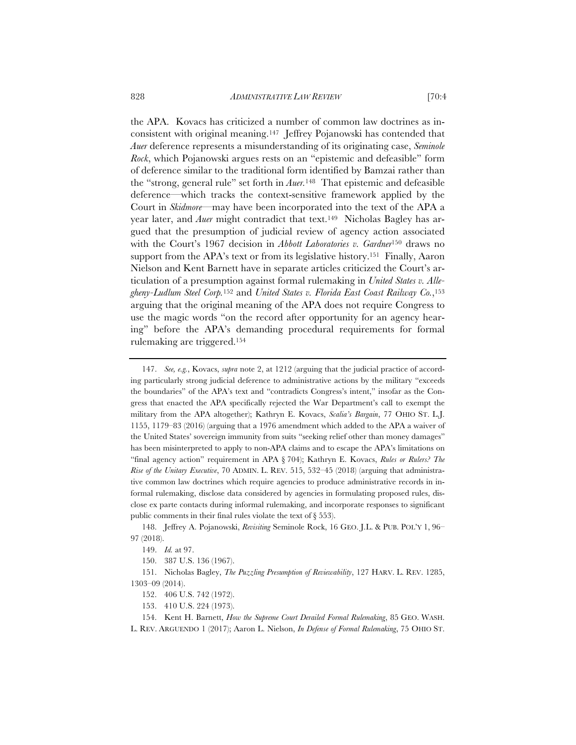the APA. Kovacs has criticized a number of common law doctrines as inconsistent with original meaning.[147] Jeffrey Pojanowski has contended that *Auer* deference represents a misunderstanding of its originating case, *Seminole Rock*, which Pojanowski argues rests on an "epistemic and defeasible" form of deference similar to the traditional form identified by Bamzai rather than the "strong, general rule" set forth in *Auer*.[148] That epistemic and defeasible deference—which tracks the context-sensitive framework applied by the Court in *Skidmore*—may have been incorporated into the text of the APA a year later, and *Auer* might contradict that text.[149] Nicholas Bagley has argued that the presumption of judicial review of agency action associated with the Court's 1967 decision in *Abbott Laboratories v. Gardner*[150] draws no support from the APA's text or from its legislative history.[151] Finally, Aaron Nielson and Kent Barnett have in separate articles criticized the Court's articulation of a presumption against formal rulemaking in *United States v. Allegheny-Ludlum Steel Corp.*[152] and *United States v. Florida East Coast Railway Co.*,[153] arguing that the original meaning of the APA does not require Congress to use the magic words "on the record after opportunity for an agency hearing" before the APA's demanding procedural requirements for formal rulemaking are triggered.[154]

---

147. *See, e.g.*, Kovacs, *supra* note 2, at 1212 (arguing that the judicial practice of according particularly strong judicial deference to administrative actions by the military "exceeds the boundaries" of the APA's text and "contradicts Congress's intent," insofar as the Congress that enacted the APA specifically rejected the War Department's call to exempt the military from the APA altogether); Kathryn E. Kovacs, *Scalia's Bargain*, 77 OHIO ST. L.J. 1155, 1179–83 (2016) (arguing that a 1976 amendment which added to the APA a waiver of the United States' sovereign immunity from suits "seeking relief other than money damages" has been misinterpreted to apply to non-APA claims and to escape the APA's limitations on "final agency action" requirement in APA § 704); Kathryn E. Kovacs, *Rules or Rulers? The Rise of the Unitary Executive*, 70 ADMIN. L. REV. 515, 532–45 (2018) (arguing that administrative common law doctrines which require agencies to produce administrative records in informal rulemaking, disclose data considered by agencies in formulating proposed rules, disclose ex parte contacts during informal rulemaking, and incorporate responses to significant public comments in their final rules violate the text of § 553).

148. Jeffrey A. Pojanowski, *Revisiting* Seminole Rock, 16 GEO. J.L. & PUB. POL'Y 1, 96–97 (2018).

149. *Id.* at 97.

150. 387 U.S. 136 (1967).

151. Nicholas Bagley, *The Puzzling Presumption of Reviewability*, 127 HARV. L. REV. 1285, 1303–09 (2014).

152. 406 U.S. 742 (1972).

153. 410 U.S. 224 (1973).

154. Kent H. Barnett, *How the Supreme Court Derailed Formal Rulemaking*, 85 GEO. WASH. L. REV. ARGUENDO 1 (2017); Aaron L. Nielson, *In Defense of Formal Rulemaking*, 75 OHIO ST.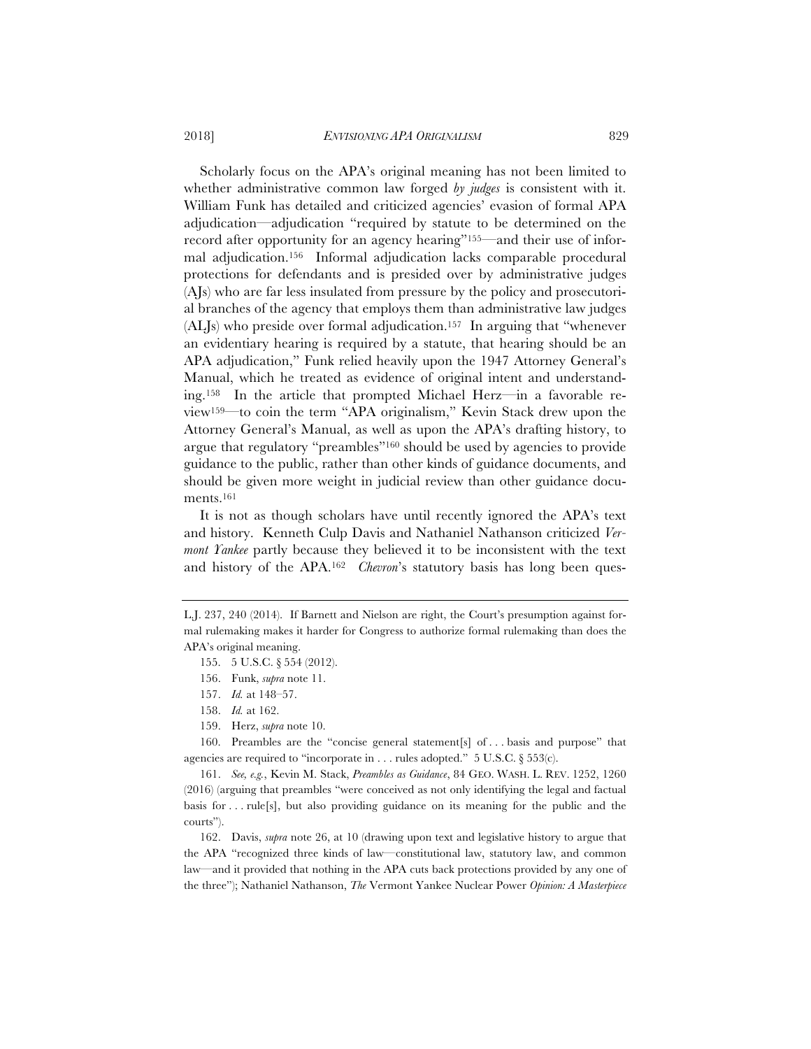Scholarly focus on the APA's original meaning has not been limited to whether administrative common law forged *by judges* is consistent with it. William Funk has detailed and criticized agencies' evasion of formal APA adjudication—adjudication "required by statute to be determined on the record after opportunity for an agency hearing"[155]—and their use of informal adjudication.[156] Informal adjudication lacks comparable procedural protections for defendants and is presided over by administrative judges (AJs) who are far less insulated from pressure by the policy and prosecutorial branches of the agency that employs them than administrative law judges (ALJs) who preside over formal adjudication.[157] In arguing that "whenever an evidentiary hearing is required by a statute, that hearing should be an APA adjudication," Funk relied heavily upon the 1947 Attorney General's Manual, which he treated as evidence of original intent and understanding.[158] In the article that prompted Michael Herz—in a favorable review[159]—to coin the term "APA originalism," Kevin Stack drew upon the Attorney General's Manual, as well as upon the APA's drafting history, to argue that regulatory "preambles"[160] should be used by agencies to provide guidance to the public, rather than other kinds of guidance documents, and should be given more weight in judicial review than other guidance documents.[161]

It is not as though scholars have until recently ignored the APA's text and history. Kenneth Culp Davis and Nathaniel Nathanson criticized *Vermont Yankee* partly because they believed it to be inconsistent with the text and history of the APA.[162] *Chevron*'s statutory basis has long been ques-

---

L.J. 237, 240 (2014). If Barnett and Nielson are right, the Court's presumption against formal rulemaking makes it harder for Congress to authorize formal rulemaking than does the APA's original meaning.

155. 5 U.S.C. § 554 (2012).

156. Funk, *supra* note 11.

157. *Id.* at 148–57.

158. *Id.* at 162.

159. Herz, *supra* note 10.

160. Preambles are the "concise general statement[s] of . . . basis and purpose" that agencies are required to "incorporate in . . . rules adopted." 5 U.S.C. § 553(c).

161. *See, e.g.*, Kevin M. Stack, *Preambles as Guidance*, 84 GEO. WASH. L. REV. 1252, 1260 (2016) (arguing that preambles "were conceived as not only identifying the legal and factual basis for . . . rule[s], but also providing guidance on its meaning for the public and the courts").

162. Davis, *supra* note 26, at 10 (drawing upon text and legislative history to argue that the APA "recognized three kinds of law—constitutional law, statutory law, and common law—and it provided that nothing in the APA cuts back protections provided by any one of the three"); Nathaniel Nathanson, *The* Vermont Yankee Nuclear Power *Opinion: A Masterpiece*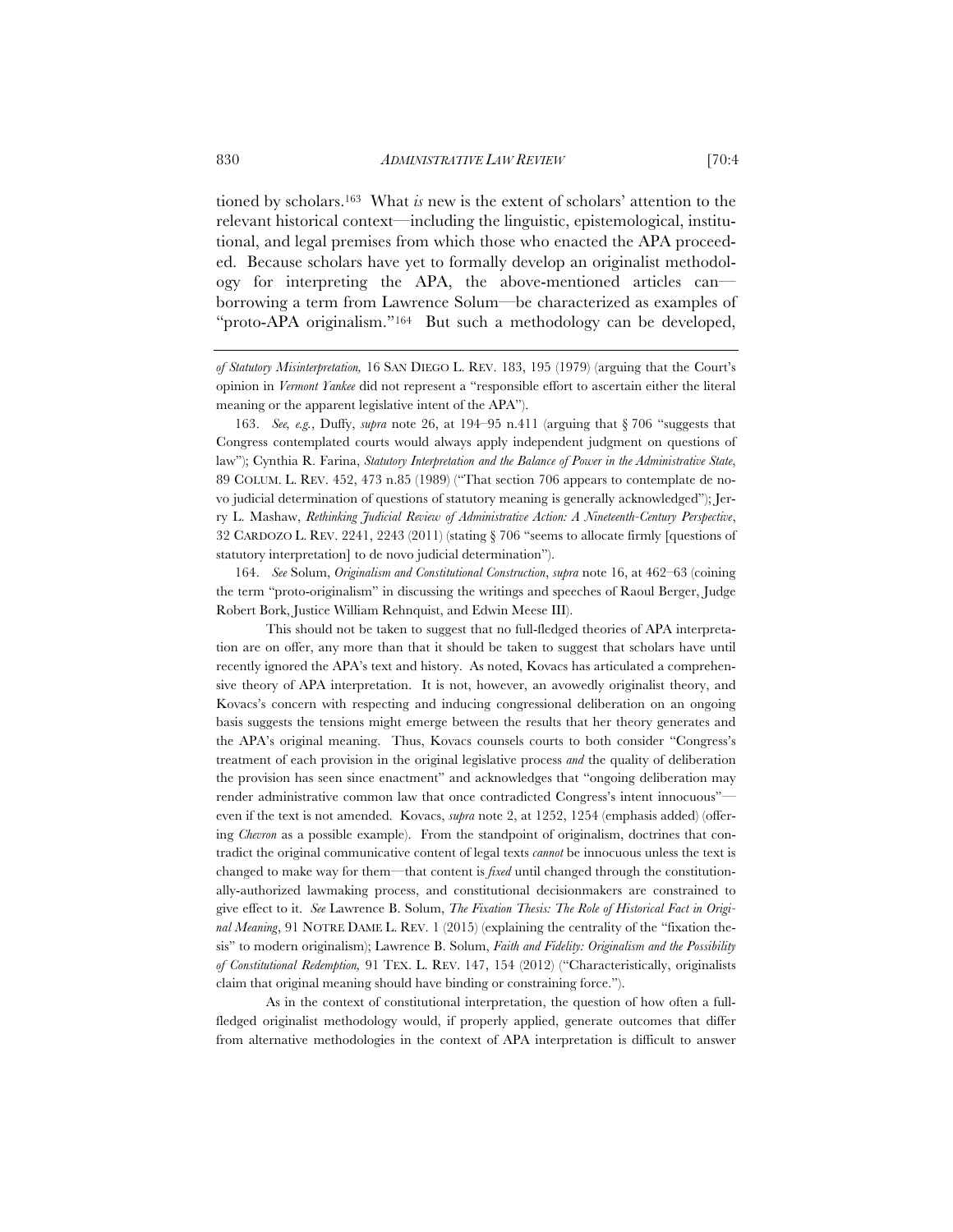tioned by scholars.[163] What *is* new is the extent of scholars' attention to the relevant historical context—including the linguistic, epistemological, institutional, and legal premises from which those who enacted the APA proceeded. Because scholars have yet to formally develop an originalist methodology for interpreting the APA, the above-mentioned articles can—borrowing a term from Lawrence Solum—be characterized as examples of "proto-APA originalism."[164] But such a methodology can be developed,

---

*of Statutory Misinterpretation,* 16 SAN DIEGO L. REV. 183, 195 (1979) (arguing that the Court's opinion in *Vermont Yankee* did not represent a "responsible effort to ascertain either the literal meaning or the apparent legislative intent of the APA").

163. *See, e.g.*, Duffy, *supra* note 26, at 194–95 n.411 (arguing that § 706 "suggests that Congress contemplated courts would always apply independent judgment on questions of law"); Cynthia R. Farina, *Statutory Interpretation and the Balance of Power in the Administrative State*, 89 COLUM. L. REV. 452, 473 n.85 (1989) ("That section 706 appears to contemplate de novo judicial determination of questions of statutory meaning is generally acknowledged"); Jerry L. Mashaw, *Rethinking Judicial Review of Administrative Action: A Nineteenth-Century Perspective*, 32 CARDOZO L. REV. 2241, 2243 (2011) (stating § 706 "seems to allocate firmly [questions of statutory interpretation] to de novo judicial determination").

164. *See* Solum, *Originalism and Constitutional Construction*, *supra* note 16, at 462–63 (coining the term "proto-originalism" in discussing the writings and speeches of Raoul Berger, Judge Robert Bork, Justice William Rehnquist, and Edwin Meese III).

This should not be taken to suggest that no full-fledged theories of APA interpretation are on offer, any more than that it should be taken to suggest that scholars have until recently ignored the APA's text and history. As noted, Kovacs has articulated a comprehensive theory of APA interpretation. It is not, however, an avowedly originalist theory, and Kovacs's concern with respecting and inducing congressional deliberation on an ongoing basis suggests the tensions might emerge between the results that her theory generates and the APA's original meaning. Thus, Kovacs counsels courts to both consider "Congress's treatment of each provision in the original legislative process *and* the quality of deliberation the provision has seen since enactment" and acknowledges that "ongoing deliberation may render administrative common law that once contradicted Congress's intent innocuous"—even if the text is not amended. Kovacs, *supra* note 2, at 1252, 1254 (emphasis added) (offering *Chevron* as a possible example). From the standpoint of originalism, doctrines that contradict the original communicative content of legal texts *cannot* be innocuous unless the text is changed to make way for them—that content is *fixed* until changed through the constitutionally-authorized lawmaking process, and constitutional decisionmakers are constrained to give effect to it. *See* Lawrence B. Solum, *The Fixation Thesis: The Role of Historical Fact in Original Meaning*, 91 NOTRE DAME L. REV. 1 (2015) (explaining the centrality of the "fixation thesis" to modern originalism); Lawrence B. Solum, *Faith and Fidelity: Originalism and the Possibility of Constitutional Redemption,* 91 TEX. L. REV. 147, 154 (2012) ("Characteristically, originalists claim that original meaning should have binding or constraining force.").

As in the context of constitutional interpretation, the question of how often a full-fledged originalist methodology would, if properly applied, generate outcomes that differ from alternative methodologies in the context of APA interpretation is difficult to answer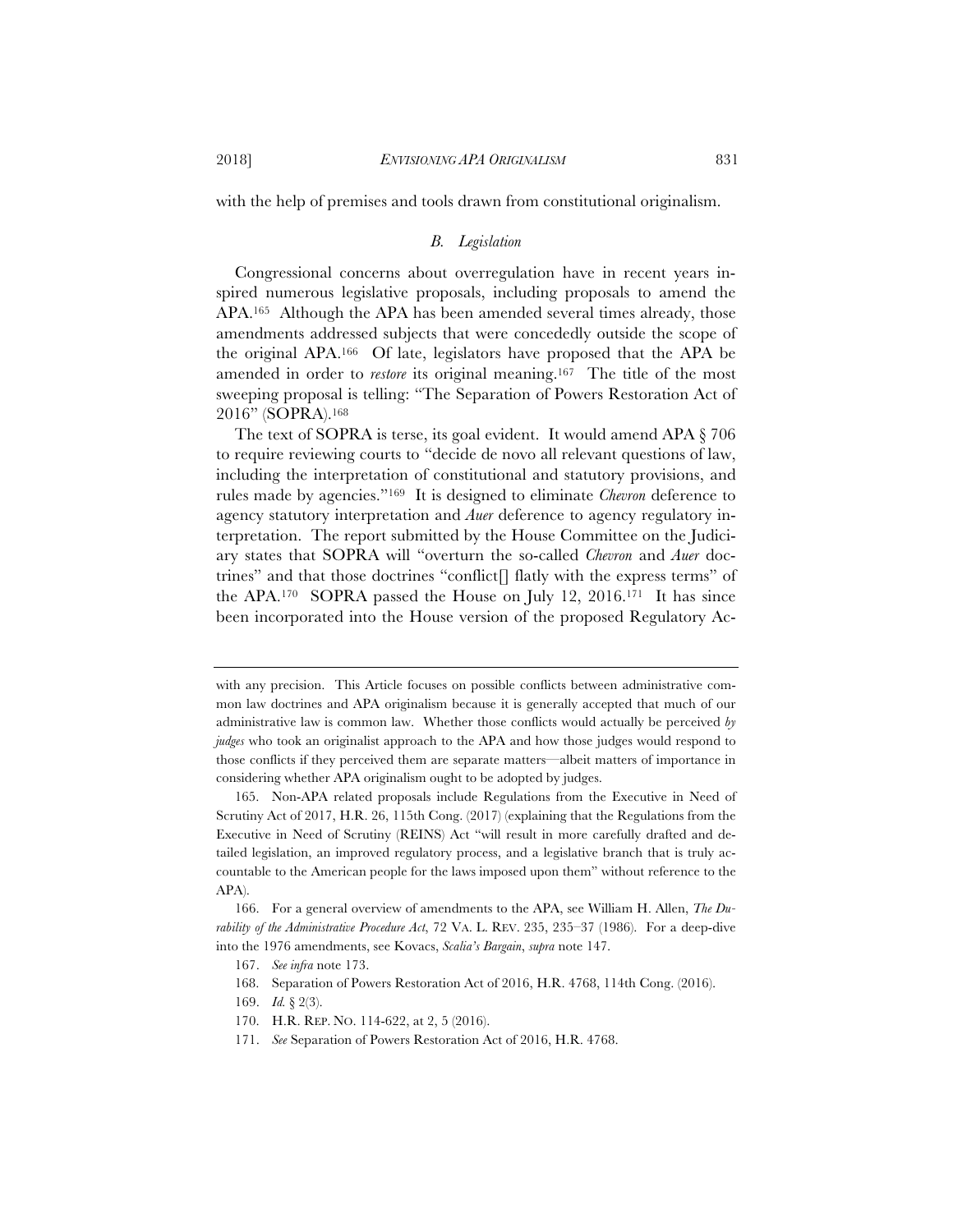with the help of premises and tools drawn from constitutional originalism.

### *B. Legislation*

Congressional concerns about overregulation have in recent years inspired numerous legislative proposals, including proposals to amend the APA.[165] Although the APA has been amended several times already, those amendments addressed subjects that were concededly outside the scope of the original APA.[166] Of late, legislators have proposed that the APA be amended in order to *restore* its original meaning.[167] The title of the most sweeping proposal is telling: "The Separation of Powers Restoration Act of 2016" (SOPRA).[168]

The text of SOPRA is terse, its goal evident. It would amend APA § 706 to require reviewing courts to "decide de novo all relevant questions of law, including the interpretation of constitutional and statutory provisions, and rules made by agencies."[169] It is designed to eliminate *Chevron* deference to agency statutory interpretation and *Auer* deference to agency regulatory interpretation. The report submitted by the House Committee on the Judiciary states that SOPRA will "overturn the so-called *Chevron* and *Auer* doctrines" and that those doctrines "conflict[] flatly with the express terms" of the APA.[170] SOPRA passed the House on July 12, 2016.[171] It has since been incorporated into the House version of the proposed Regulatory Ac-

---

with any precision. This Article focuses on possible conflicts between administrative common law doctrines and APA originalism because it is generally accepted that much of our administrative law is common law. Whether those conflicts would actually be perceived *by judges* who took an originalist approach to the APA and how those judges would respond to those conflicts if they perceived them are separate matters—albeit matters of importance in considering whether APA originalism ought to be adopted by judges.

165. Non-APA related proposals include Regulations from the Executive in Need of Scrutiny Act of 2017, H.R. 26, 115th Cong. (2017) (explaining that the Regulations from the Executive in Need of Scrutiny (REINS) Act "will result in more carefully drafted and detailed legislation, an improved regulatory process, and a legislative branch that is truly accountable to the American people for the laws imposed upon them" without reference to the APA).

166. For a general overview of amendments to the APA, see William H. Allen, *The Durability of the Administrative Procedure Act*, 72 VA. L. REV. 235, 235–37 (1986). For a deep-dive into the 1976 amendments, see Kovacs, *Scalia's Bargain*, *supra* note 147.

167. *See infra* note 173.

168. Separation of Powers Restoration Act of 2016, H.R. 4768, 114th Cong. (2016).

169. *Id.* § 2(3).

170. H.R. REP. NO. 114-622, at 2, 5 (2016).

171. *See* Separation of Powers Restoration Act of 2016, H.R. 4768.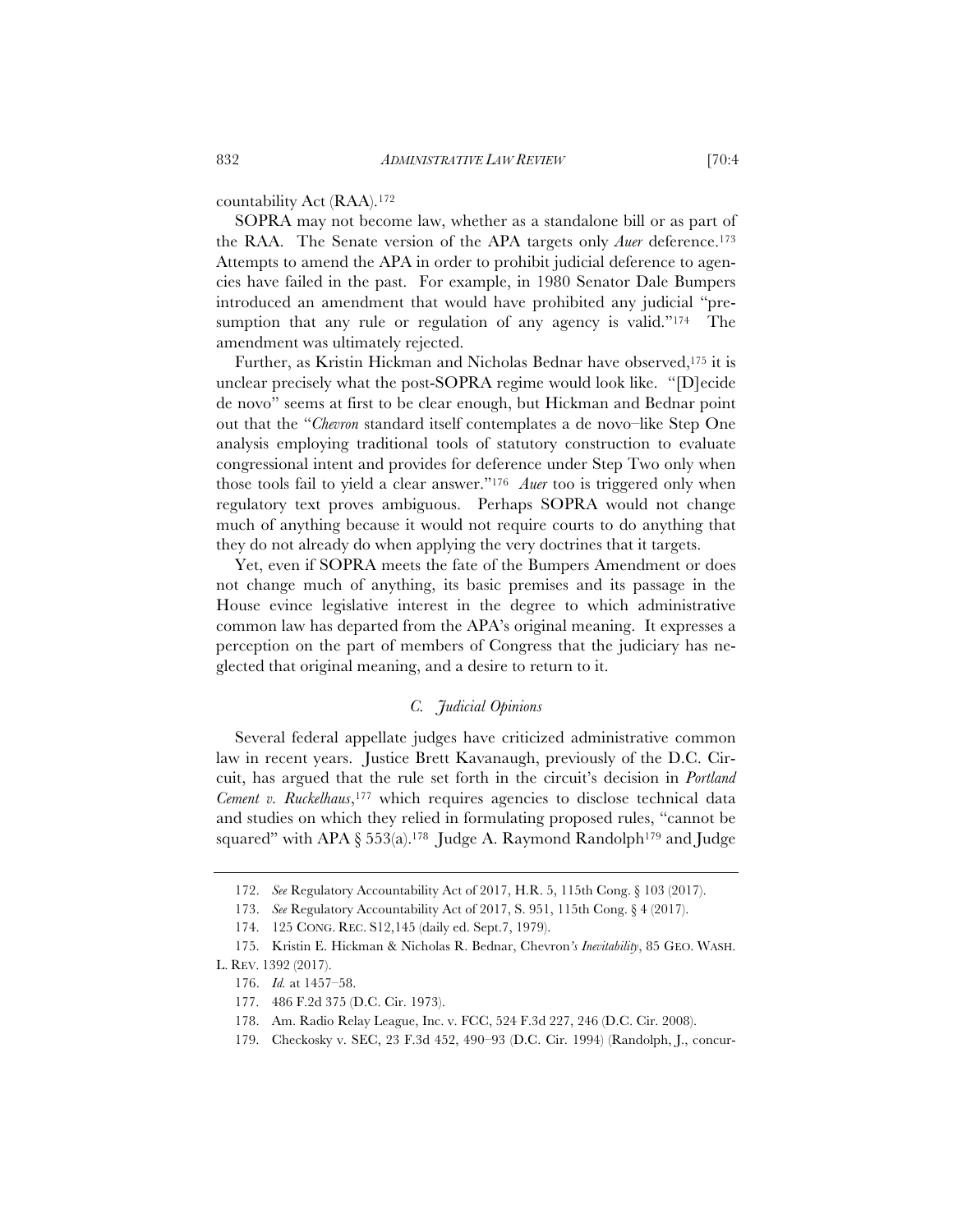countability Act (RAA).[172]

SOPRA may not become law, whether as a standalone bill or as part of the RAA. The Senate version of the APA targets only *Auer* deference.[173] Attempts to amend the APA in order to prohibit judicial deference to agencies have failed in the past. For example, in 1980 Senator Dale Bumpers introduced an amendment that would have prohibited any judicial "presumption that any rule or regulation of any agency is valid."[174] The amendment was ultimately rejected.

Further, as Kristin Hickman and Nicholas Bednar have observed,[175] it is unclear precisely what the post-SOPRA regime would look like. "[D]ecide de novo" seems at first to be clear enough, but Hickman and Bednar point out that the "*Chevron* standard itself contemplates a de novo–like Step One analysis employing traditional tools of statutory construction to evaluate congressional intent and provides for deference under Step Two only when those tools fail to yield a clear answer."[176] *Auer* too is triggered only when regulatory text proves ambiguous. Perhaps SOPRA would not change much of anything because it would not require courts to do anything that they do not already do when applying the very doctrines that it targets.

Yet, even if SOPRA meets the fate of the Bumpers Amendment or does not change much of anything, its basic premises and its passage in the House evince legislative interest in the degree to which administrative common law has departed from the APA's original meaning. It expresses a perception on the part of members of Congress that the judiciary has neglected that original meaning, and a desire to return to it.

### *C. Judicial Opinions*

Several federal appellate judges have criticized administrative common law in recent years. Justice Brett Kavanaugh, previously of the D.C. Circuit, has argued that the rule set forth in the circuit's decision in *Portland Cement v. Ruckelhaus*,[177] which requires agencies to disclose technical data and studies on which they relied in formulating proposed rules, "cannot be squared" with APA § 553(a).[178] Judge A. Raymond Randolph[179] and Judge

---

172. *See* Regulatory Accountability Act of 2017, H.R. 5, 115th Cong. § 103 (2017).

173. *See* Regulatory Accountability Act of 2017, S. 951, 115th Cong. § 4 (2017).

174. 125 CONG. REC. S12,145 (daily ed. Sept.7, 1979).

175. Kristin E. Hickman & Nicholas R. Bednar, Chevron*'s Inevitability*, 85 GEO. WASH. L. REV. 1392 (2017).

176. *Id.* at 1457–58.

177. 486 F.2d 375 (D.C. Cir. 1973).

178. Am. Radio Relay League, Inc. v. FCC, 524 F.3d 227, 246 (D.C. Cir. 2008).

179. Checkosky v. SEC, 23 F.3d 452, 490–93 (D.C. Cir. 1994) (Randolph, J., concur-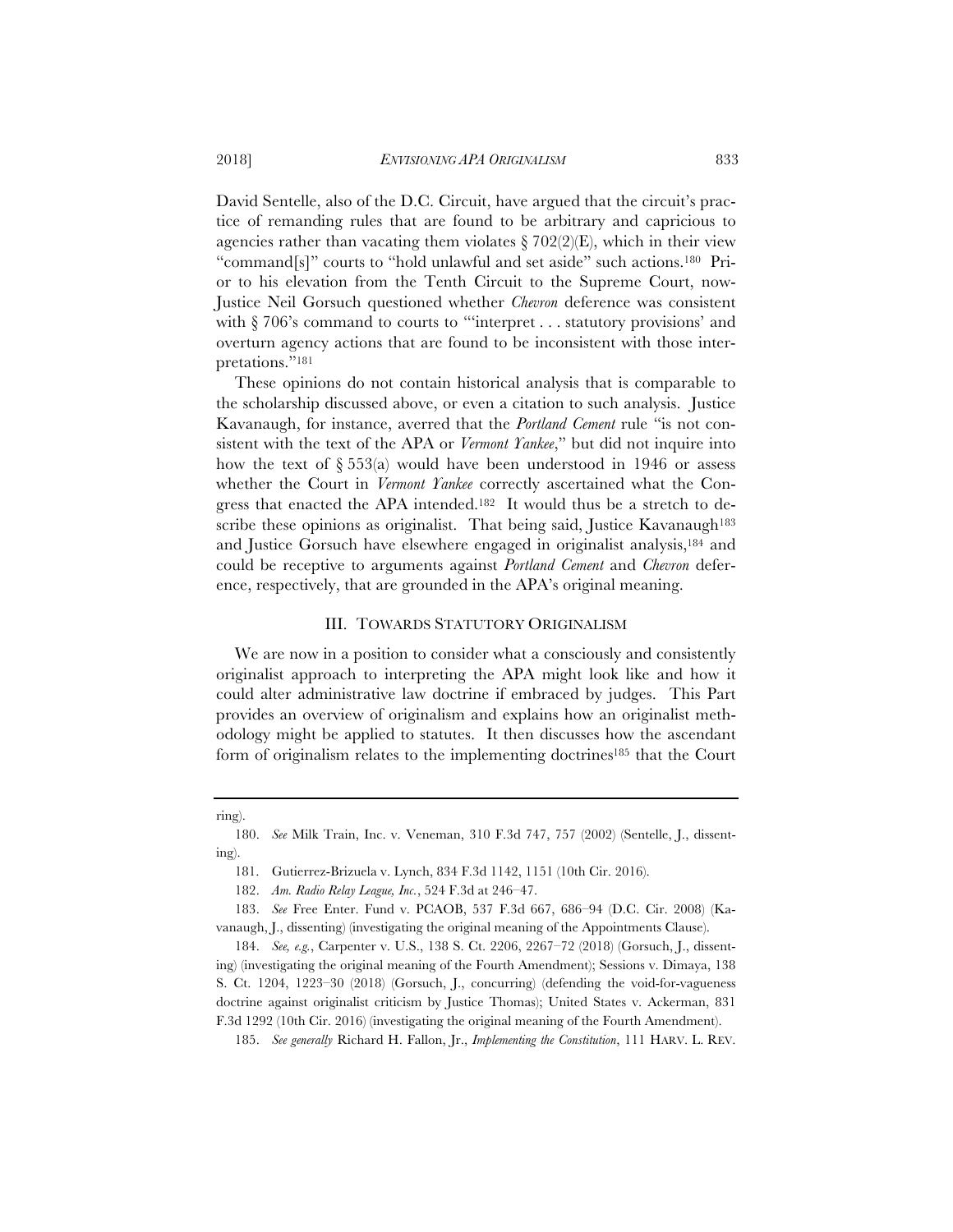David Sentelle, also of the D.C. Circuit, have argued that the circuit's practice of remanding rules that are found to be arbitrary and capricious to agencies rather than vacating them violates § 702(2)(E), which in their view "command[s]" courts to "hold unlawful and set aside" such actions.[180] Prior to his elevation from the Tenth Circuit to the Supreme Court, now-Justice Neil Gorsuch questioned whether *Chevron* deference was consistent with § 706's command to courts to "'interpret . . . statutory provisions' and overturn agency actions that are found to be inconsistent with those interpretations."[181]

These opinions do not contain historical analysis that is comparable to the scholarship discussed above, or even a citation to such analysis. Justice Kavanaugh, for instance, averred that the *Portland Cement* rule "is not consistent with the text of the APA or *Vermont Yankee*," but did not inquire into how the text of § 553(a) would have been understood in 1946 or assess whether the Court in *Vermont Yankee* correctly ascertained what the Congress that enacted the APA intended.[182] It would thus be a stretch to describe these opinions as originalist. That being said, Justice Kavanaugh[183] and Justice Gorsuch have elsewhere engaged in originalist analysis,[184] and could be receptive to arguments against *Portland Cement* and *Chevron* deference, respectively, that are grounded in the APA's original meaning.

## III. TOWARDS STATUTORY ORIGINALISM

We are now in a position to consider what a consciously and consistently originalist approach to interpreting the APA might look like and how it could alter administrative law doctrine if embraced by judges. This Part provides an overview of originalism and explains how an originalist methodology might be applied to statutes. It then discusses how the ascendant form of originalism relates to the implementing doctrines[185] that the Court

---

ring).

180. *See* Milk Train, Inc. v. Veneman, 310 F.3d 747, 757 (2002) (Sentelle, J., dissenting).

181. Gutierrez-Brizuela v. Lynch, 834 F.3d 1142, 1151 (10th Cir. 2016).

182. *Am. Radio Relay League, Inc.*, 524 F.3d at 246–47.

183. *See* Free Enter. Fund v. PCAOB, 537 F.3d 667, 686–94 (D.C. Cir. 2008) (Kavanaugh, J., dissenting) (investigating the original meaning of the Appointments Clause).

184. *See, e.g.*, Carpenter v. U.S., 138 S. Ct. 2206, 2267–72 (2018) (Gorsuch, J., dissenting) (investigating the original meaning of the Fourth Amendment); Sessions v. Dimaya, 138 S. Ct. 1204, 1223–30 (2018) (Gorsuch, J., concurring) (defending the void-for-vagueness doctrine against originalist criticism by Justice Thomas); United States v. Ackerman, 831 F.3d 1292 (10th Cir. 2016) (investigating the original meaning of the Fourth Amendment).

185. *See generally* Richard H. Fallon, Jr., *Implementing the Constitution*, 111 HARV. L. REV.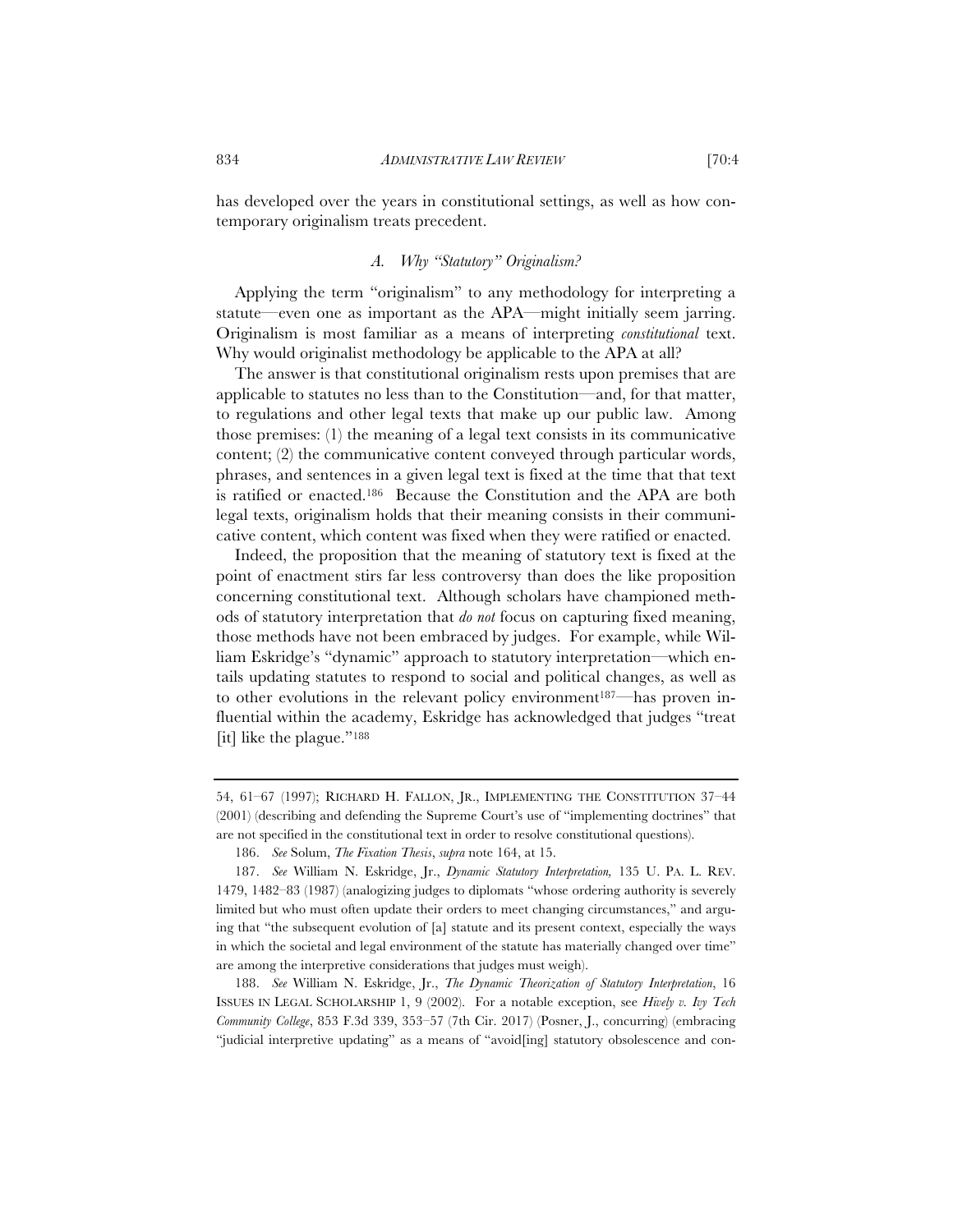has developed over the years in constitutional settings, as well as how contemporary originalism treats precedent.

### A. *Why "Statutory" Originalism?*

Applying the term "originalism" to any methodology for interpreting a statute—even one as important as the APA—might initially seem jarring. Originalism is most familiar as a means of interpreting *constitutional* text. Why would originalist methodology be applicable to the APA at all?

The answer is that constitutional originalism rests upon premises that are applicable to statutes no less than to the Constitution—and, for that matter, to regulations and other legal texts that make up our public law. Among those premises: (1) the meaning of a legal text consists in its communicative content; (2) the communicative content conveyed through particular words, phrases, and sentences in a given legal text is fixed at the time that that text is ratified or enacted.[186] Because the Constitution and the APA are both legal texts, originalism holds that their meaning consists in their communicative content, which content was fixed when they were ratified or enacted.

Indeed, the proposition that the meaning of statutory text is fixed at the point of enactment stirs far less controversy than does the like proposition concerning constitutional text. Although scholars have championed methods of statutory interpretation that *do not* focus on capturing fixed meaning, those methods have not been embraced by judges. For example, while William Eskridge's "dynamic" approach to statutory interpretation—which entails updating statutes to respond to social and political changes, as well as to other evolutions in the relevant policy environment[187]—has proven influential within the academy, Eskridge has acknowledged that judges "treat [it] like the plague."[188]

---

54, 61–67 (1997); RICHARD H. FALLON, JR., IMPLEMENTING THE CONSTITUTION 37–44 (2001) (describing and defending the Supreme Court's use of "implementing doctrines" that are not specified in the constitutional text in order to resolve constitutional questions).

186. *See* Solum, *The Fixation Thesis*, *supra* note 164, at 15.

187. *See* William N. Eskridge, Jr., *Dynamic Statutory Interpretation,* 135 U. PA. L. REV. 1479, 1482–83 (1987) (analogizing judges to diplomats "whose ordering authority is severely limited but who must often update their orders to meet changing circumstances," and arguing that "the subsequent evolution of [a] statute and its present context, especially the ways in which the societal and legal environment of the statute has materially changed over time" are among the interpretive considerations that judges must weigh).

188. *See* William N. Eskridge, Jr., *The Dynamic Theorization of Statutory Interpretation*, 16 ISSUES IN LEGAL SCHOLARSHIP 1, 9 (2002). For a notable exception, see *Hively v. Ivy Tech Community College*, 853 F.3d 339, 353–57 (7th Cir. 2017) (Posner, J., concurring) (embracing "judicial interpretive updating" as a means of "avoid[ing] statutory obsolescence and con-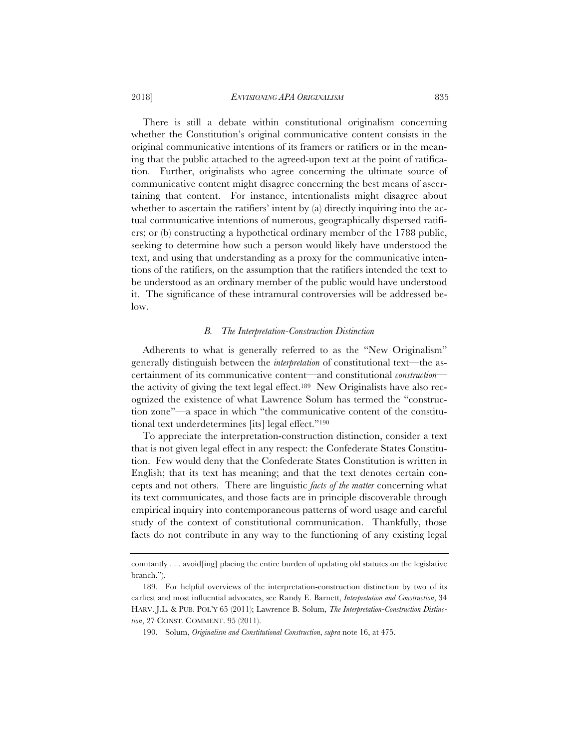There is still a debate within constitutional originalism concerning whether the Constitution's original communicative content consists in the original communicative intentions of its framers or ratifiers or in the meaning that the public attached to the agreed-upon text at the point of ratification. Further, originalists who agree concerning the ultimate source of communicative content might disagree concerning the best means of ascertaining that content. For instance, intentionalists might disagree about whether to ascertain the ratifiers' intent by (a) directly inquiring into the actual communicative intentions of numerous, geographically dispersed ratifiers; or (b) constructing a hypothetical ordinary member of the 1788 public, seeking to determine how such a person would likely have understood the text, and using that understanding as a proxy for the communicative intentions of the ratifiers, on the assumption that the ratifiers intended the text to be understood as an ordinary member of the public would have understood it. The significance of these intramural controversies will be addressed below.

### *B. The Interpretation-Construction Distinction*

Adherents to what is generally referred to as the "New Originalism" generally distinguish between the *interpretation* of constitutional text—the ascertainment of its communicative content—and constitutional *construction*—the activity of giving the text legal effect.[189] New Originalists have also recognized the existence of what Lawrence Solum has termed the "construction zone"—a space in which "the communicative content of the constitutional text underdetermines [its] legal effect."[190]

To appreciate the interpretation-construction distinction, consider a text that is not given legal effect in any respect: the Confederate States Constitution. Few would deny that the Confederate States Constitution is written in English; that its text has meaning; and that the text denotes certain concepts and not others. There are linguistic *facts of the matter* concerning what its text communicates, and those facts are in principle discoverable through empirical inquiry into contemporaneous patterns of word usage and careful study of the context of constitutional communication. Thankfully, those facts do not contribute in any way to the functioning of any existing legal

---

comitantly . . . avoid[ing] placing the entire burden of updating old statutes on the legislative branch.").

189. For helpful overviews of the interpretation-construction distinction by two of its earliest and most influential advocates, see Randy E. Barnett, *Interpretation and Construction*, 34 HARV. J.L. & PUB. POL'Y 65 (2011); Lawrence B. Solum, *The Interpretation-Construction Distinction*, 27 CONST. COMMENT. 95 (2011).

190. Solum, *Originalism and Constitutional Construction*, *supra* note 16, at 475.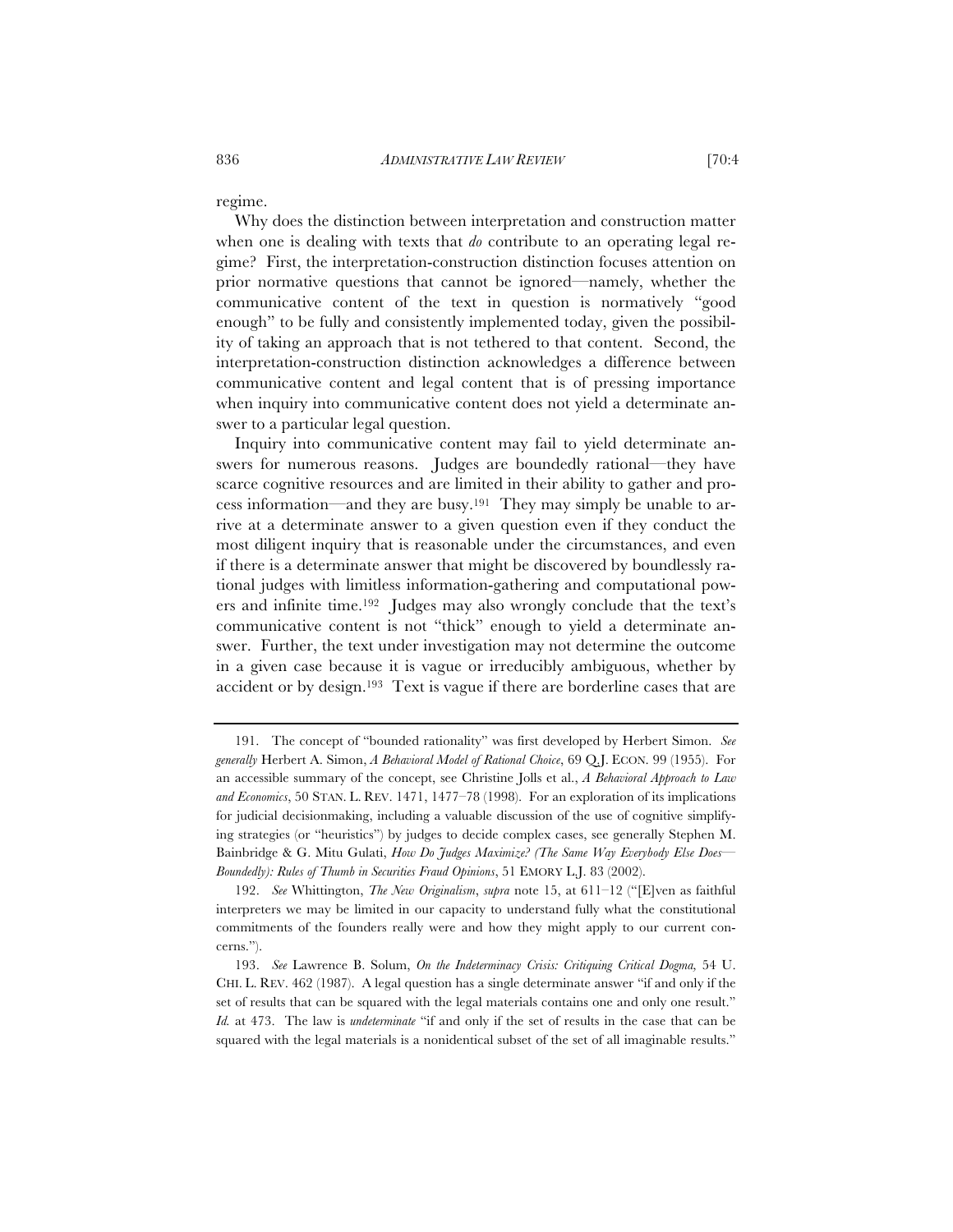regime.

Why does the distinction between interpretation and construction matter when one is dealing with texts that *do* contribute to an operating legal regime? First, the interpretation-construction distinction focuses attention on prior normative questions that cannot be ignored—namely, whether the communicative content of the text in question is normatively "good enough" to be fully and consistently implemented today, given the possibility of taking an approach that is not tethered to that content. Second, the interpretation-construction distinction acknowledges a difference between communicative content and legal content that is of pressing importance when inquiry into communicative content does not yield a determinate answer to a particular legal question.

Inquiry into communicative content may fail to yield determinate answers for numerous reasons. Judges are boundedly rational—they have scarce cognitive resources and are limited in their ability to gather and process information—and they are busy.[191] They may simply be unable to arrive at a determinate answer to a given question even if they conduct the most diligent inquiry that is reasonable under the circumstances, and even if there is a determinate answer that might be discovered by boundlessly rational judges with limitless information-gathering and computational powers and infinite time.[192] Judges may also wrongly conclude that the text's communicative content is not "thick" enough to yield a determinate answer. Further, the text under investigation may not determine the outcome in a given case because it is vague or irreducibly ambiguous, whether by accident or by design.[193] Text is vague if there are borderline cases that are

---

191. The concept of "bounded rationality" was first developed by Herbert Simon. *See generally* Herbert A. Simon, *A Behavioral Model of Rational Choice*, 69 Q.J. ECON. 99 (1955). For an accessible summary of the concept, see Christine Jolls et al., *A Behavioral Approach to Law and Economics*, 50 STAN. L. REV. 1471, 1477–78 (1998). For an exploration of its implications for judicial decisionmaking, including a valuable discussion of the use of cognitive simplifying strategies (or "heuristics") by judges to decide complex cases, see generally Stephen M. Bainbridge & G. Mitu Gulati, *How Do Judges Maximize? (The Same Way Everybody Else Does—Boundedly): Rules of Thumb in Securities Fraud Opinions*, 51 EMORY L.J. 83 (2002).

192. *See* Whittington, *The New Originalism*, *supra* note 15, at 611–12 ("[E]ven as faithful interpreters we may be limited in our capacity to understand fully what the constitutional commitments of the founders really were and how they might apply to our current concerns.").

193. *See* Lawrence B. Solum, *On the Indeterminacy Crisis: Critiquing Critical Dogma,* 54 U. CHI. L. REV. 462 (1987). A legal question has a single determinate answer "if and only if the set of results that can be squared with the legal materials contains one and only one result." *Id.* at 473. The law is *undeterminate* "if and only if the set of results in the case that can be squared with the legal materials is a nonidentical subset of the set of all imaginable results."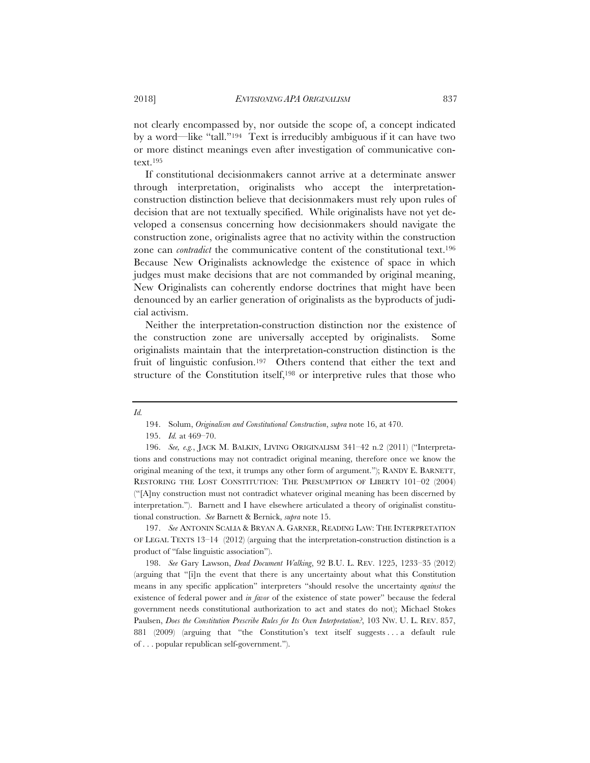not clearly encompassed by, nor outside the scope of, a concept indicated by a word—like "tall."[194] Text is irreducibly ambiguous if it can have two or more distinct meanings even after investigation of communicative context.[195]

If constitutional decisionmakers cannot arrive at a determinate answer through interpretation, originalists who accept the interpretation-construction distinction believe that decisionmakers must rely upon rules of decision that are not textually specified. While originalists have not yet developed a consensus concerning how decisionmakers should navigate the construction zone, originalists agree that no activity within the construction zone can *contradict* the communicative content of the constitutional text.[196] Because New Originalists acknowledge the existence of space in which judges must make decisions that are not commanded by original meaning, New Originalists can coherently endorse doctrines that might have been denounced by an earlier generation of originalists as the byproducts of judicial activism.

Neither the interpretation-construction distinction nor the existence of the construction zone are universally accepted by originalists. Some originalists maintain that the interpretation-construction distinction is the fruit of linguistic confusion.[197] Others contend that either the text and structure of the Constitution itself,[198] or interpretive rules that those who

---

*Id.*

194. Solum, *Originalism and Constitutional Construction*, *supra* note 16, at 470.

195. *Id.* at 469–70.

196. *See, e.g.*, JACK M. BALKIN, LIVING ORIGINALISM 341–42 n.2 (2011) ("Interpretations and constructions may not contradict original meaning, therefore once we know the original meaning of the text, it trumps any other form of argument."); RANDY E. BARNETT, RESTORING THE LOST CONSTITUTION: THE PRESUMPTION OF LIBERTY 101–02 (2004) ("[A]ny construction must not contradict whatever original meaning has been discerned by interpretation."). Barnett and I have elsewhere articulated a theory of originalist constitutional construction. *See* Barnett & Bernick, *supra* note 15.

197. *See* ANTONIN SCALIA & BRYAN A. GARNER, READING LAW: THE INTERPRETATION OF LEGAL TEXTS 13–14 (2012) (arguing that the interpretation-construction distinction is a product of "false linguistic association").

198. *See* Gary Lawson, *Dead Document Walking*, 92 B.U. L. REV. 1225, 1233–35 (2012) (arguing that "[i]n the event that there is any uncertainty about what this Constitution means in any specific application" interpreters "should resolve the uncertainty *against* the existence of federal power and *in favor* of the existence of state power" because the federal government needs constitutional authorization to act and states do not); Michael Stokes Paulsen, *Does the Constitution Prescribe Rules for Its Own Interpretation?*, 103 NW. U. L. REV. 857, 881 (2009) (arguing that "the Constitution's text itself suggests . . . a default rule of . . . popular republican self-government.").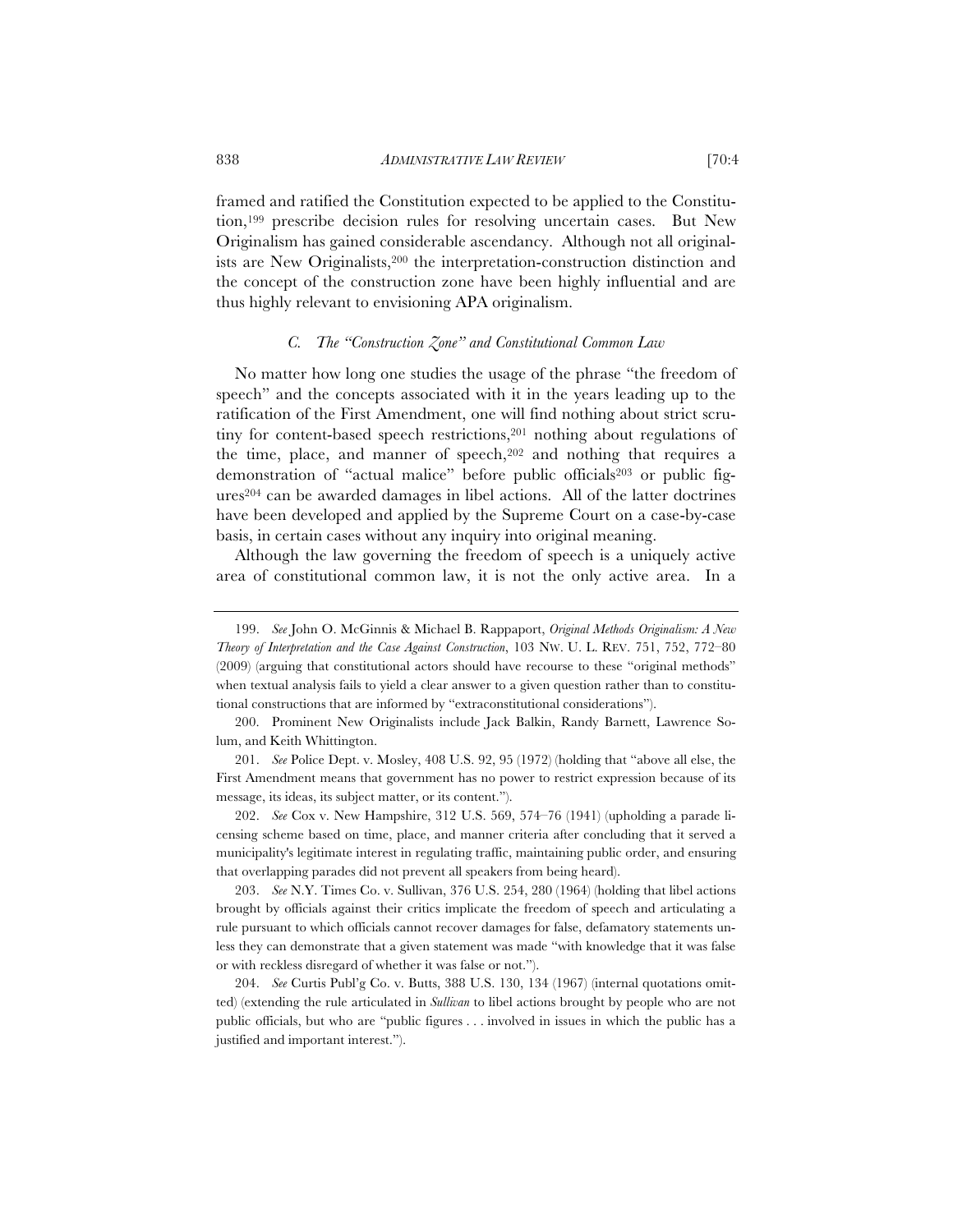framed and ratified the Constitution expected to be applied to the Constitution,[199] prescribe decision rules for resolving uncertain cases. But New Originalism has gained considerable ascendancy. Although not all originalists are New Originalists,[200] the interpretation-construction distinction and the concept of the construction zone have been highly influential and are thus highly relevant to envisioning APA originalism.

### *C. The "Construction Zone" and Constitutional Common Law*

No matter how long one studies the usage of the phrase "the freedom of speech" and the concepts associated with it in the years leading up to the ratification of the First Amendment, one will find nothing about strict scrutiny for content-based speech restrictions,[201] nothing about regulations of the time, place, and manner of speech,[202] and nothing that requires a demonstration of "actual malice" before public officials[203] or public figures[204] can be awarded damages in libel actions. All of the latter doctrines have been developed and applied by the Supreme Court on a case-by-case basis, in certain cases without any inquiry into original meaning.

Although the law governing the freedom of speech is a uniquely active area of constitutional common law, it is not the only active area. In a

---

199. *See* John O. McGinnis & Michael B. Rappaport, *Original Methods Originalism: A New Theory of Interpretation and the Case Against Construction*, 103 NW. U. L. REV. 751, 752, 772–80 (2009) (arguing that constitutional actors should have recourse to these "original methods" when textual analysis fails to yield a clear answer to a given question rather than to constitutional constructions that are informed by "extraconstitutional considerations").

200. Prominent New Originalists include Jack Balkin, Randy Barnett, Lawrence Solum, and Keith Whittington.

201. *See* Police Dept. v. Mosley, 408 U.S. 92, 95 (1972) (holding that "above all else, the First Amendment means that government has no power to restrict expression because of its message, its ideas, its subject matter, or its content.").

202. *See* Cox v. New Hampshire, 312 U.S. 569, 574–76 (1941) (upholding a parade licensing scheme based on time, place, and manner criteria after concluding that it served a municipality's legitimate interest in regulating traffic, maintaining public order, and ensuring that overlapping parades did not prevent all speakers from being heard).

203. *See* N.Y. Times Co. v. Sullivan, 376 U.S. 254, 280 (1964) (holding that libel actions brought by officials against their critics implicate the freedom of speech and articulating a rule pursuant to which officials cannot recover damages for false, defamatory statements unless they can demonstrate that a given statement was made "with knowledge that it was false or with reckless disregard of whether it was false or not.").

204. *See* Curtis Publ'g Co. v. Butts, 388 U.S. 130, 134 (1967) (internal quotations omitted) (extending the rule articulated in *Sullivan* to libel actions brought by people who are not public officials, but who are "public figures . . . involved in issues in which the public has a justified and important interest.").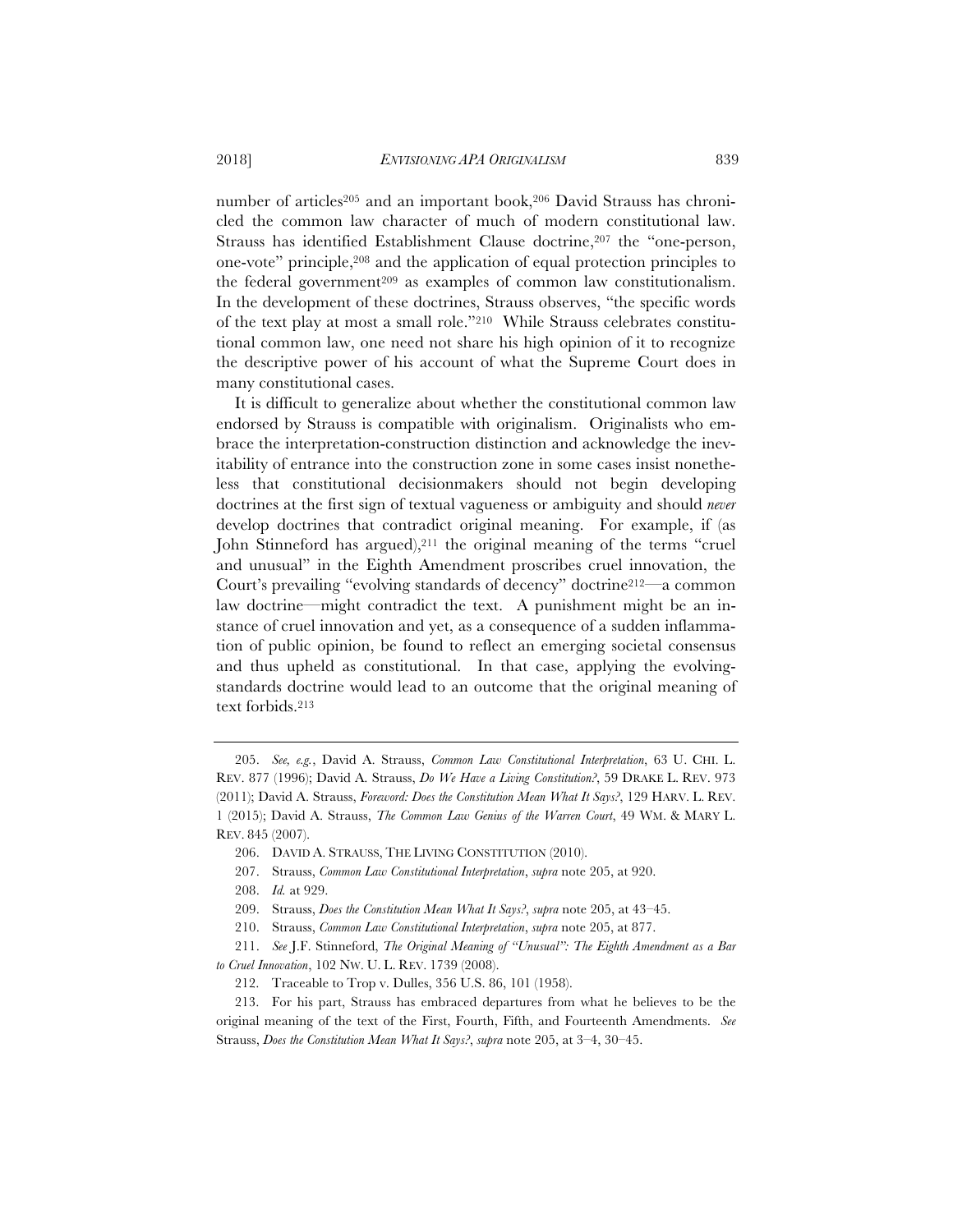number of articles[205] and an important book,[206] David Strauss has chronicled the common law character of much of modern constitutional law. Strauss has identified Establishment Clause doctrine,[207] the "one-person, one-vote" principle,[208] and the application of equal protection principles to the federal government[209] as examples of common law constitutionalism. In the development of these doctrines, Strauss observes, "the specific words of the text play at most a small role."[210] While Strauss celebrates constitutional common law, one need not share his high opinion of it to recognize the descriptive power of his account of what the Supreme Court does in many constitutional cases.

It is difficult to generalize about whether the constitutional common law endorsed by Strauss is compatible with originalism. Originalists who embrace the interpretation-construction distinction and acknowledge the inevitability of entrance into the construction zone in some cases insist nonetheless that constitutional decisionmakers should not begin developing doctrines at the first sign of textual vagueness or ambiguity and should *never* develop doctrines that contradict original meaning. For example, if (as John Stinneford has argued),[211] the original meaning of the terms "cruel and unusual" in the Eighth Amendment proscribes cruel innovation, the Court's prevailing "evolving standards of decency" doctrine[212]—a common law doctrine—might contradict the text. A punishment might be an instance of cruel innovation and yet, as a consequence of a sudden inflammation of public opinion, be found to reflect an emerging societal consensus and thus upheld as constitutional. In that case, applying the evolving-standards doctrine would lead to an outcome that the original meaning of text forbids.[213]

---

205. *See, e.g.*, David A. Strauss, *Common Law Constitutional Interpretation*, 63 U. CHI. L. REV. 877 (1996); David A. Strauss, *Do We Have a Living Constitution?*, 59 DRAKE L. REV. 973 (2011); David A. Strauss, *Foreword: Does the Constitution Mean What It Says?*, 129 HARV. L. REV. 1 (2015); David A. Strauss, *The Common Law Genius of the Warren Court*, 49 WM. & MARY L. REV. 845 (2007).

206. DAVID A. STRAUSS, THE LIVING CONSTITUTION (2010).

207. Strauss, *Common Law Constitutional Interpretation*, *supra* note 205, at 920.

208. *Id.* at 929.

209. Strauss, *Does the Constitution Mean What It Says?*, *supra* note 205, at 43–45.

210. Strauss, *Common Law Constitutional Interpretation*, *supra* note 205, at 877.

211. *See* J.F. Stinneford, *The Original Meaning of "Unusual": The Eighth Amendment as a Bar to Cruel Innovation*, 102 NW. U. L. REV. 1739 (2008).

212. Traceable to Trop v. Dulles, 356 U.S. 86, 101 (1958).

213. For his part, Strauss has embraced departures from what he believes to be the original meaning of the text of the First, Fourth, Fifth, and Fourteenth Amendments. *See* Strauss, *Does the Constitution Mean What It Says?*, *supra* note 205, at 3–4, 30–45.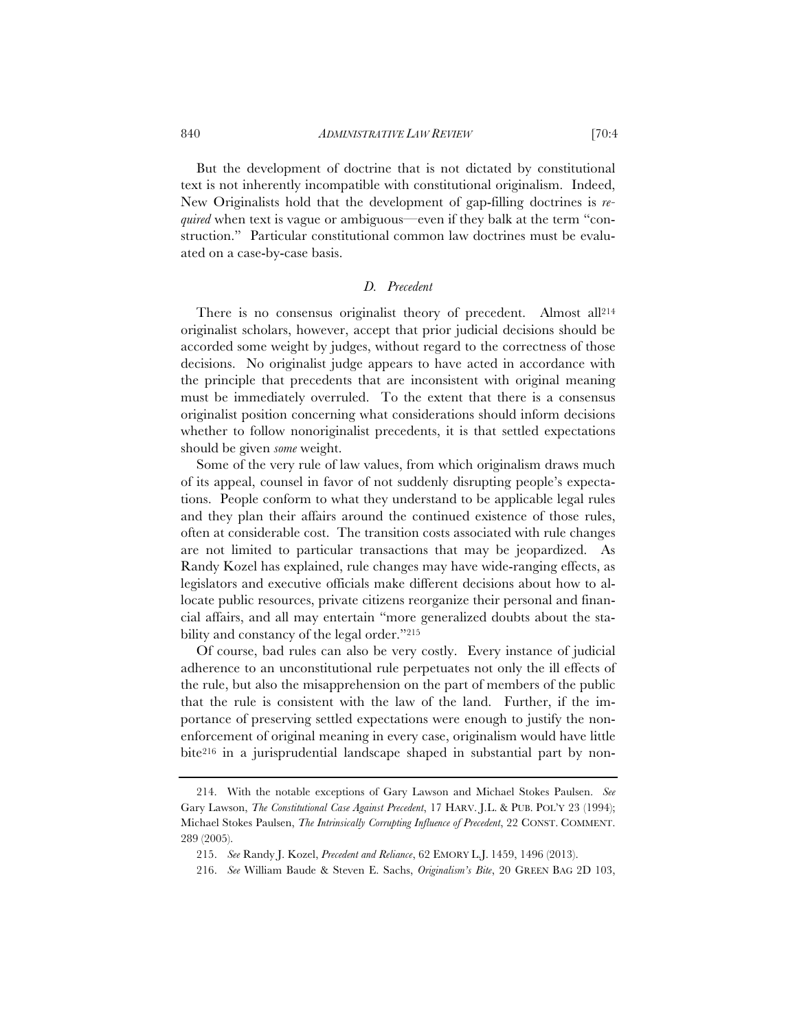But the development of doctrine that is not dictated by constitutional text is not inherently incompatible with constitutional originalism. Indeed, New Originalists hold that the development of gap-filling doctrines is *required* when text is vague or ambiguous—even if they balk at the term "construction." Particular constitutional common law doctrines must be evaluated on a case-by-case basis.

### *D. Precedent*

There is no consensus originalist theory of precedent. Almost all[214] originalist scholars, however, accept that prior judicial decisions should be accorded some weight by judges, without regard to the correctness of those decisions. No originalist judge appears to have acted in accordance with the principle that precedents that are inconsistent with original meaning must be immediately overruled. To the extent that there is a consensus originalist position concerning what considerations should inform decisions whether to follow nonoriginalist precedents, it is that settled expectations should be given *some* weight.

Some of the very rule of law values, from which originalism draws much of its appeal, counsel in favor of not suddenly disrupting people's expectations. People conform to what they understand to be applicable legal rules and they plan their affairs around the continued existence of those rules, often at considerable cost. The transition costs associated with rule changes are not limited to particular transactions that may be jeopardized. As Randy Kozel has explained, rule changes may have wide-ranging effects, as legislators and executive officials make different decisions about how to allocate public resources, private citizens reorganize their personal and financial affairs, and all may entertain "more generalized doubts about the stability and constancy of the legal order."[215]

Of course, bad rules can also be very costly. Every instance of judicial adherence to an unconstitutional rule perpetuates not only the ill effects of the rule, but also the misapprehension on the part of members of the public that the rule is consistent with the law of the land. Further, if the importance of preserving settled expectations were enough to justify the nonenforcement of original meaning in every case, originalism would have little bite[216] in a jurisprudential landscape shaped in substantial part by non-

---

214. With the notable exceptions of Gary Lawson and Michael Stokes Paulsen. *See* Gary Lawson, *The Constitutional Case Against Precedent*, 17 HARV. J.L. & PUB. POL'Y 23 (1994); Michael Stokes Paulsen, *The Intrinsically Corrupting Influence of Precedent*, 22 CONST. COMMENT. 289 (2005).

215. *See* Randy J. Kozel, *Precedent and Reliance*, 62 EMORY L.J. 1459, 1496 (2013).

216. *See* William Baude & Steven E. Sachs, *Originalism's Bite*, 20 GREEN BAG 2D 103,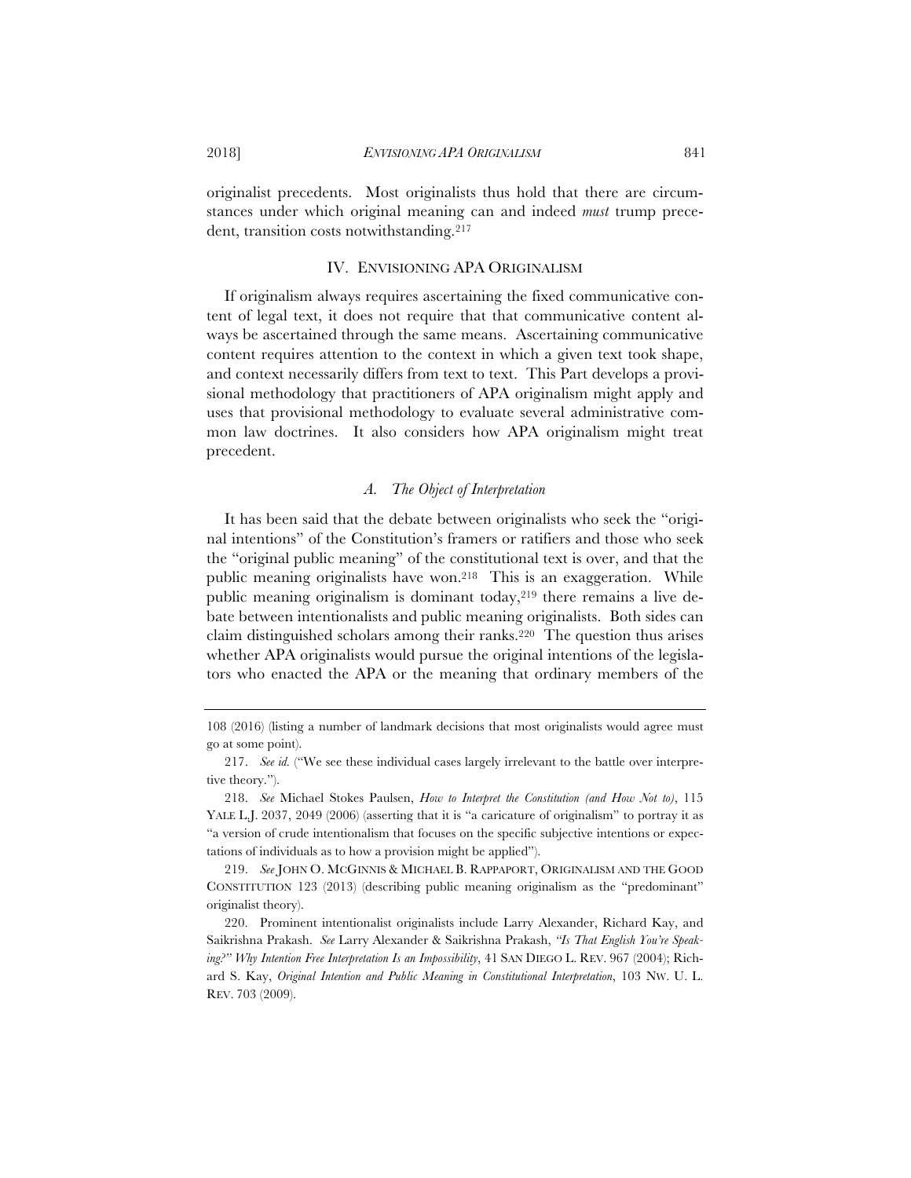originalist precedents. Most originalists thus hold that there are circumstances under which original meaning can and indeed *must* trump precedent, transition costs notwithstanding.[217]

## IV. ENVISIONING APA ORIGINALISM

If originalism always requires ascertaining the fixed communicative content of legal text, it does not require that that communicative content always be ascertained through the same means. Ascertaining communicative content requires attention to the context in which a given text took shape, and context necessarily differs from text to text. This Part develops a provisional methodology that practitioners of APA originalism might apply and uses that provisional methodology to evaluate several administrative common law doctrines. It also considers how APA originalism might treat precedent.

### *A. The Object of Interpretation*

It has been said that the debate between originalists who seek the "original intentions" of the Constitution's framers or ratifiers and those who seek the "original public meaning" of the constitutional text is over, and that the public meaning originalists have won.[218] This is an exaggeration. While public meaning originalism is dominant today,[219] there remains a live debate between intentionalists and public meaning originalists. Both sides can claim distinguished scholars among their ranks.[220] The question thus arises whether APA originalists would pursue the original intentions of the legislators who enacted the APA or the meaning that ordinary members of the

---

108 (2016) (listing a number of landmark decisions that most originalists would agree must go at some point).

217. *See id.* ("We see these individual cases largely irrelevant to the battle over interpretive theory.").

218. *See* Michael Stokes Paulsen, *How to Interpret the Constitution (and How Not to)*, 115 YALE L.J. 2037, 2049 (2006) (asserting that it is "a caricature of originalism" to portray it as "a version of crude intentionalism that focuses on the specific subjective intentions or expectations of individuals as to how a provision might be applied").

219. *See* JOHN O. MCGINNIS & MICHAEL B. RAPPAPORT, ORIGINALISM AND THE GOOD CONSTITUTION 123 (2013) (describing public meaning originalism as the "predominant" originalist theory).

220. Prominent intentionalist originalists include Larry Alexander, Richard Kay, and Saikrishna Prakash. *See* Larry Alexander & Saikrishna Prakash, *"Is That English You're Speaking?" Why Intention Free Interpretation Is an Impossibility*, 41 SAN DIEGO L. REV. 967 (2004); Richard S. Kay, *Original Intention and Public Meaning in Constitutional Interpretation*, 103 NW. U. L. REV. 703 (2009).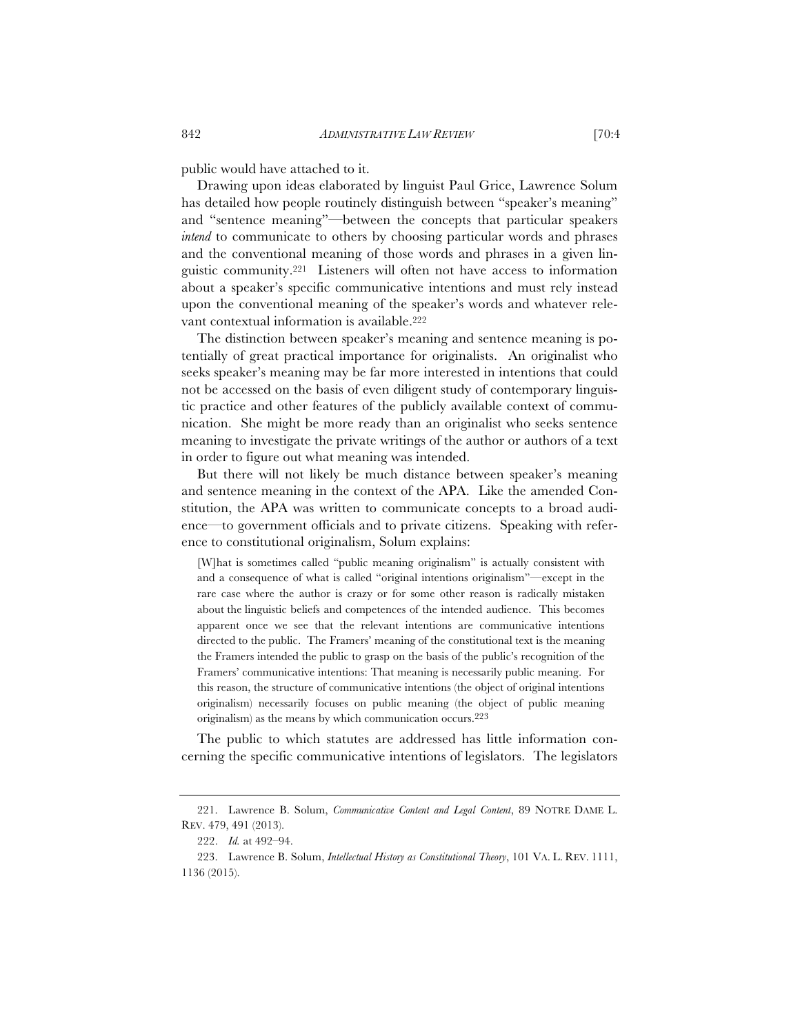public would have attached to it.

Drawing upon ideas elaborated by linguist Paul Grice, Lawrence Solum has detailed how people routinely distinguish between "speaker's meaning" and "sentence meaning"—between the concepts that particular speakers *intend* to communicate to others by choosing particular words and phrases and the conventional meaning of those words and phrases in a given linguistic community.[221] Listeners will often not have access to information about a speaker's specific communicative intentions and must rely instead upon the conventional meaning of the speaker's words and whatever relevant contextual information is available.[222]

The distinction between speaker's meaning and sentence meaning is potentially of great practical importance for originalists. An originalist who seeks speaker's meaning may be far more interested in intentions that could not be accessed on the basis of even diligent study of contemporary linguistic practice and other features of the publicly available context of communication. She might be more ready than an originalist who seeks sentence meaning to investigate the private writings of the author or authors of a text in order to figure out what meaning was intended.

But there will not likely be much distance between speaker's meaning and sentence meaning in the context of the APA. Like the amended Constitution, the APA was written to communicate concepts to a broad audience—to government officials and to private citizens. Speaking with reference to constitutional originalism, Solum explains:

> [W]hat is sometimes called "public meaning originalism" is actually consistent with and a consequence of what is called "original intentions originalism"—except in the rare case where the author is crazy or for some other reason is radically mistaken about the linguistic beliefs and competences of the intended audience. This becomes apparent once we see that the relevant intentions are communicative intentions directed to the public. The Framers' meaning of the constitutional text is the meaning the Framers intended the public to grasp on the basis of the public's recognition of the Framers' communicative intentions: That meaning is necessarily public meaning. For this reason, the structure of communicative intentions (the object of original intentions originalism) necessarily focuses on public meaning (the object of public meaning originalism) as the means by which communication occurs.[223]

The public to which statutes are addressed has little information concerning the specific communicative intentions of legislators. The legislators

---

221. Lawrence B. Solum, *Communicative Content and Legal Content*, 89 NOTRE DAME L. REV. 479, 491 (2013).

222. *Id.* at 492–94.

223. Lawrence B. Solum, *Intellectual History as Constitutional Theory*, 101 VA. L. REV. 1111, 1136 (2015).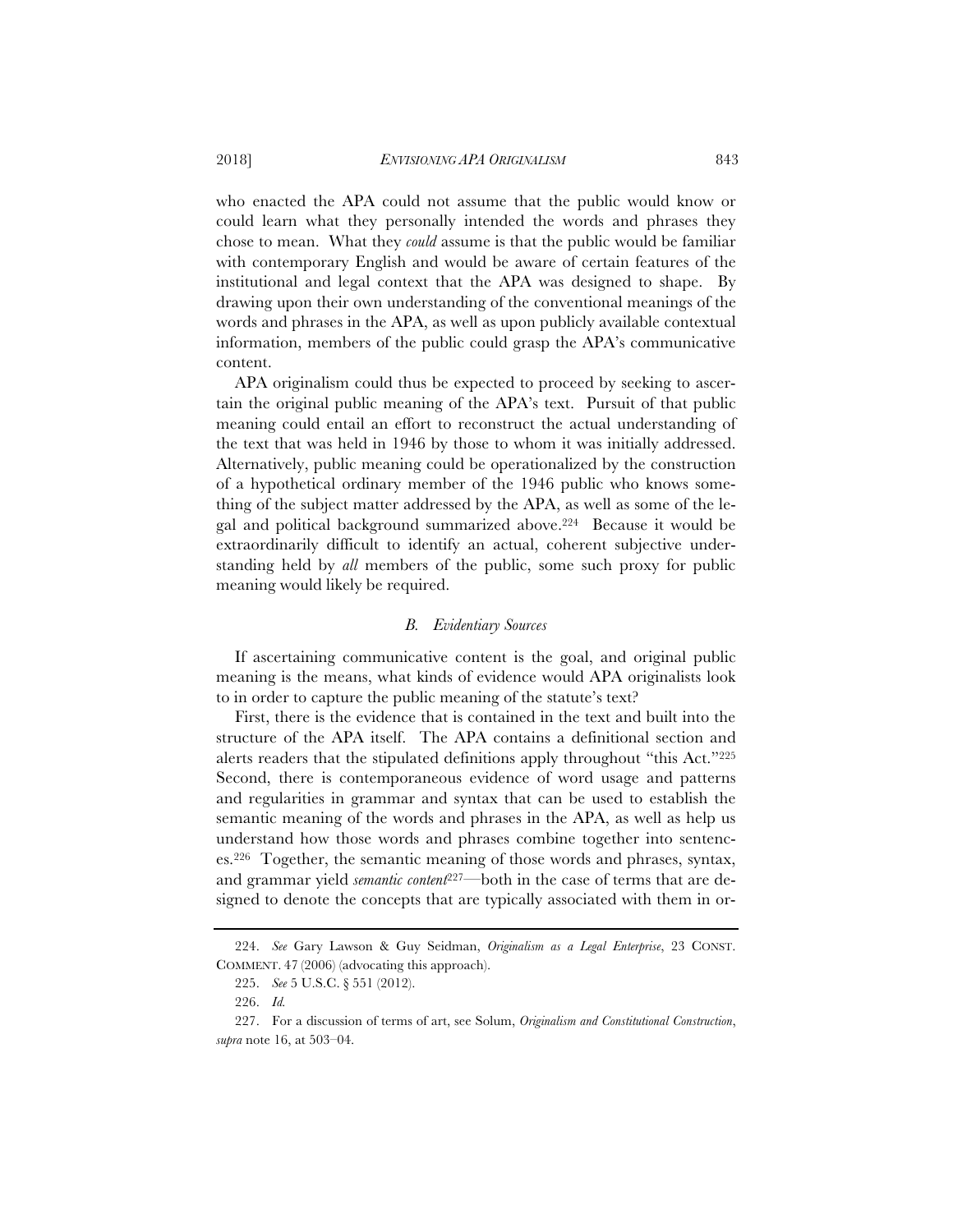who enacted the APA could not assume that the public would know or could learn what they personally intended the words and phrases they chose to mean. What they *could* assume is that the public would be familiar with contemporary English and would be aware of certain features of the institutional and legal context that the APA was designed to shape. By drawing upon their own understanding of the conventional meanings of the words and phrases in the APA, as well as upon publicly available contextual information, members of the public could grasp the APA's communicative content.

APA originalism could thus be expected to proceed by seeking to ascertain the original public meaning of the APA's text. Pursuit of that public meaning could entail an effort to reconstruct the actual understanding of the text that was held in 1946 by those to whom it was initially addressed. Alternatively, public meaning could be operationalized by the construction of a hypothetical ordinary member of the 1946 public who knows something of the subject matter addressed by the APA, as well as some of the legal and political background summarized above.[224] Because it would be extraordinarily difficult to identify an actual, coherent subjective understanding held by *all* members of the public, some such proxy for public meaning would likely be required.

### *B. Evidentiary Sources*

If ascertaining communicative content is the goal, and original public meaning is the means, what kinds of evidence would APA originalists look to in order to capture the public meaning of the statute's text?

First, there is the evidence that is contained in the text and built into the structure of the APA itself. The APA contains a definitional section and alerts readers that the stipulated definitions apply throughout "this Act."[225] Second, there is contemporaneous evidence of word usage and patterns and regularities in grammar and syntax that can be used to establish the semantic meaning of the words and phrases in the APA, as well as help us understand how those words and phrases combine together into sentences.[226] Together, the semantic meaning of those words and phrases, syntax, and grammar yield *semantic content*[227]—both in the case of terms that are designed to denote the concepts that are typically associated with them in or-

---

224. *See* Gary Lawson & Guy Seidman, *Originalism as a Legal Enterprise*, 23 CONST. COMMENT. 47 (2006) (advocating this approach).

225. *See* 5 U.S.C. § 551 (2012).

226. *Id.*

227. For a discussion of terms of art, see Solum, *Originalism and Constitutional Construction*, *supra* note 16, at 503–04.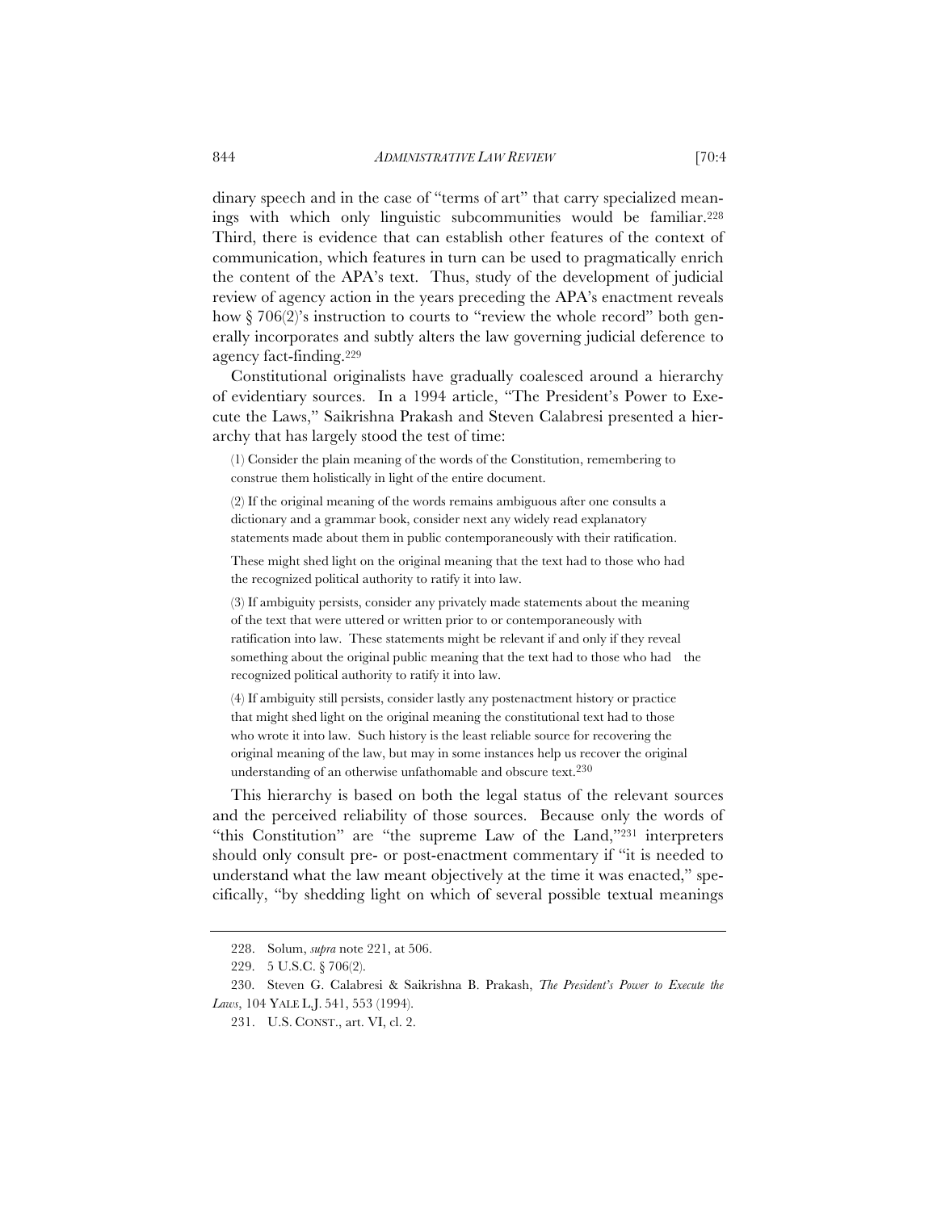dinary speech and in the case of "terms of art" that carry specialized meanings with which only linguistic subcommunities would be familiar.[228] Third, there is evidence that can establish other features of the context of communication, which features in turn can be used to pragmatically enrich the content of the APA's text. Thus, study of the development of judicial review of agency action in the years preceding the APA's enactment reveals how § 706(2)'s instruction to courts to "review the whole record" both generally incorporates and subtly alters the law governing judicial deference to agency fact-finding.[229]

Constitutional originalists have gradually coalesced around a hierarchy of evidentiary sources. In a 1994 article, "The President's Power to Execute the Laws," Saikrishna Prakash and Steven Calabresi presented a hierarchy that has largely stood the test of time:

> (1) Consider the plain meaning of the words of the Constitution, remembering to construe them holistically in light of the entire document.
>
> (2) If the original meaning of the words remains ambiguous after one consults a dictionary and a grammar book, consider next any widely read explanatory statements made about them in public contemporaneously with their ratification.
>
> These might shed light on the original meaning that the text had to those who had the recognized political authority to ratify it into law.
>
> (3) If ambiguity persists, consider any privately made statements about the meaning of the text that were uttered or written prior to or contemporaneously with ratification into law. These statements might be relevant if and only if they reveal something about the original public meaning that the text had to those who had the recognized political authority to ratify it into law.
>
> (4) If ambiguity still persists, consider lastly any postenactment history or practice that might shed light on the original meaning the constitutional text had to those who wrote it into law. Such history is the least reliable source for recovering the original meaning of the law, but may in some instances help us recover the original understanding of an otherwise unfathomable and obscure text.[230]

This hierarchy is based on both the legal status of the relevant sources and the perceived reliability of those sources. Because only the words of "this Constitution" are "the supreme Law of the Land,"[231] interpreters should only consult pre- or post-enactment commentary if "it is needed to understand what the law meant objectively at the time it was enacted," specifically, "by shedding light on which of several possible textual meanings

---

228. Solum, *supra* note 221, at 506.

229. 5 U.S.C. § 706(2).

230. Steven G. Calabresi & Saikrishna B. Prakash, *The President's Power to Execute the Laws*, 104 YALE L.J. 541, 553 (1994).

231. U.S. CONST., art. VI, cl. 2.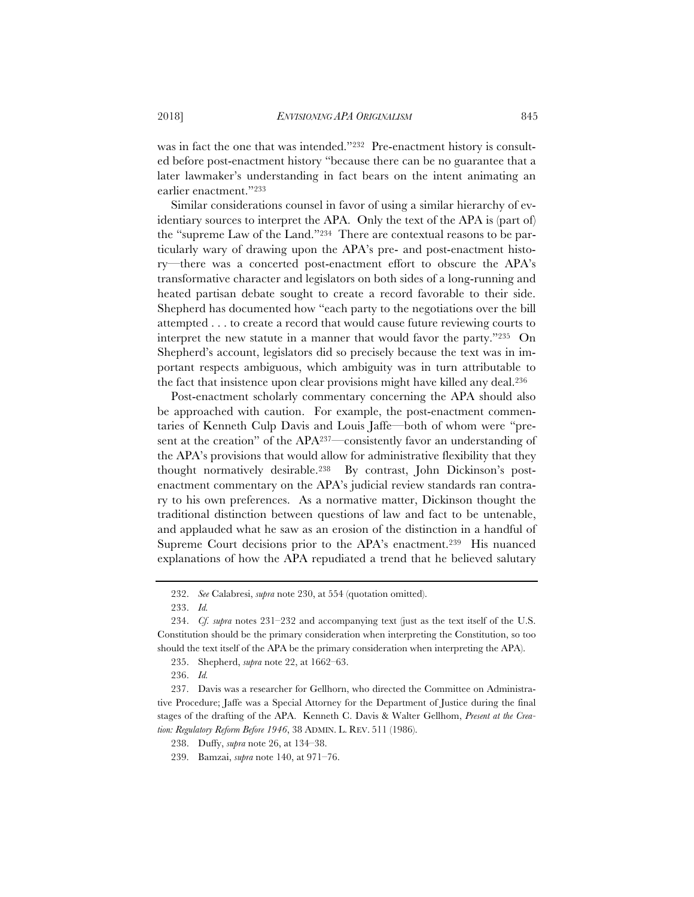was in fact the one that was intended."[232] Pre-enactment history is consulted before post-enactment history "because there can be no guarantee that a later lawmaker's understanding in fact bears on the intent animating an earlier enactment."[233]

Similar considerations counsel in favor of using a similar hierarchy of evidentiary sources to interpret the APA. Only the text of the APA is (part of) the "supreme Law of the Land."[234] There are contextual reasons to be particularly wary of drawing upon the APA's pre- and post-enactment history—there was a concerted post-enactment effort to obscure the APA's transformative character and legislators on both sides of a long-running and heated partisan debate sought to create a record favorable to their side. Shepherd has documented how "each party to the negotiations over the bill attempted . . . to create a record that would cause future reviewing courts to interpret the new statute in a manner that would favor the party."[235] On Shepherd's account, legislators did so precisely because the text was in important respects ambiguous, which ambiguity was in turn attributable to the fact that insistence upon clear provisions might have killed any deal.[236]

Post-enactment scholarly commentary concerning the APA should also be approached with caution. For example, the post-enactment commentaries of Kenneth Culp Davis and Louis Jaffe—both of whom were "present at the creation" of the APA[237]—consistently favor an understanding of the APA's provisions that would allow for administrative flexibility that they thought normatively desirable.[238] By contrast, John Dickinson's post-enactment commentary on the APA's judicial review standards ran contrary to his own preferences. As a normative matter, Dickinson thought the traditional distinction between questions of law and fact to be untenable, and applauded what he saw as an erosion of the distinction in a handful of Supreme Court decisions prior to the APA's enactment.[239] His nuanced explanations of how the APA repudiated a trend that he believed salutary

---

232. *See* Calabresi, *supra* note 230, at 554 (quotation omitted).

233. *Id.*

234. *Cf. supra* notes 231–232 and accompanying text (just as the text itself of the U.S. Constitution should be the primary consideration when interpreting the Constitution, so too should the text itself of the APA be the primary consideration when interpreting the APA).

235. Shepherd, *supra* note 22, at 1662–63.

236. *Id.*

237. Davis was a researcher for Gellhorn, who directed the Committee on Administrative Procedure; Jaffe was a Special Attorney for the Department of Justice during the final stages of the drafting of the APA. Kenneth C. Davis & Walter Gellhorn, *Present at the Creation: Regulatory Reform Before 1946*, 38 ADMIN. L. REV. 511 (1986).

238. Duffy, *supra* note 26, at 134–38.

239. Bamzai, *supra* note 140, at 971–76.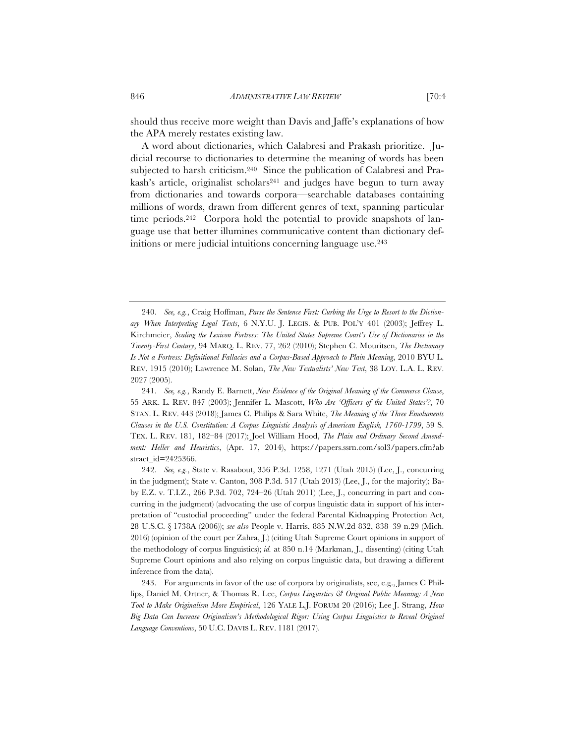should thus receive more weight than Davis and Jaffe's explanations of how the APA merely restates existing law.

A word about dictionaries, which Calabresi and Prakash prioritize. Judicial recourse to dictionaries to determine the meaning of words has been subjected to harsh criticism.[240] Since the publication of Calabresi and Prakash's article, originalist scholars[241] and judges have begun to turn away from dictionaries and towards corpora—searchable databases containing millions of words, drawn from different genres of text, spanning particular time periods.[242] Corpora hold the potential to provide snapshots of language use that better illumines communicative content than dictionary definitions or mere judicial intuitions concerning language use.[243]

---

240. *See, e.g.*, Craig Hoffman, *Parse the Sentence First: Curbing the Urge to Resort to the Dictionary When Interpreting Legal Texts*, 6 N.Y.U. J. LEGIS. & PUB. POL'Y 401 (2003); Jeffrey L. Kirchmeier, *Scaling the Lexicon Fortress: The United States Supreme Court's Use of Dictionaries in the Twenty-First Century*, 94 MARQ. L. REV. 77, 262 (2010); Stephen C. Mouritsen, *The Dictionary Is Not a Fortress: Definitional Fallacies and a Corpus-Based Approach to Plain Meaning*, 2010 BYU L. REV. 1915 (2010); Lawrence M. Solan, *The New Textualists' New Text*, 38 LOY. L.A. L. REV. 2027 (2005).

241. *See, e.g.*, Randy E. Barnett, *New Evidence of the Original Meaning of the Commerce Clause*, 55 ARK. L. REV. 847 (2003); Jennifer L. Mascott, *Who Are 'Officers of the United States'?*, 70 STAN. L. REV. 443 (2018); James C. Philips & Sara White, *The Meaning of the Three Emoluments Clauses in the U.S. Constitution: A Corpus Linguistic Analysis of American English, 1760-1799*, 59 S. TEX. L. REV. 181, 182–84 (2017); Joel William Hood, *The Plain and Ordinary Second Amendment: Heller and Heuristics*, (Apr. 17, 2014), https://papers.ssrn.com/sol3/papers.cfm?abstract_id=2425366.

242. *See, e.g.*, State v. Rasabout, 356 P.3d. 1258, 1271 (Utah 2015) (Lee, J., concurring in the judgment); State v. Canton, 308 P.3d. 517 (Utah 2013) (Lee, J., for the majority); Baby E.Z. v. T.I.Z., 266 P.3d. 702, 724–26 (Utah 2011) (Lee, J., concurring in part and concurring in the judgment) (advocating the use of corpus linguistic data in support of his interpretation of "custodial proceeding" under the federal Parental Kidnapping Protection Act, 28 U.S.C. § 1738A (2006)); *see also* People v. Harris, 885 N.W.2d 832, 838–39 n.29 (Mich. 2016) (opinion of the court per Zahra, J.) (citing Utah Supreme Court opinions in support of the methodology of corpus linguistics); *id.* at 850 n.14 (Markman, J., dissenting) (citing Utah Supreme Court opinions and also relying on corpus linguistic data, but drawing a different inference from the data).

243. For arguments in favor of the use of corpora by originalists, see, e.g., James C Phillips, Daniel M. Ortner, & Thomas R. Lee, *Corpus Linguistics & Original Public Meaning: A New Tool to Make Originalism More Empirical*, 126 YALE L.J. FORUM 20 (2016); Lee J. Strang, *How Big Data Can Increase Originalism's Methodological Rigor: Using Corpus Linguistics to Reveal Original Language Conventions*, 50 U.C. DAVIS L. REV. 1181 (2017).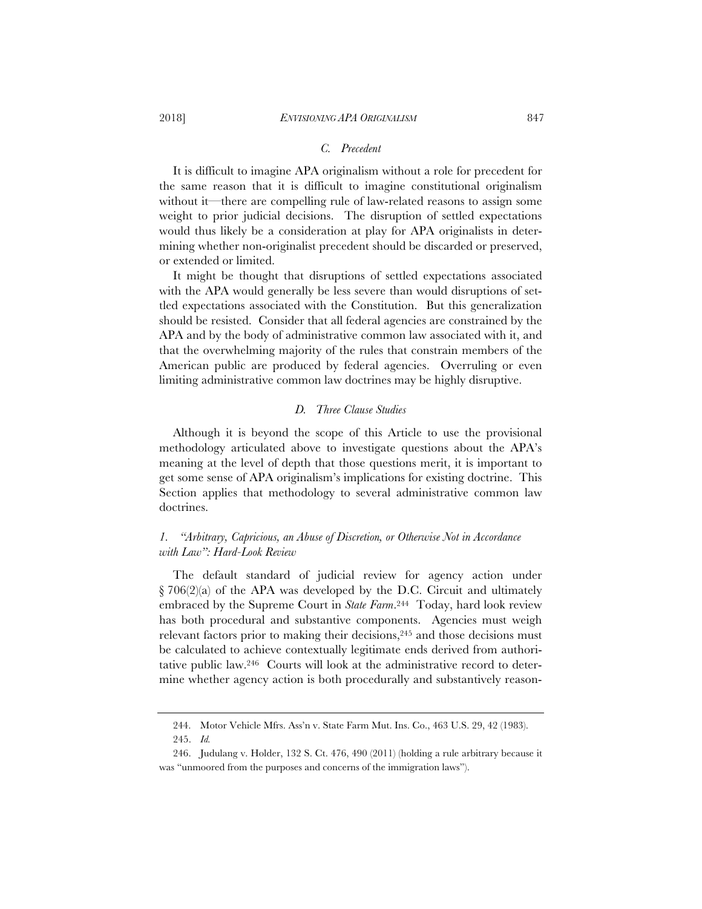### *C. Precedent*

It is difficult to imagine APA originalism without a role for precedent for the same reason that it is difficult to imagine constitutional originalism without it—there are compelling rule of law-related reasons to assign some weight to prior judicial decisions. The disruption of settled expectations would thus likely be a consideration at play for APA originalists in determining whether non-originalist precedent should be discarded or preserved, or extended or limited.

It might be thought that disruptions of settled expectations associated with the APA would generally be less severe than would disruptions of settled expectations associated with the Constitution. But this generalization should be resisted. Consider that all federal agencies are constrained by the APA and by the body of administrative common law associated with it, and that the overwhelming majority of the rules that constrain members of the American public are produced by federal agencies. Overruling or even limiting administrative common law doctrines may be highly disruptive.

### *D. Three Clause Studies*

Although it is beyond the scope of this Article to use the provisional methodology articulated above to investigate questions about the APA's meaning at the level of depth that those questions merit, it is important to get some sense of APA originalism's implications for existing doctrine. This Section applies that methodology to several administrative common law doctrines.

#### *1. "Arbitrary, Capricious, an Abuse of Discretion, or Otherwise Not in Accordance with Law": Hard-Look Review*

The default standard of judicial review for agency action under § 706(2)(a) of the APA was developed by the D.C. Circuit and ultimately embraced by the Supreme Court in *State Farm*.[244] Today, hard look review has both procedural and substantive components. Agencies must weigh relevant factors prior to making their decisions,[245] and those decisions must be calculated to achieve contextually legitimate ends derived from authoritative public law.[246] Courts will look at the administrative record to determine whether agency action is both procedurally and substantively reason-

---

244. Motor Vehicle Mfrs. Ass'n v. State Farm Mut. Ins. Co., 463 U.S. 29, 42 (1983).

245. *Id.*

246. Judulang v. Holder, 132 S. Ct. 476, 490 (2011) (holding a rule arbitrary because it was "unmoored from the purposes and concerns of the immigration laws").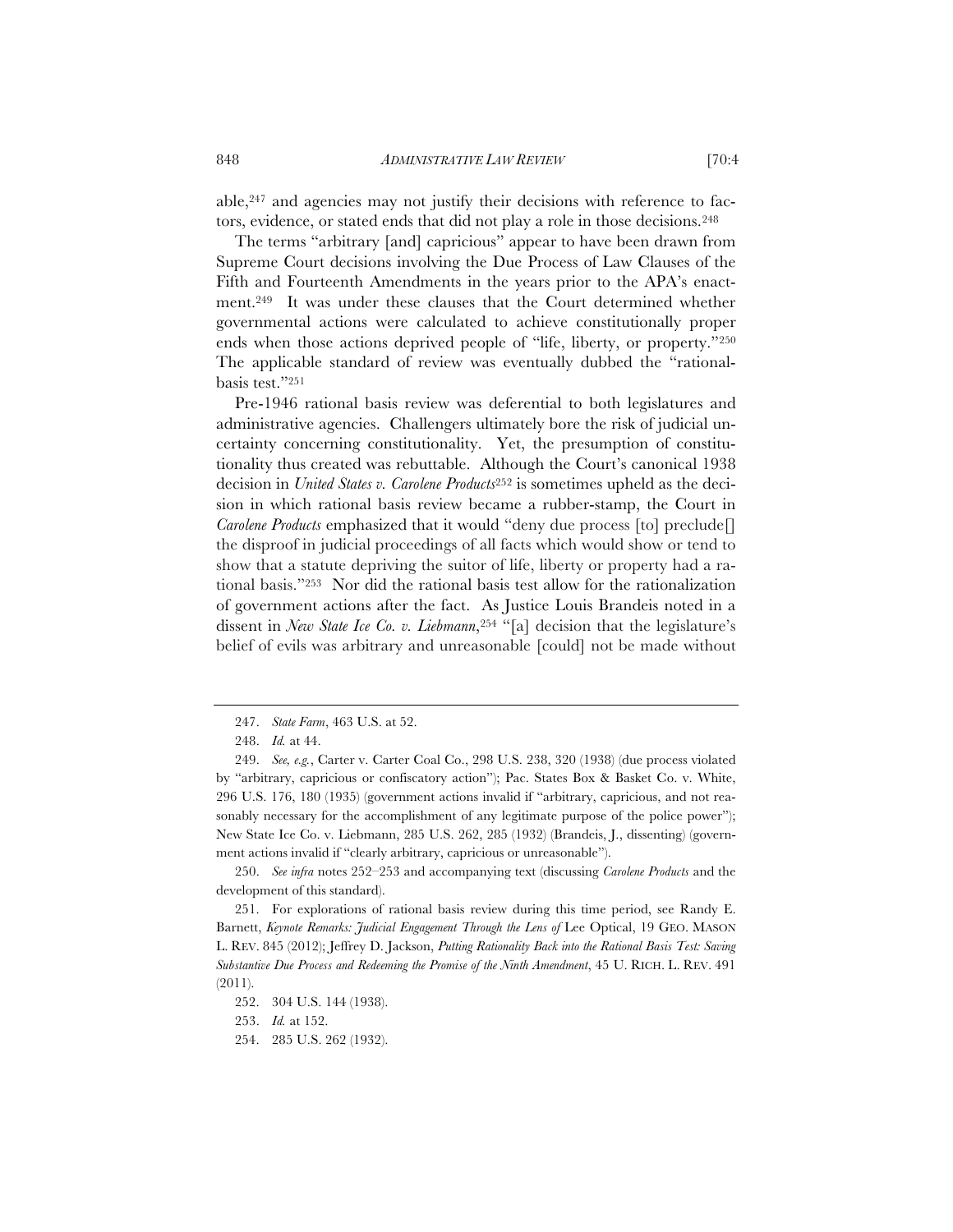able,[247] and agencies may not justify their decisions with reference to factors, evidence, or stated ends that did not play a role in those decisions.[248]

The terms "arbitrary [and] capricious" appear to have been drawn from Supreme Court decisions involving the Due Process of Law Clauses of the Fifth and Fourteenth Amendments in the years prior to the APA's enactment.[249] It was under these clauses that the Court determined whether governmental actions were calculated to achieve constitutionally proper ends when those actions deprived people of "life, liberty, or property."[250] The applicable standard of review was eventually dubbed the "rational-basis test."[251]

Pre-1946 rational basis review was deferential to both legislatures and administrative agencies. Challengers ultimately bore the risk of judicial uncertainty concerning constitutionality. Yet, the presumption of constitutionality thus created was rebuttable. Although the Court's canonical 1938 decision in *United States v. Carolene Products*[252] is sometimes upheld as the decision in which rational basis review became a rubber-stamp, the Court in *Carolene Products* emphasized that it would "deny due process [to] preclude[] the disproof in judicial proceedings of all facts which would show or tend to show that a statute depriving the suitor of life, liberty or property had a rational basis."[253] Nor did the rational basis test allow for the rationalization of government actions after the fact. As Justice Louis Brandeis noted in a dissent in *New State Ice Co. v. Liebmann*,[254] "[a] decision that the legislature's belief of evils was arbitrary and unreasonable [could] not be made without

---

247. *State Farm*, 463 U.S. at 52.

248. *Id.* at 44.

249. *See, e.g.*, Carter v. Carter Coal Co., 298 U.S. 238, 320 (1938) (due process violated by "arbitrary, capricious or confiscatory action"); Pac. States Box & Basket Co. v. White, 296 U.S. 176, 180 (1935) (government actions invalid if "arbitrary, capricious, and not reasonably necessary for the accomplishment of any legitimate purpose of the police power"); New State Ice Co. v. Liebmann, 285 U.S. 262, 285 (1932) (Brandeis, J., dissenting) (government actions invalid if "clearly arbitrary, capricious or unreasonable").

250. *See infra* notes 252–253 and accompanying text (discussing *Carolene Products* and the development of this standard).

251. For explorations of rational basis review during this time period, see Randy E. Barnett, *Keynote Remarks: Judicial Engagement Through the Lens of* Lee Optical, 19 GEO. MASON L. REV. 845 (2012); Jeffrey D. Jackson, *Putting Rationality Back into the Rational Basis Test: Saving Substantive Due Process and Redeeming the Promise of the Ninth Amendment*, 45 U. RICH. L. REV. 491 (2011).

252. 304 U.S. 144 (1938).

253. *Id.* at 152.

254. 285 U.S. 262 (1932).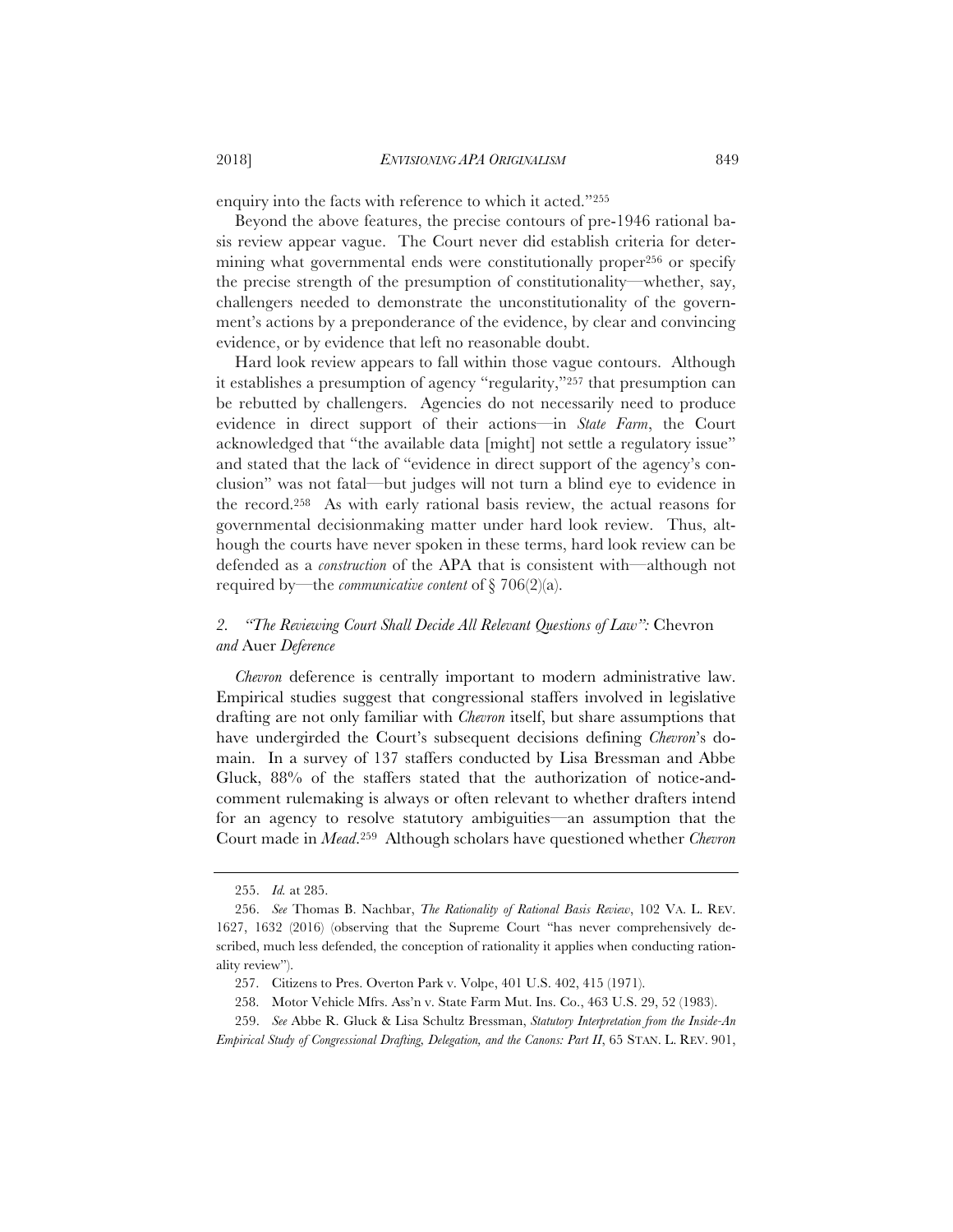enquiry into the facts with reference to which it acted."[255]

Beyond the above features, the precise contours of pre-1946 rational basis review appear vague. The Court never did establish criteria for determining what governmental ends were constitutionally proper[256] or specify the precise strength of the presumption of constitutionality—whether, say, challengers needed to demonstrate the unconstitutionality of the government's actions by a preponderance of the evidence, by clear and convincing evidence, or by evidence that left no reasonable doubt.

Hard look review appears to fall within those vague contours. Although it establishes a presumption of agency "regularity,"[257] that presumption can be rebutted by challengers. Agencies do not necessarily need to produce evidence in direct support of their actions—in *State Farm*, the Court acknowledged that "the available data [might] not settle a regulatory issue" and stated that the lack of "evidence in direct support of the agency's conclusion" was not fatal—but judges will not turn a blind eye to evidence in the record.[258] As with early rational basis review, the actual reasons for governmental decisionmaking matter under hard look review. Thus, although the courts have never spoken in these terms, hard look review can be defended as a *construction* of the APA that is consistent with—although not required by—the *communicative content* of § 706(2)(a).

### *2. "The Reviewing Court Shall Decide All Relevant Questions of Law":* Chevron *and* Auer *Deference*

*Chevron* deference is centrally important to modern administrative law. Empirical studies suggest that congressional staffers involved in legislative drafting are not only familiar with *Chevron* itself, but share assumptions that have undergirded the Court's subsequent decisions defining *Chevron*'s domain. In a survey of 137 staffers conducted by Lisa Bressman and Abbe Gluck, 88% of the staffers stated that the authorization of notice-and-comment rulemaking is always or often relevant to whether drafters intend for an agency to resolve statutory ambiguities—an assumption that the Court made in *Mead*.[259] Although scholars have questioned whether *Chevron*

---

255. *Id.* at 285.

256. *See* Thomas B. Nachbar, *The Rationality of Rational Basis Review*, 102 VA. L. REV. 1627, 1632 (2016) (observing that the Supreme Court "has never comprehensively described, much less defended, the conception of rationality it applies when conducting rationality review").

257. Citizens to Pres. Overton Park v. Volpe, 401 U.S. 402, 415 (1971).

258. Motor Vehicle Mfrs. Ass'n v. State Farm Mut. Ins. Co., 463 U.S. 29, 52 (1983).

259. *See* Abbe R. Gluck & Lisa Schultz Bressman, *Statutory Interpretation from the Inside-An Empirical Study of Congressional Drafting, Delegation, and the Canons: Part II*, 65 STAN. L. REV. 901,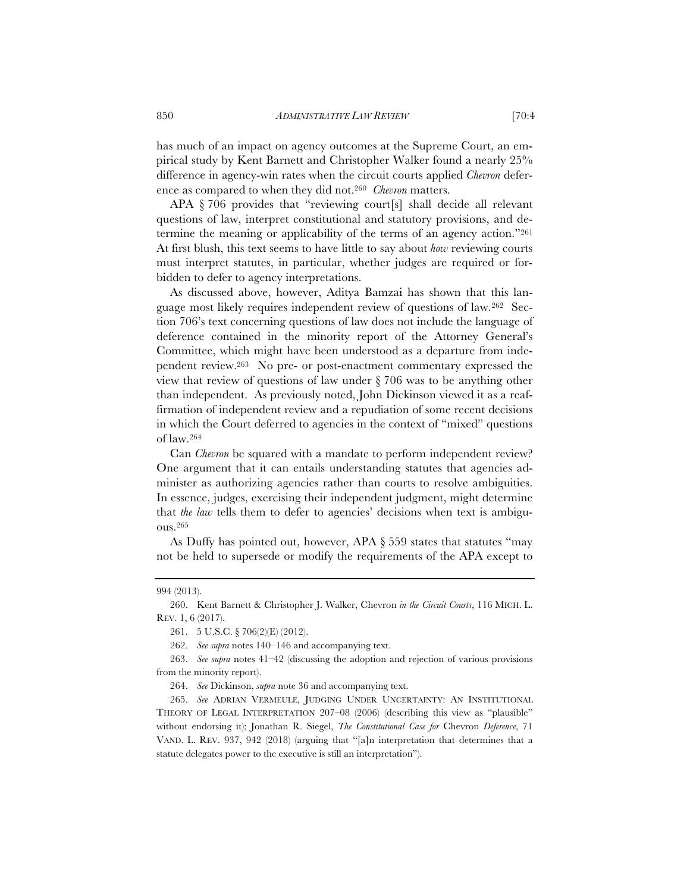has much of an impact on agency outcomes at the Supreme Court, an empirical study by Kent Barnett and Christopher Walker found a nearly 25% difference in agency-win rates when the circuit courts applied *Chevron* deference as compared to when they did not.[260] *Chevron* matters.

APA § 706 provides that "reviewing court[s] shall decide all relevant questions of law, interpret constitutional and statutory provisions, and determine the meaning or applicability of the terms of an agency action."[261] At first blush, this text seems to have little to say about *how* reviewing courts must interpret statutes, in particular, whether judges are required or forbidden to defer to agency interpretations.

As discussed above, however, Aditya Bamzai has shown that this language most likely requires independent review of questions of law.[262] Section 706's text concerning questions of law does not include the language of deference contained in the minority report of the Attorney General's Committee, which might have been understood as a departure from independent review.[263] No pre- or post-enactment commentary expressed the view that review of questions of law under § 706 was to be anything other than independent. As previously noted, John Dickinson viewed it as a reaffirmation of independent review and a repudiation of some recent decisions in which the Court deferred to agencies in the context of "mixed" questions of law.[264]

Can *Chevron* be squared with a mandate to perform independent review? One argument that it can entails understanding statutes that agencies administer as authorizing agencies rather than courts to resolve ambiguities. In essence, judges, exercising their independent judgment, might determine that *the law* tells them to defer to agencies' decisions when text is ambiguous.[265]

As Duffy has pointed out, however, APA § 559 states that statutes "may not be held to supersede or modify the requirements of the APA except to

---

994 (2013).

260. Kent Barnett & Christopher J. Walker, Chevron *in the Circuit Courts*, 116 MICH. L. REV. 1, 6 (2017).

261. 5 U.S.C. § 706(2)(E) (2012).

262. *See supra* notes 140–146 and accompanying text.

263. *See supra* notes 41–42 (discussing the adoption and rejection of various provisions from the minority report).

264. *See* Dickinson, *supra* note 36 and accompanying text.

265. *See* ADRIAN VERMEULE, JUDGING UNDER UNCERTAINTY: AN INSTITUTIONAL THEORY OF LEGAL INTERPRETATION 207–08 (2006) (describing this view as "plausible" without endorsing it); Jonathan R. Siegel, *The Constitutional Case for* Chevron *Deference*, 71 VAND. L. REV. 937, 942 (2018) (arguing that "[a]n interpretation that determines that a statute delegates power to the executive is still an interpretation").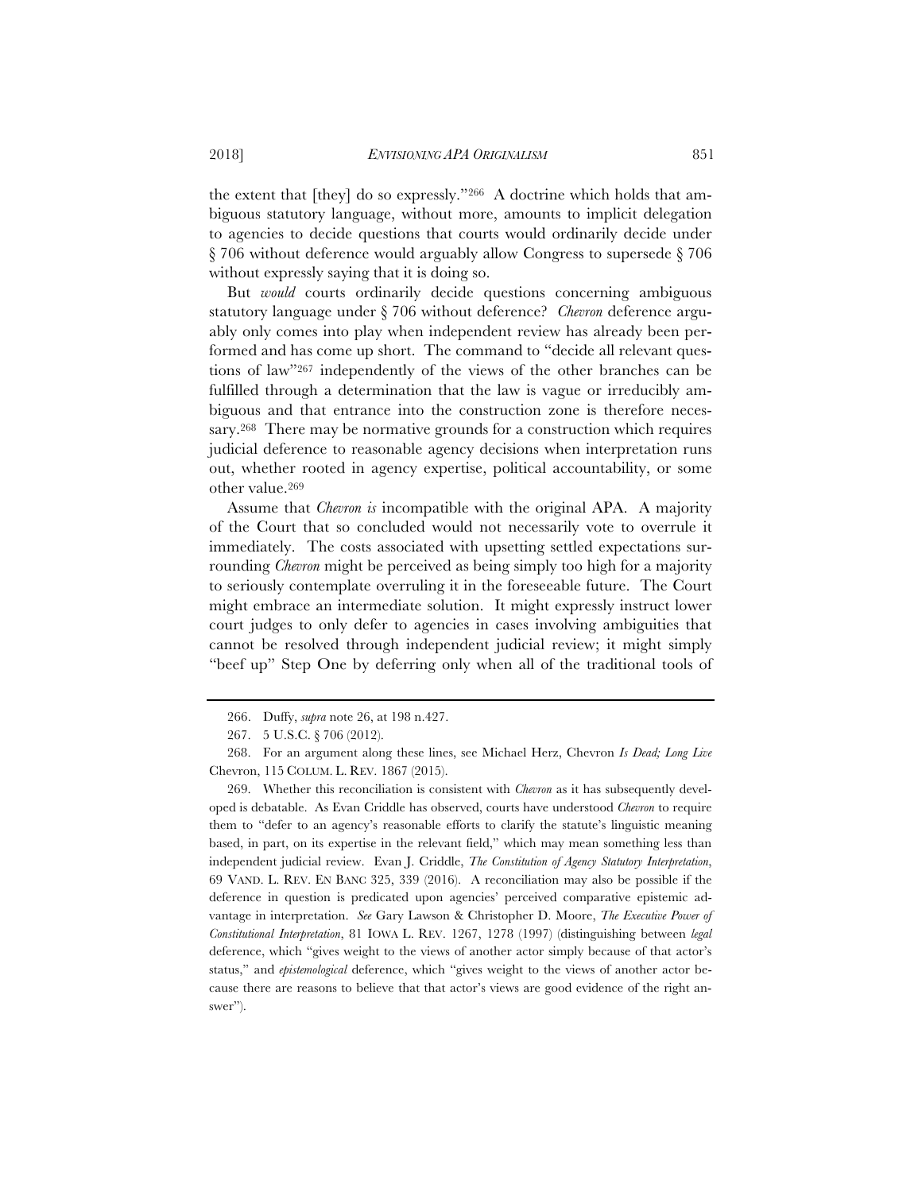the extent that [they] do so expressly."[266] A doctrine which holds that ambiguous statutory language, without more, amounts to implicit delegation to agencies to decide questions that courts would ordinarily decide under § 706 without deference would arguably allow Congress to supersede § 706 without expressly saying that it is doing so.

But *would* courts ordinarily decide questions concerning ambiguous statutory language under § 706 without deference? *Chevron* deference arguably only comes into play when independent review has already been performed and has come up short. The command to "decide all relevant questions of law"[267] independently of the views of the other branches can be fulfilled through a determination that the law is vague or irreducibly ambiguous and that entrance into the construction zone is therefore necessary.[268] There may be normative grounds for a construction which requires judicial deference to reasonable agency decisions when interpretation runs out, whether rooted in agency expertise, political accountability, or some other value.[269]

Assume that *Chevron is* incompatible with the original APA. A majority of the Court that so concluded would not necessarily vote to overrule it immediately. The costs associated with upsetting settled expectations surrounding *Chevron* might be perceived as being simply too high for a majority to seriously contemplate overruling it in the foreseeable future. The Court might embrace an intermediate solution. It might expressly instruct lower court judges to only defer to agencies in cases involving ambiguities that cannot be resolved through independent judicial review; it might simply "beef up" Step One by deferring only when all of the traditional tools of

---

266. Duffy, *supra* note 26, at 198 n.427.

267. 5 U.S.C. § 706 (2012).

268. For an argument along these lines, see Michael Herz, Chevron *Is Dead; Long Live* Chevron, 115 COLUM. L. REV. 1867 (2015).

269. Whether this reconciliation is consistent with *Chevron* as it has subsequently developed is debatable. As Evan Criddle has observed, courts have understood *Chevron* to require them to "defer to an agency's reasonable efforts to clarify the statute's linguistic meaning based, in part, on its expertise in the relevant field," which may mean something less than independent judicial review. Evan J. Criddle, *The Constitution of Agency Statutory Interpretation*, 69 VAND. L. REV. EN BANC 325, 339 (2016). A reconciliation may also be possible if the deference in question is predicated upon agencies' perceived comparative epistemic advantage in interpretation. *See* Gary Lawson & Christopher D. Moore, *The Executive Power of Constitutional Interpretation*, 81 IOWA L. REV. 1267, 1278 (1997) (distinguishing between *legal* deference, which "gives weight to the views of another actor simply because of that actor's status," and *epistemological* deference, which "gives weight to the views of another actor because there are reasons to believe that that actor's views are good evidence of the right answer").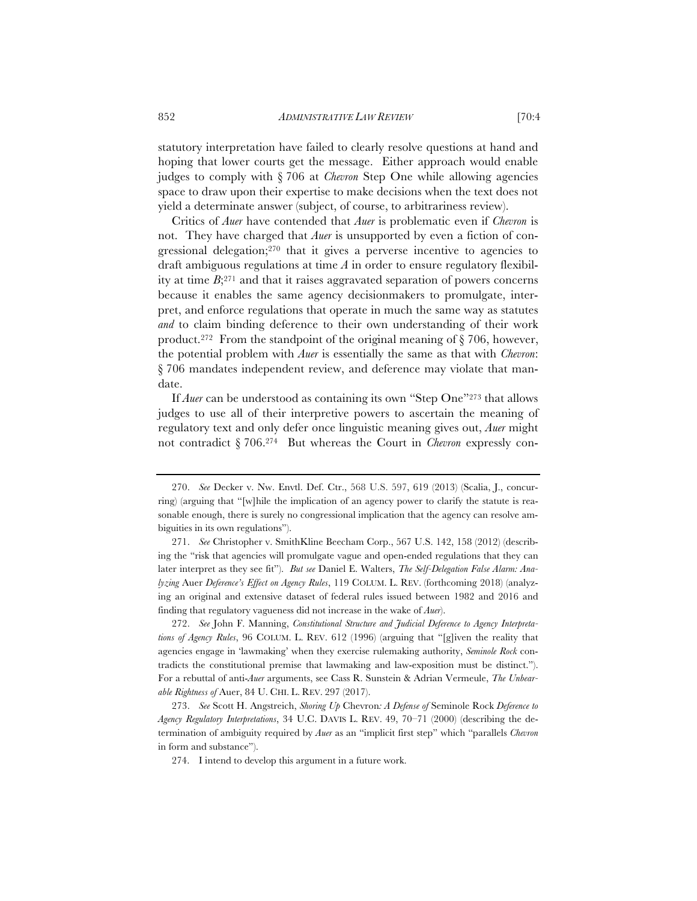statutory interpretation have failed to clearly resolve questions at hand and hoping that lower courts get the message. Either approach would enable judges to comply with § 706 at *Chevron* Step One while allowing agencies space to draw upon their expertise to make decisions when the text does not yield a determinate answer (subject, of course, to arbitrariness review).

Critics of *Auer* have contended that *Auer* is problematic even if *Chevron* is not. They have charged that *Auer* is unsupported by even a fiction of congressional delegation;[270] that it gives a perverse incentive to agencies to draft ambiguous regulations at time *A* in order to ensure regulatory flexibility at time *B*;[271] and that it raises aggravated separation of powers concerns because it enables the same agency decisionmakers to promulgate, interpret, and enforce regulations that operate in much the same way as statutes *and* to claim binding deference to their own understanding of their work product.[272] From the standpoint of the original meaning of § 706, however, the potential problem with *Auer* is essentially the same as that with *Chevron*: § 706 mandates independent review, and deference may violate that mandate.

If *Auer* can be understood as containing its own "Step One"[273] that allows judges to use all of their interpretive powers to ascertain the meaning of regulatory text and only defer once linguistic meaning gives out, *Auer* might not contradict § 706.[274] But whereas the Court in *Chevron* expressly con-

---

270. *See* Decker v. Nw. Envtl. Def. Ctr., 568 U.S. 597, 619 (2013) (Scalia, J., concurring) (arguing that "[w]hile the implication of an agency power to clarify the statute is reasonable enough, there is surely no congressional implication that the agency can resolve ambiguities in its own regulations").

271. *See* Christopher v. SmithKline Beecham Corp., 567 U.S. 142, 158 (2012) (describing the "risk that agencies will promulgate vague and open-ended regulations that they can later interpret as they see fit"). *But see* Daniel E. Walters, *The Self-Delegation False Alarm: Analyzing* Auer *Deference's Effect on Agency Rules*, 119 COLUM. L. REV. (forthcoming 2018) (analyzing an original and extensive dataset of federal rules issued between 1982 and 2016 and finding that regulatory vagueness did not increase in the wake of *Auer*).

272. *See* John F. Manning, *Constitutional Structure and Judicial Deference to Agency Interpretations of Agency Rules*, 96 COLUM. L. REV. 612 (1996) (arguing that "[g]iven the reality that agencies engage in 'lawmaking' when they exercise rulemaking authority, *Seminole Rock* contradicts the constitutional premise that lawmaking and law-exposition must be distinct."). For a rebuttal of anti-*Auer* arguments, see Cass R. Sunstein & Adrian Vermeule, *The Unbearable Rightness of* Auer, 84 U. CHI. L. REV. 297 (2017).

273. *See* Scott H. Angstreich, *Shoring Up* Chevron*: A Defense of* Seminole Rock *Deference to Agency Regulatory Interpretations*, 34 U.C. DAVIS L. REV. 49, 70–71 (2000) (describing the determination of ambiguity required by *Auer* as an "implicit first step" which "parallels *Chevron* in form and substance").

274. I intend to develop this argument in a future work.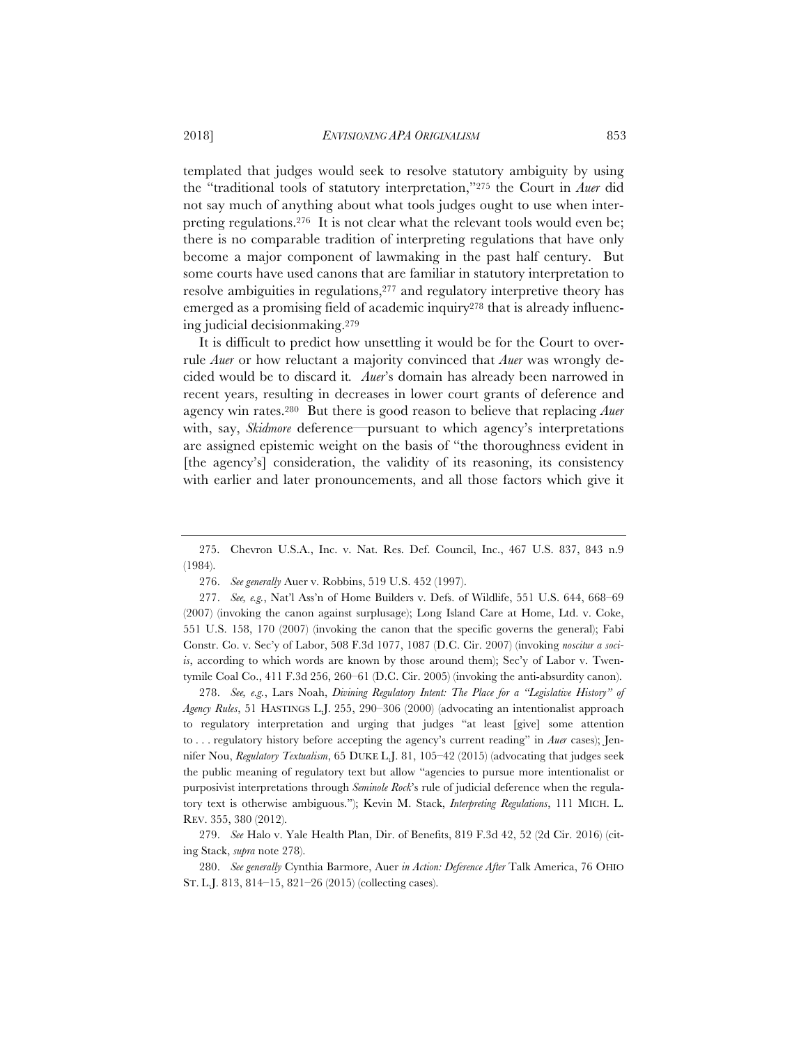templated that judges would seek to resolve statutory ambiguity by using the "traditional tools of statutory interpretation,"[275] the Court in *Auer* did not say much of anything about what tools judges ought to use when interpreting regulations.[276] It is not clear what the relevant tools would even be; there is no comparable tradition of interpreting regulations that have only become a major component of lawmaking in the past half century. But some courts have used canons that are familiar in statutory interpretation to resolve ambiguities in regulations,[277] and regulatory interpretive theory has emerged as a promising field of academic inquiry[278] that is already influencing judicial decisionmaking.[279]

It is difficult to predict how unsettling it would be for the Court to overrule *Auer* or how reluctant a majority convinced that *Auer* was wrongly decided would be to discard it. *Auer*'s domain has already been narrowed in recent years, resulting in decreases in lower court grants of deference and agency win rates.[280] But there is good reason to believe that replacing *Auer* with, say, *Skidmore* deference—pursuant to which agency's interpretations are assigned epistemic weight on the basis of "the thoroughness evident in [the agency's] consideration, the validity of its reasoning, its consistency with earlier and later pronouncements, and all those factors which give it

---

275. Chevron U.S.A., Inc. v. Nat. Res. Def. Council, Inc., 467 U.S. 837, 843 n.9 (1984).

276. *See generally* Auer v. Robbins, 519 U.S. 452 (1997).

277. *See, e.g.*, Nat'l Ass'n of Home Builders v. Defs. of Wildlife, 551 U.S. 644, 668–69 (2007) (invoking the canon against surplusage); Long Island Care at Home, Ltd. v. Coke, 551 U.S. 158, 170 (2007) (invoking the canon that the specific governs the general); Fabi Constr. Co. v. Sec'y of Labor, 508 F.3d 1077, 1087 (D.C. Cir. 2007) (invoking *noscitur a sociis*, according to which words are known by those around them); Sec'y of Labor v. Twentymile Coal Co., 411 F.3d 256, 260–61 (D.C. Cir. 2005) (invoking the anti-absurdity canon).

278. *See, e.g.*, Lars Noah, *Divining Regulatory Intent: The Place for a "Legislative History" of Agency Rules*, 51 HASTINGS L.J. 255, 290–306 (2000) (advocating an intentionalist approach to regulatory interpretation and urging that judges "at least [give] some attention to . . . regulatory history before accepting the agency's current reading" in *Auer* cases); Jennifer Nou, *Regulatory Textualism*, 65 DUKE L.J. 81, 105–42 (2015) (advocating that judges seek the public meaning of regulatory text but allow "agencies to pursue more intentionalist or purposivist interpretations through *Seminole Rock*'s rule of judicial deference when the regulatory text is otherwise ambiguous."); Kevin M. Stack, *Interpreting Regulations*, 111 MICH. L. REV. 355, 380 (2012).

279. *See* Halo v. Yale Health Plan, Dir. of Benefits, 819 F.3d 42, 52 (2d Cir. 2016) (citing Stack, *supra* note 278).

280. *See generally* Cynthia Barmore, Auer *in Action: Deference After* Talk America, 76 OHIO ST. L.J. 813, 814–15, 821–26 (2015) (collecting cases).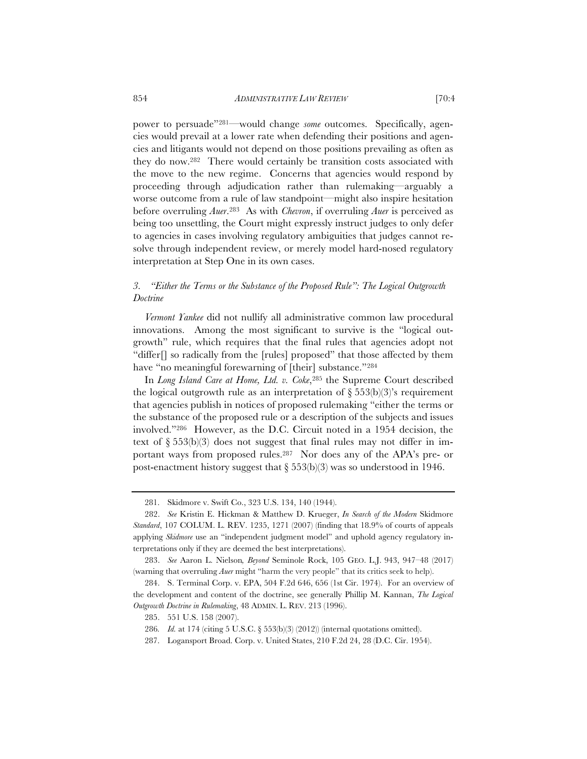power to persuade"[281]—would change *some* outcomes. Specifically, agencies would prevail at a lower rate when defending their positions and agencies and litigants would not depend on those positions prevailing as often as they do now.[282] There would certainly be transition costs associated with the move to the new regime. Concerns that agencies would respond by proceeding through adjudication rather than rulemaking—arguably a worse outcome from a rule of law standpoint—might also inspire hesitation before overruling *Auer*.[283] As with *Chevron*, if overruling *Auer* is perceived as being too unsettling, the Court might expressly instruct judges to only defer to agencies in cases involving regulatory ambiguities that judges cannot resolve through independent review, or merely model hard-nosed regulatory interpretation at Step One in its own cases.

### 3. *"Either the Terms or the Substance of the Proposed Rule": The Logical Outgrowth Doctrine*

*Vermont Yankee* did not nullify all administrative common law procedural innovations. Among the most significant to survive is the "logical outgrowth" rule, which requires that the final rules that agencies adopt not "differ[] so radically from the [rules] proposed" that those affected by them have "no meaningful forewarning of [their] substance."[284]

In *Long Island Care at Home, Ltd. v. Coke*,[285] the Supreme Court described the logical outgrowth rule as an interpretation of § 553(b)(3)'s requirement that agencies publish in notices of proposed rulemaking "either the terms or the substance of the proposed rule or a description of the subjects and issues involved."[286] However, as the D.C. Circuit noted in a 1954 decision, the text of § 553(b)(3) does not suggest that final rules may not differ in important ways from proposed rules.[287] Nor does any of the APA's pre- or post-enactment history suggest that § 553(b)(3) was so understood in 1946.

---

281. Skidmore v. Swift Co., 323 U.S. 134, 140 (1944).

282. *See* Kristin E. Hickman & Matthew D. Krueger, *In Search of the Modern* Skidmore *Standard*, 107 COLUM. L. REV. 1235, 1271 (2007) (finding that 18.9% of courts of appeals applying *Skidmore* use an "independent judgment model" and uphold agency regulatory interpretations only if they are deemed the best interpretations).

283. *See* Aaron L. Nielson, *Beyond* Seminole Rock, 105 GEO. L.J. 943, 947–48 (2017) (warning that overruling *Auer* might "harm the very people" that its critics seek to help).

284. S. Terminal Corp. v. EPA, 504 F.2d 646, 656 (1st Cir. 1974). For an overview of the development and content of the doctrine, see generally Phillip M. Kannan, *The Logical Outgrowth Doctrine in Rulemaking*, 48 ADMIN. L. REV. 213 (1996).

285. 551 U.S. 158 (2007).

286. *Id.* at 174 (citing 5 U.S.C. § 553(b)(3) (2012)) (internal quotations omitted).

287. Logansport Broad. Corp. v. United States, 210 F.2d 24, 28 (D.C. Cir. 1954).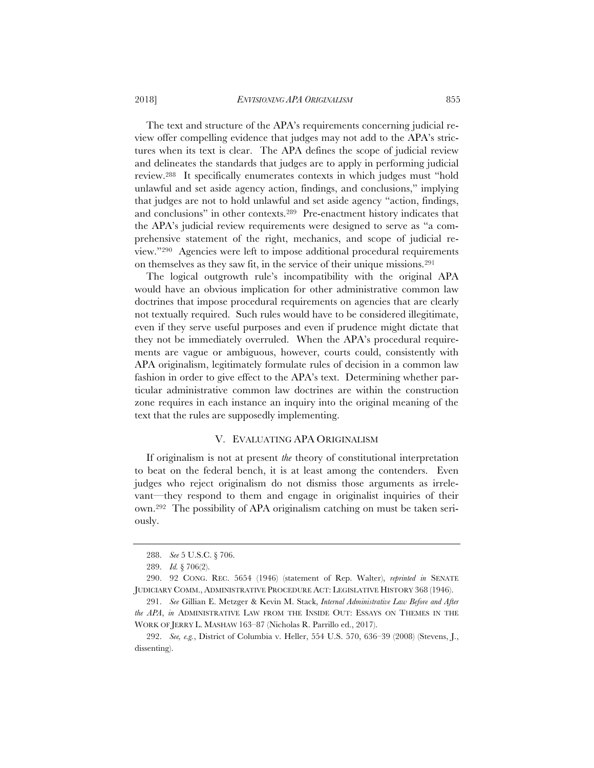The text and structure of the APA's requirements concerning judicial review offer compelling evidence that judges may not add to the APA's strictures when its text is clear. The APA defines the scope of judicial review and delineates the standards that judges are to apply in performing judicial review.[288] It specifically enumerates contexts in which judges must "hold unlawful and set aside agency action, findings, and conclusions," implying that judges are not to hold unlawful and set aside agency "action, findings, and conclusions" in other contexts.[289] Pre-enactment history indicates that the APA's judicial review requirements were designed to serve as "a comprehensive statement of the right, mechanics, and scope of judicial review."[290] Agencies were left to impose additional procedural requirements on themselves as they saw fit, in the service of their unique missions.[291]

The logical outgrowth rule's incompatibility with the original APA would have an obvious implication for other administrative common law doctrines that impose procedural requirements on agencies that are clearly not textually required. Such rules would have to be considered illegitimate, even if they serve useful purposes and even if prudence might dictate that they not be immediately overruled. When the APA's procedural requirements are vague or ambiguous, however, courts could, consistently with APA originalism, legitimately formulate rules of decision in a common law fashion in order to give effect to the APA's text. Determining whether particular administrative common law doctrines are within the construction zone requires in each instance an inquiry into the original meaning of the text that the rules are supposedly implementing.

## V. EVALUATING APA ORIGINALISM

If originalism is not at present *the* theory of constitutional interpretation to beat on the federal bench, it is at least among the contenders. Even judges who reject originalism do not dismiss those arguments as irrelevant—they respond to them and engage in originalist inquiries of their own.[292] The possibility of APA originalism catching on must be taken seriously.

---

288. *See* 5 U.S.C. § 706.

289. *Id.* § 706(2).

290. 92 CONG. REC. 5654 (1946) (statement of Rep. Walter), *reprinted in* SENATE JUDICIARY COMM., ADMINISTRATIVE PROCEDURE ACT: LEGISLATIVE HISTORY 368 (1946).

291. *See* Gillian E. Metzger & Kevin M. Stack, *Internal Administrative Law Before and After the APA*, *in* ADMINISTRATIVE LAW FROM THE INSIDE OUT: ESSAYS ON THEMES IN THE WORK OF JERRY L. MASHAW 163–87 (Nicholas R. Parrillo ed., 2017).

292. *See, e.g.*, District of Columbia v. Heller, 554 U.S. 570, 636–39 (2008) (Stevens, J., dissenting).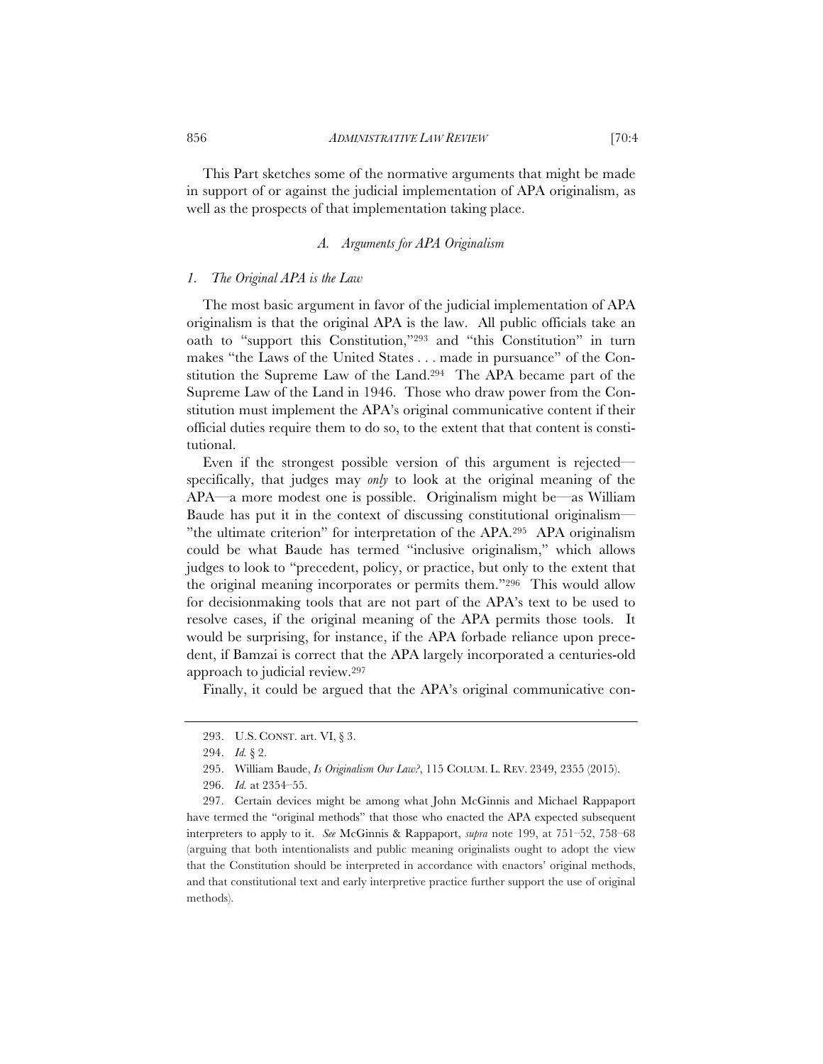This Part sketches some of the normative arguments that might be made in support of or against the judicial implementation of APA originalism, as well as the prospects of that implementation taking place.

### *A. Arguments for APA Originalism*

#### *1. The Original APA is the Law*

The most basic argument in favor of the judicial implementation of APA originalism is that the original APA is the law. All public officials take an oath to "support this Constitution,"[293] and "this Constitution" in turn makes "the Laws of the United States . . . made in pursuance" of the Constitution the Supreme Law of the Land.[294] The APA became part of the Supreme Law of the Land in 1946. Those who draw power from the Constitution must implement the APA's original communicative content if their official duties require them to do so, to the extent that that content is constitutional.

Even if the strongest possible version of this argument is rejected—specifically, that judges may *only* to look at the original meaning of the APA—a more modest one is possible. Originalism might be—as William Baude has put it in the context of discussing constitutional originalism—"the ultimate criterion" for interpretation of the APA.[295] APA originalism could be what Baude has termed "inclusive originalism," which allows judges to look to "precedent, policy, or practice, but only to the extent that the original meaning incorporates or permits them."[296] This would allow for decisionmaking tools that are not part of the APA's text to be used to resolve cases, if the original meaning of the APA permits those tools. It would be surprising, for instance, if the APA forbade reliance upon precedent, if Bamzai is correct that the APA largely incorporated a centuries-old approach to judicial review.[297]

Finally, it could be argued that the APA's original communicative con-

---

293. U.S. CONST. art. VI, § 3.

294. *Id.* § 2.

295. William Baude, *Is Originalism Our Law?*, 115 COLUM. L. REV. 2349, 2355 (2015).

296. *Id.* at 2354–55.

297. Certain devices might be among what John McGinnis and Michael Rappaport have termed the "original methods" that those who enacted the APA expected subsequent interpreters to apply to it. *See* McGinnis & Rappaport, *supra* note 199, at 751–52, 758–68 (arguing that both intentionalists and public meaning originalists ought to adopt the view that the Constitution should be interpreted in accordance with enactors' original methods, and that constitutional text and early interpretive practice further support the use of original methods).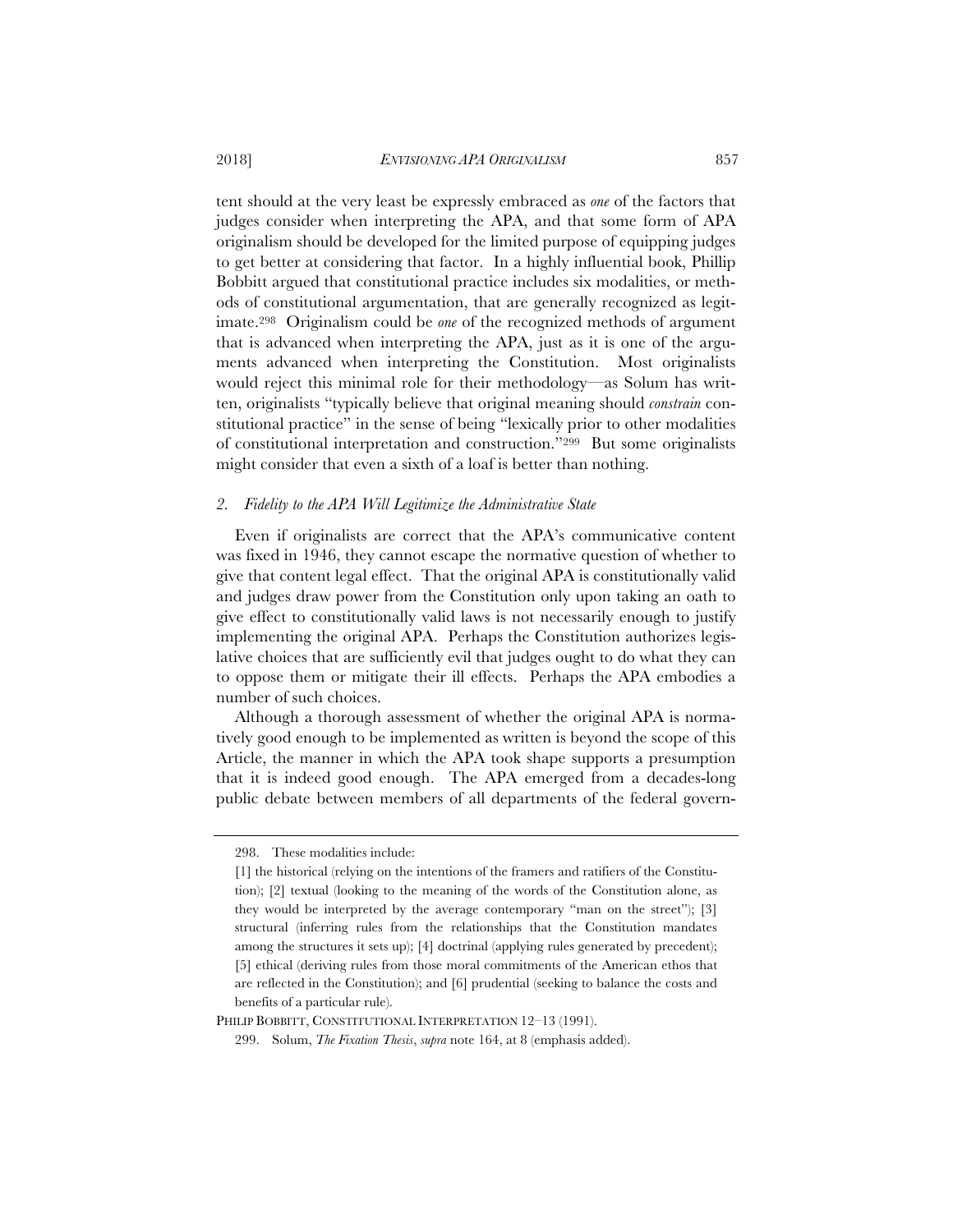tent should at the very least be expressly embraced as *one* of the factors that judges consider when interpreting the APA, and that some form of APA originalism should be developed for the limited purpose of equipping judges to get better at considering that factor. In a highly influential book, Phillip Bobbitt argued that constitutional practice includes six modalities, or methods of constitutional argumentation, that are generally recognized as legitimate.[298] Originalism could be *one* of the recognized methods of argument that is advanced when interpreting the APA, just as it is one of the arguments advanced when interpreting the Constitution. Most originalists would reject this minimal role for their methodology—as Solum has written, originalists "typically believe that original meaning should *constrain* constitutional practice" in the sense of being "lexically prior to other modalities of constitutional interpretation and construction."[299] But some originalists might consider that even a sixth of a loaf is better than nothing.

### *2. Fidelity to the APA Will Legitimize the Administrative State*

Even if originalists are correct that the APA's communicative content was fixed in 1946, they cannot escape the normative question of whether to give that content legal effect. That the original APA is constitutionally valid and judges draw power from the Constitution only upon taking an oath to give effect to constitutionally valid laws is not necessarily enough to justify implementing the original APA. Perhaps the Constitution authorizes legislative choices that are sufficiently evil that judges ought to do what they can to oppose them or mitigate their ill effects. Perhaps the APA embodies a number of such choices.

Although a thorough assessment of whether the original APA is normatively good enough to be implemented as written is beyond the scope of this Article, the manner in which the APA took shape supports a presumption that it is indeed good enough. The APA emerged from a decades-long public debate between members of all departments of the federal govern-

---

298. These modalities include:

> [1] the historical (relying on the intentions of the framers and ratifiers of the Constitution); [2] textual (looking to the meaning of the words of the Constitution alone, as they would be interpreted by the average contemporary "man on the street"); [3] structural (inferring rules from the relationships that the Constitution mandates among the structures it sets up); [4] doctrinal (applying rules generated by precedent); [5] ethical (deriving rules from those moral commitments of the American ethos that are reflected in the Constitution); and [6] prudential (seeking to balance the costs and benefits of a particular rule).

PHILIP BOBBITT, CONSTITUTIONAL INTERPRETATION 12–13 (1991).

299. Solum, *The Fixation Thesis*, *supra* note 164, at 8 (emphasis added).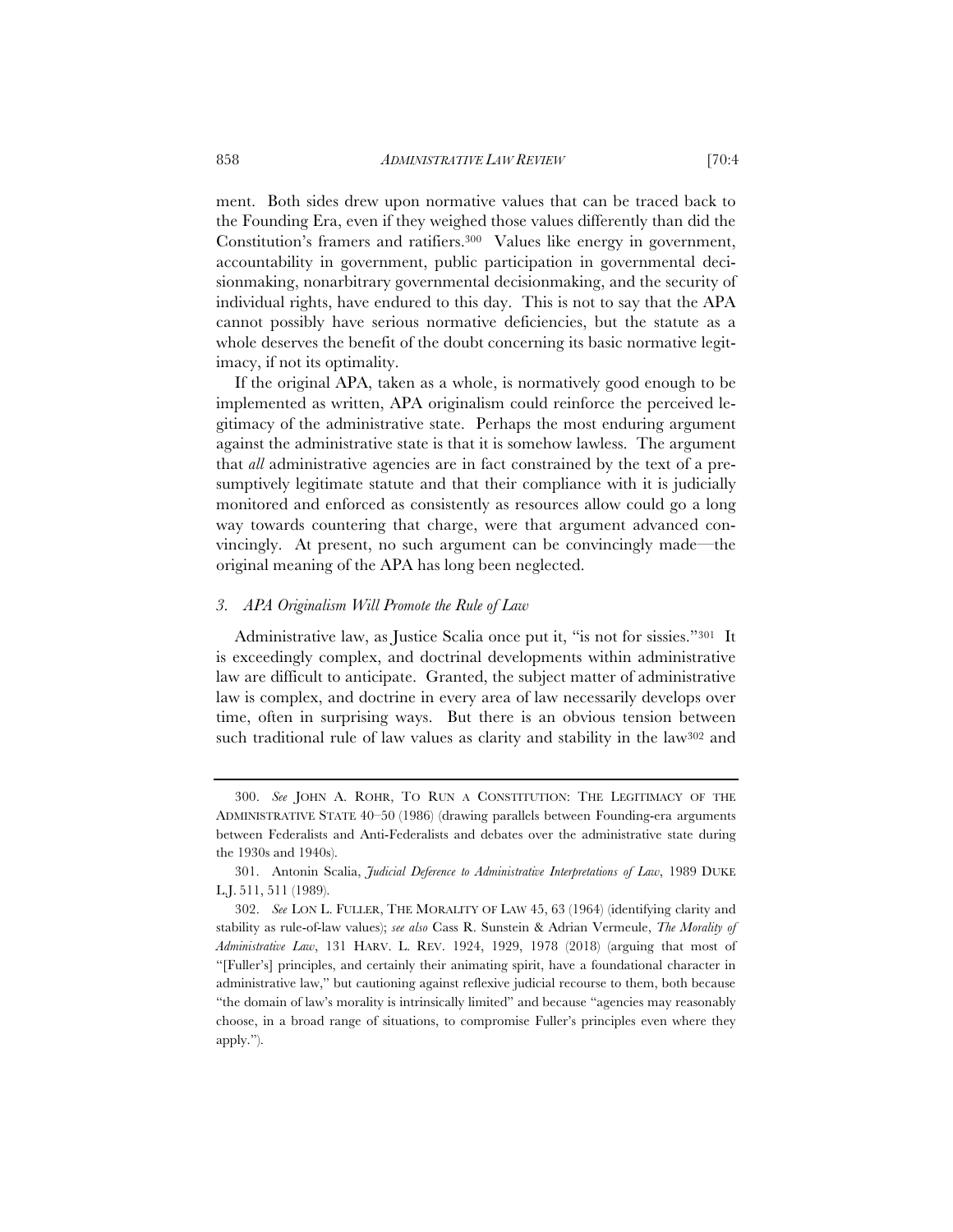ment. Both sides drew upon normative values that can be traced back to the Founding Era, even if they weighed those values differently than did the Constitution's framers and ratifiers.[300] Values like energy in government, accountability in government, public participation in governmental decisionmaking, nonarbitrary governmental decisionmaking, and the security of individual rights, have endured to this day. This is not to say that the APA cannot possibly have serious normative deficiencies, but the statute as a whole deserves the benefit of the doubt concerning its basic normative legitimacy, if not its optimality.

If the original APA, taken as a whole, is normatively good enough to be implemented as written, APA originalism could reinforce the perceived legitimacy of the administrative state. Perhaps the most enduring argument against the administrative state is that it is somehow lawless. The argument that *all* administrative agencies are in fact constrained by the text of a presumptively legitimate statute and that their compliance with it is judicially monitored and enforced as consistently as resources allow could go a long way towards countering that charge, were that argument advanced convincingly. At present, no such argument can be convincingly made—the original meaning of the APA has long been neglected.

### *3. APA Originalism Will Promote the Rule of Law*

Administrative law, as Justice Scalia once put it, "is not for sissies."[301] It is exceedingly complex, and doctrinal developments within administrative law are difficult to anticipate. Granted, the subject matter of administrative law is complex, and doctrine in every area of law necessarily develops over time, often in surprising ways. But there is an obvious tension between such traditional rule of law values as clarity and stability in the law[302] and

---

300. *See* JOHN A. ROHR, TO RUN A CONSTITUTION: THE LEGITIMACY OF THE ADMINISTRATIVE STATE 40–50 (1986) (drawing parallels between Founding-era arguments between Federalists and Anti-Federalists and debates over the administrative state during the 1930s and 1940s).

301. Antonin Scalia, *Judicial Deference to Administrative Interpretations of Law*, 1989 DUKE L.J. 511, 511 (1989).

302. *See* LON L. FULLER, THE MORALITY OF LAW 45, 63 (1964) (identifying clarity and stability as rule-of-law values); *see also* Cass R. Sunstein & Adrian Vermeule, *The Morality of Administrative Law*, 131 HARV. L. REV. 1924, 1929, 1978 (2018) (arguing that most of "[Fuller's] principles, and certainly their animating spirit, have a foundational character in administrative law," but cautioning against reflexive judicial recourse to them, both because "the domain of law's morality is intrinsically limited" and because "agencies may reasonably choose, in a broad range of situations, to compromise Fuller's principles even where they apply.").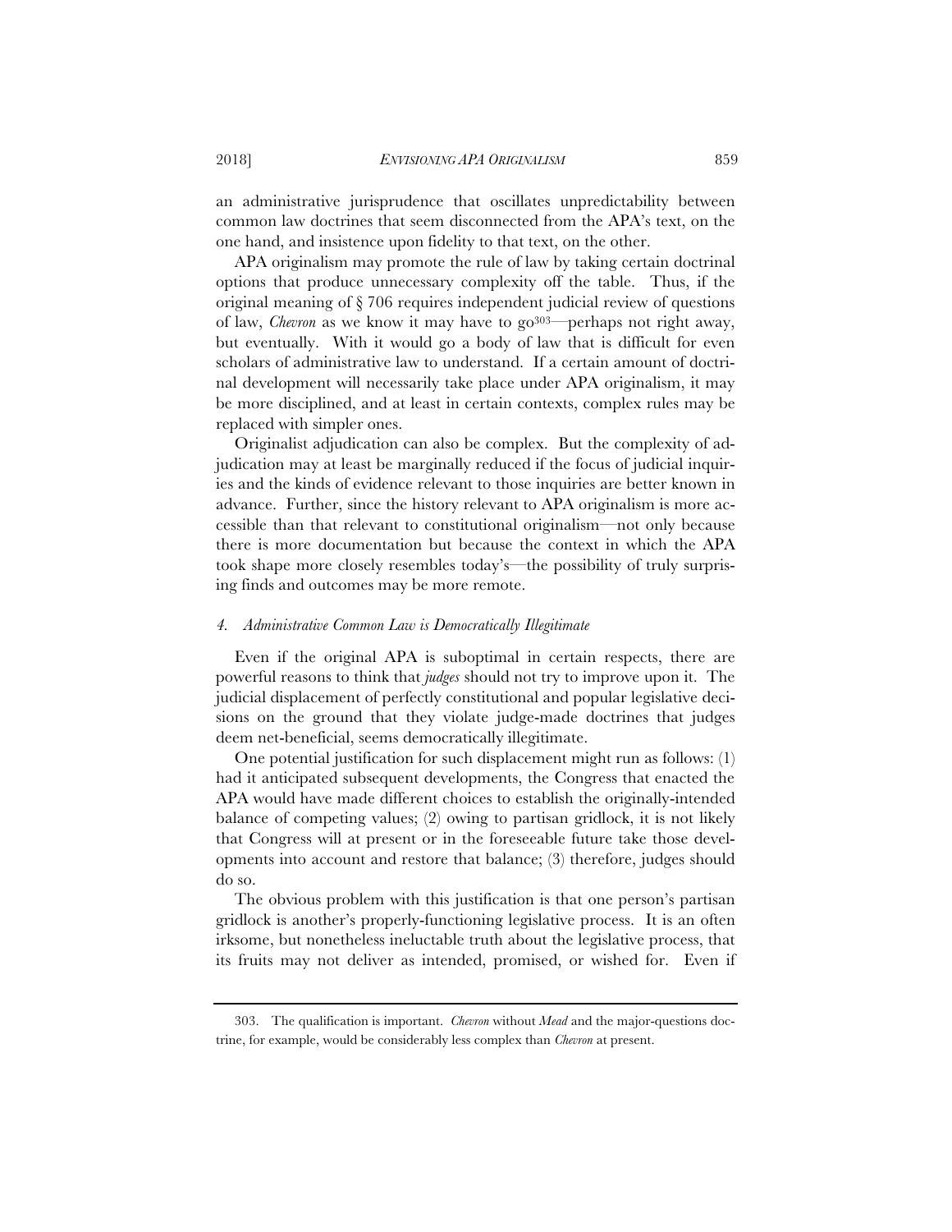an administrative jurisprudence that oscillates unpredictability between common law doctrines that seem disconnected from the APA's text, on the one hand, and insistence upon fidelity to that text, on the other.

APA originalism may promote the rule of law by taking certain doctrinal options that produce unnecessary complexity off the table. Thus, if the original meaning of § 706 requires independent judicial review of questions of law, *Chevron* as we know it may have to go[303]—perhaps not right away, but eventually. With it would go a body of law that is difficult for even scholars of administrative law to understand. If a certain amount of doctrinal development will necessarily take place under APA originalism, it may be more disciplined, and at least in certain contexts, complex rules may be replaced with simpler ones.

Originalist adjudication can also be complex. But the complexity of adjudication may at least be marginally reduced if the focus of judicial inquiries and the kinds of evidence relevant to those inquiries are better known in advance. Further, since the history relevant to APA originalism is more accessible than that relevant to constitutional originalism—not only because there is more documentation but because the context in which the APA took shape more closely resembles today's—the possibility of truly surprising finds and outcomes may be more remote.

#### *4. Administrative Common Law is Democratically Illegitimate*

Even if the original APA is suboptimal in certain respects, there are powerful reasons to think that *judges* should not try to improve upon it. The judicial displacement of perfectly constitutional and popular legislative decisions on the ground that they violate judge-made doctrines that judges deem net-beneficial, seems democratically illegitimate.

One potential justification for such displacement might run as follows: (1) had it anticipated subsequent developments, the Congress that enacted the APA would have made different choices to establish the originally-intended balance of competing values; (2) owing to partisan gridlock, it is not likely that Congress will at present or in the foreseeable future take those developments into account and restore that balance; (3) therefore, judges should do so.

The obvious problem with this justification is that one person's partisan gridlock is another's properly-functioning legislative process. It is an often irksome, but nonetheless ineluctable truth about the legislative process, that its fruits may not deliver as intended, promised, or wished for. Even if

---

303. The qualification is important. *Chevron* without *Mead* and the major-questions doctrine, for example, would be considerably less complex than *Chevron* at present.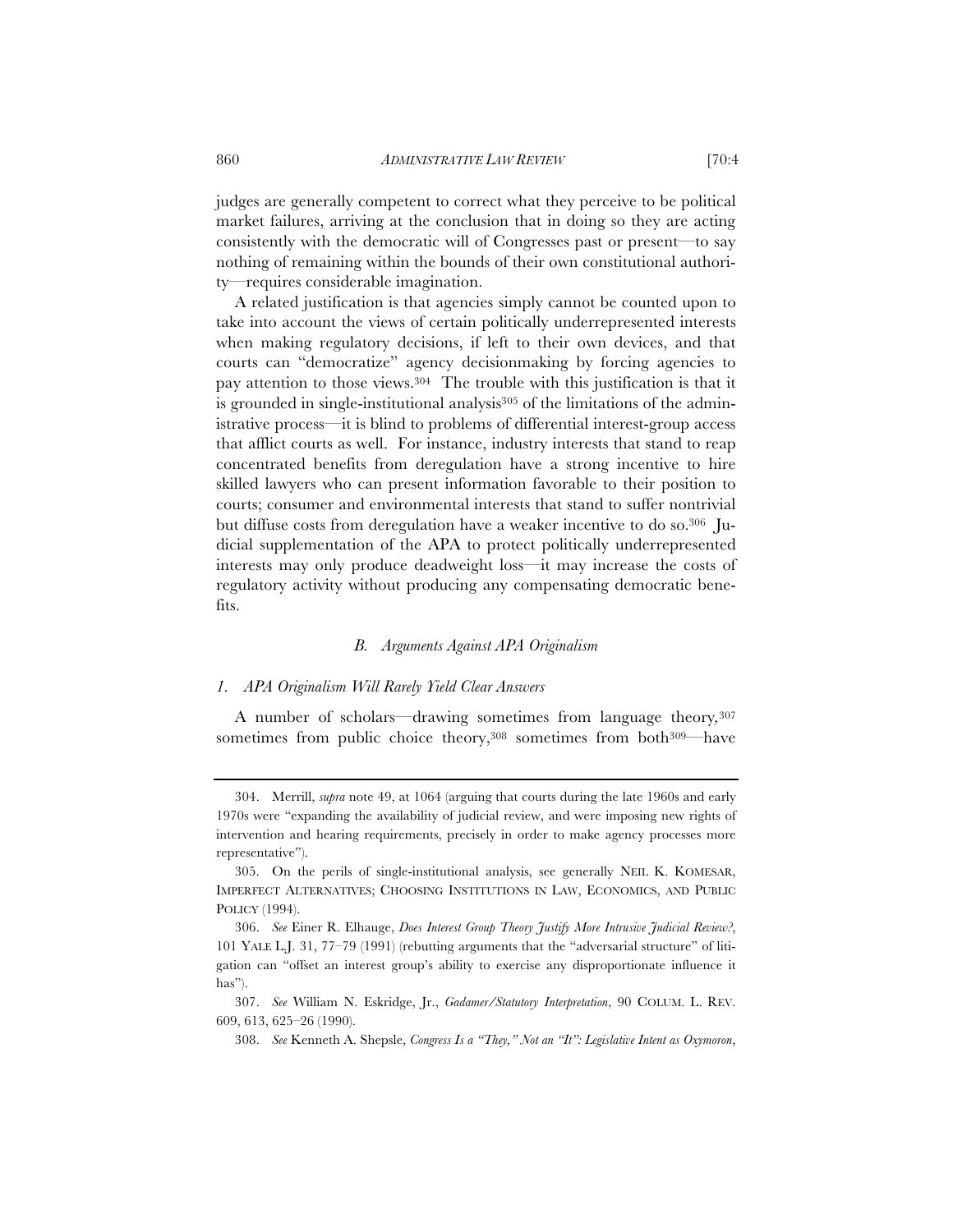judges are generally competent to correct what they perceive to be political market failures, arriving at the conclusion that in doing so they are acting consistently with the democratic will of Congresses past or present—to say nothing of remaining within the bounds of their own constitutional authority—requires considerable imagination.

A related justification is that agencies simply cannot be counted upon to take into account the views of certain politically underrepresented interests when making regulatory decisions, if left to their own devices, and that courts can "democratize" agency decisionmaking by forcing agencies to pay attention to those views.[304] The trouble with this justification is that it is grounded in single-institutional analysis[305] of the limitations of the administrative process—it is blind to problems of differential interest-group access that afflict courts as well. For instance, industry interests that stand to reap concentrated benefits from deregulation have a strong incentive to hire skilled lawyers who can present information favorable to their position to courts; consumer and environmental interests that stand to suffer nontrivial but diffuse costs from deregulation have a weaker incentive to do so.[306] Judicial supplementation of the APA to protect politically underrepresented interests may only produce deadweight loss—it may increase the costs of regulatory activity without producing any compensating democratic benefits.

### *B. Arguments Against APA Originalism*

#### *1. APA Originalism Will Rarely Yield Clear Answers*

A number of scholars—drawing sometimes from language theory,[307] sometimes from public choice theory,[308] sometimes from both[309]—have

---

304. Merrill, *supra* note 49, at 1064 (arguing that courts during the late 1960s and early 1970s were "expanding the availability of judicial review, and were imposing new rights of intervention and hearing requirements, precisely in order to make agency processes more representative").

305. On the perils of single-institutional analysis, see generally NEIL K. KOMESAR, IMPERFECT ALTERNATIVES; CHOOSING INSTITUTIONS IN LAW, ECONOMICS, AND PUBLIC POLICY (1994).

306. *See* Einer R. Elhauge, *Does Interest Group Theory Justify More Intrusive Judicial Review?*, 101 YALE L.J. 31, 77–79 (1991) (rebutting arguments that the "adversarial structure" of litigation can "offset an interest group's ability to exercise any disproportionate influence it has").

307. *See* William N. Eskridge, Jr., *Gadamer/Statutory Interpretation*, 90 COLUM. L. REV. 609, 613, 625–26 (1990).

308. *See* Kenneth A. Shepsle, *Congress Is a "They," Not an "It": Legislative Intent as Oxymoron*,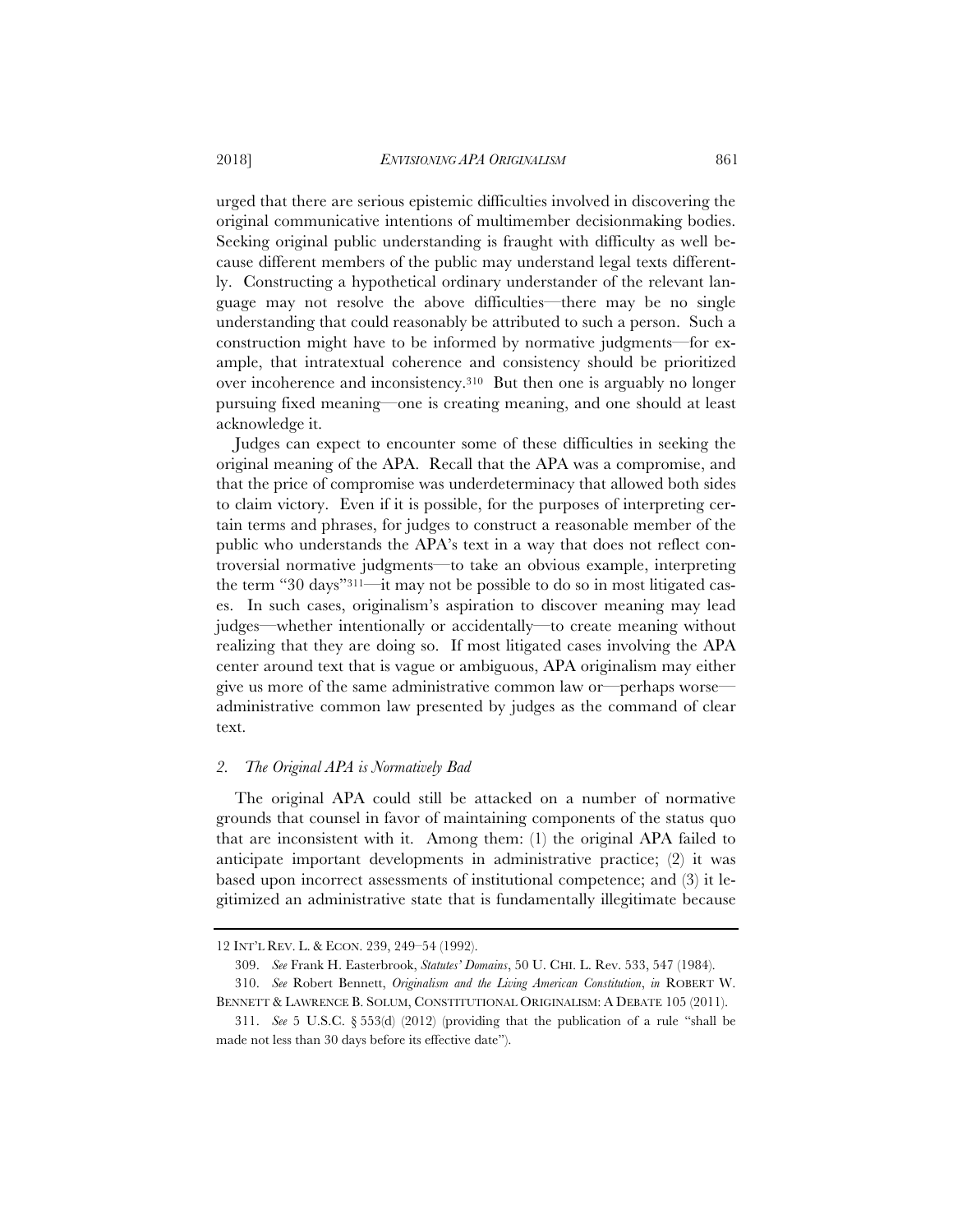urged that there are serious epistemic difficulties involved in discovering the original communicative intentions of multimember decisionmaking bodies. Seeking original public understanding is fraught with difficulty as well because different members of the public may understand legal texts differently. Constructing a hypothetical ordinary understander of the relevant language may not resolve the above difficulties—there may be no single understanding that could reasonably be attributed to such a person. Such a construction might have to be informed by normative judgments—for example, that intratextual coherence and consistency should be prioritized over incoherence and inconsistency.[310] But then one is arguably no longer pursuing fixed meaning—one is creating meaning, and one should at least acknowledge it.

Judges can expect to encounter some of these difficulties in seeking the original meaning of the APA. Recall that the APA was a compromise, and that the price of compromise was underdeterminacy that allowed both sides to claim victory. Even if it is possible, for the purposes of interpreting certain terms and phrases, for judges to construct a reasonable member of the public who understands the APA's text in a way that does not reflect controversial normative judgments—to take an obvious example, interpreting the term "30 days"[311]—it may not be possible to do so in most litigated cases. In such cases, originalism's aspiration to discover meaning may lead judges—whether intentionally or accidentally—to create meaning without realizing that they are doing so. If most litigated cases involving the APA center around text that is vague or ambiguous, APA originalism may either give us more of the same administrative common law or—perhaps worse—administrative common law presented by judges as the command of clear text.

### 2. *The Original APA is Normatively Bad*

The original APA could still be attacked on a number of normative grounds that counsel in favor of maintaining components of the status quo that are inconsistent with it. Among them: (1) the original APA failed to anticipate important developments in administrative practice; (2) it was based upon incorrect assessments of institutional competence; and (3) it legitimized an administrative state that is fundamentally illegitimate because

---

12 INT'L REV. L. & ECON. 239, 249–54 (1992).

309. *See* Frank H. Easterbrook, *Statutes' Domains*, 50 U. CHI. L. Rev. 533, 547 (1984).

310. *See* Robert Bennett, *Originalism and the Living American Constitution*, *in* ROBERT W. BENNETT & LAWRENCE B. SOLUM, CONSTITUTIONAL ORIGINALISM: A DEBATE 105 (2011).

311. *See* 5 U.S.C. § 553(d) (2012) (providing that the publication of a rule "shall be made not less than 30 days before its effective date").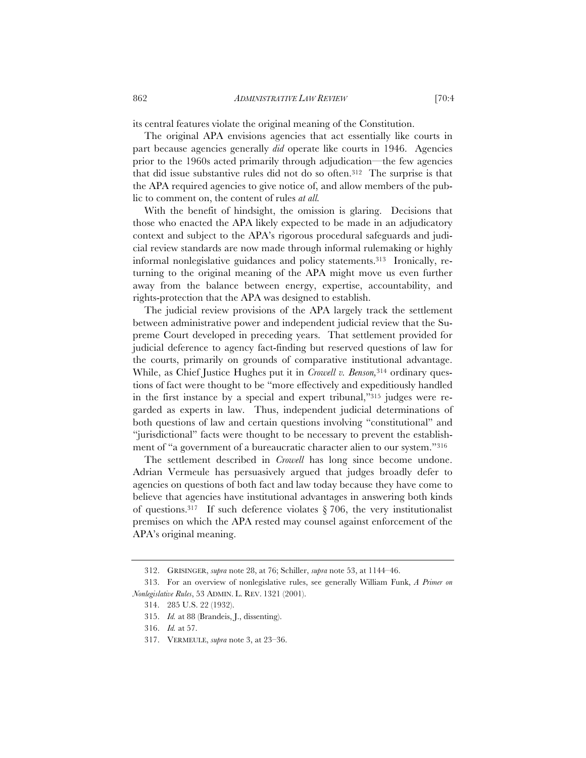its central features violate the original meaning of the Constitution.

The original APA envisions agencies that act essentially like courts in part because agencies generally *did* operate like courts in 1946. Agencies prior to the 1960s acted primarily through adjudication—the few agencies that did issue substantive rules did not do so often.[312] The surprise is that the APA required agencies to give notice of, and allow members of the public to comment on, the content of rules *at all*.

With the benefit of hindsight, the omission is glaring. Decisions that those who enacted the APA likely expected to be made in an adjudicatory context and subject to the APA's rigorous procedural safeguards and judicial review standards are now made through informal rulemaking or highly informal nonlegislative guidances and policy statements.[313] Ironically, returning to the original meaning of the APA might move us even further away from the balance between energy, expertise, accountability, and rights-protection that the APA was designed to establish.

The judicial review provisions of the APA largely track the settlement between administrative power and independent judicial review that the Supreme Court developed in preceding years. That settlement provided for judicial deference to agency fact-finding but reserved questions of law for the courts, primarily on grounds of comparative institutional advantage. While, as Chief Justice Hughes put it in *Crowell v. Benson*,[314] ordinary questions of fact were thought to be "more effectively and expeditiously handled in the first instance by a special and expert tribunal,"[315] judges were regarded as experts in law. Thus, independent judicial determinations of both questions of law and certain questions involving "constitutional" and "jurisdictional" facts were thought to be necessary to prevent the establishment of "a government of a bureaucratic character alien to our system."[316]

The settlement described in *Crowell* has long since become undone. Adrian Vermeule has persuasively argued that judges broadly defer to agencies on questions of both fact and law today because they have come to believe that agencies have institutional advantages in answering both kinds of questions.[317] If such deference violates § 706, the very institutionalist premises on which the APA rested may counsel against enforcement of the APA's original meaning.

---

312. GRISINGER, *supra* note 28, at 76; Schiller, *supra* note 53, at 1144–46.

313. For an overview of nonlegislative rules, see generally William Funk, *A Primer on Nonlegislative Rules*, 53 ADMIN. L. REV. 1321 (2001).

314. 285 U.S. 22 (1932).

315. *Id.* at 88 (Brandeis, J., dissenting).

316. *Id.* at 57.

317. VERMEULE, *supra* note 3, at 23–36.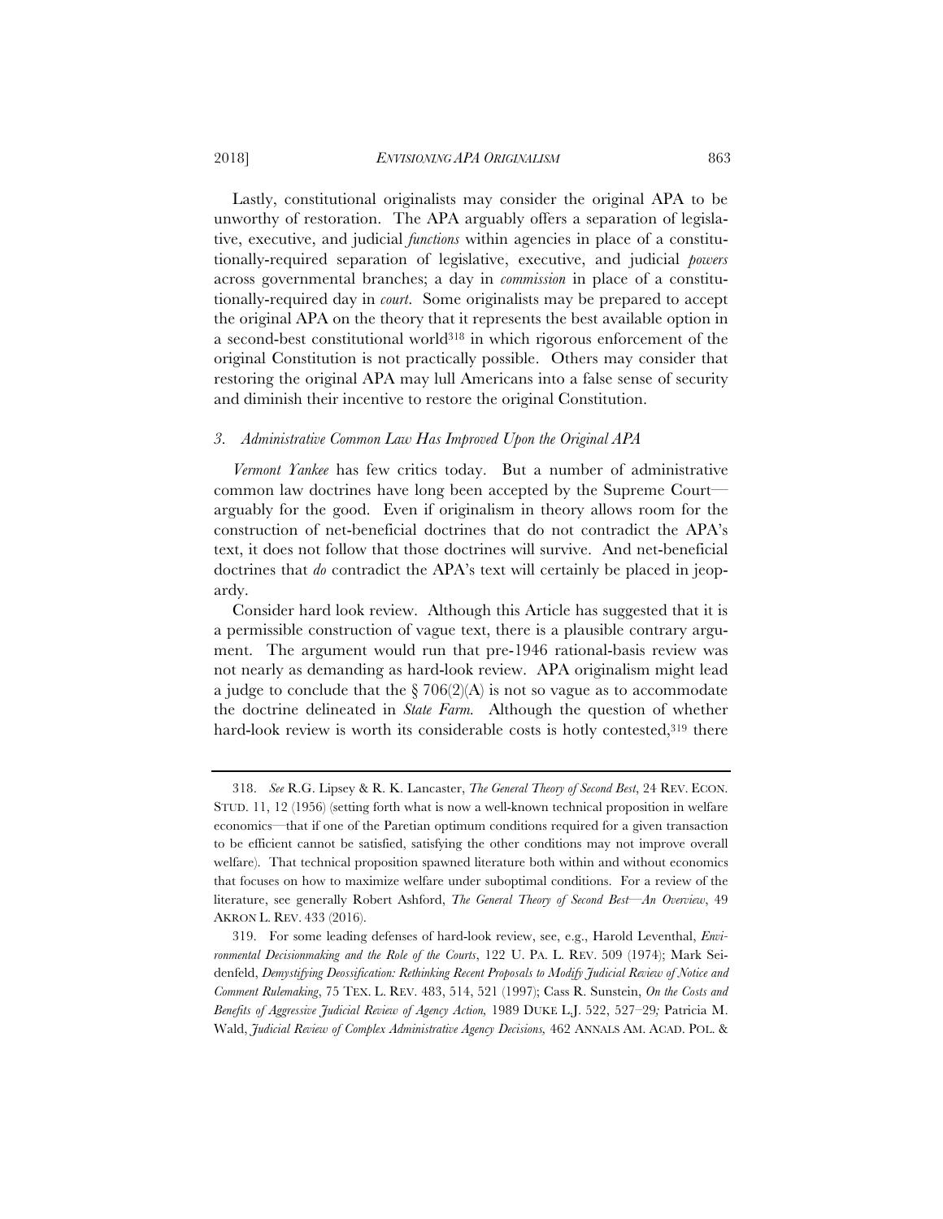Lastly, constitutional originalists may consider the original APA to be unworthy of restoration. The APA arguably offers a separation of legislative, executive, and judicial *functions* within agencies in place of a constitutionally-required separation of legislative, executive, and judicial *powers* across governmental branches; a day in *commission* in place of a constitutionally-required day in *court*. Some originalists may be prepared to accept the original APA on the theory that it represents the best available option in a second-best constitutional world[318] in which rigorous enforcement of the original Constitution is not practically possible. Others may consider that restoring the original APA may lull Americans into a false sense of security and diminish their incentive to restore the original Constitution.

### *3. Administrative Common Law Has Improved Upon the Original APA*

*Vermont Yankee* has few critics today. But a number of administrative common law doctrines have long been accepted by the Supreme Court—arguably for the good. Even if originalism in theory allows room for the construction of net-beneficial doctrines that do not contradict the APA's text, it does not follow that those doctrines will survive. And net-beneficial doctrines that *do* contradict the APA's text will certainly be placed in jeopardy.

Consider hard look review. Although this Article has suggested that it is a permissible construction of vague text, there is a plausible contrary argument. The argument would run that pre-1946 rational-basis review was not nearly as demanding as hard-look review. APA originalism might lead a judge to conclude that the § 706(2)(A) is not so vague as to accommodate the doctrine delineated in *State Farm*. Although the question of whether hard-look review is worth its considerable costs is hotly contested,[319] there

---

318. *See* R.G. Lipsey & R. K. Lancaster, *The General Theory of Second Best*, 24 REV. ECON. STUD. 11, 12 (1956) (setting forth what is now a well-known technical proposition in welfare economics—that if one of the Paretian optimum conditions required for a given transaction to be efficient cannot be satisfied, satisfying the other conditions may not improve overall welfare). That technical proposition spawned literature both within and without economics that focuses on how to maximize welfare under suboptimal conditions. For a review of the literature, see generally Robert Ashford, *The General Theory of Second Best—An Overview*, 49 AKRON L. REV. 433 (2016).

319. For some leading defenses of hard-look review, see, e.g., Harold Leventhal, *Environmental Decisionmaking and the Role of the Courts*, 122 U. PA. L. REV. 509 (1974); Mark Seidenfeld, *Demystifying Deossification: Rethinking Recent Proposals to Modify Judicial Review of Notice and Comment Rulemaking*, 75 TEX. L. REV. 483, 514, 521 (1997); Cass R. Sunstein, *On the Costs and Benefits of Aggressive Judicial Review of Agency Action,* 1989 DUKE L.J. 522, 527–29*;* Patricia M. Wald, *Judicial Review of Complex Administrative Agency Decisions,* 462 ANNALS AM. ACAD. POL. &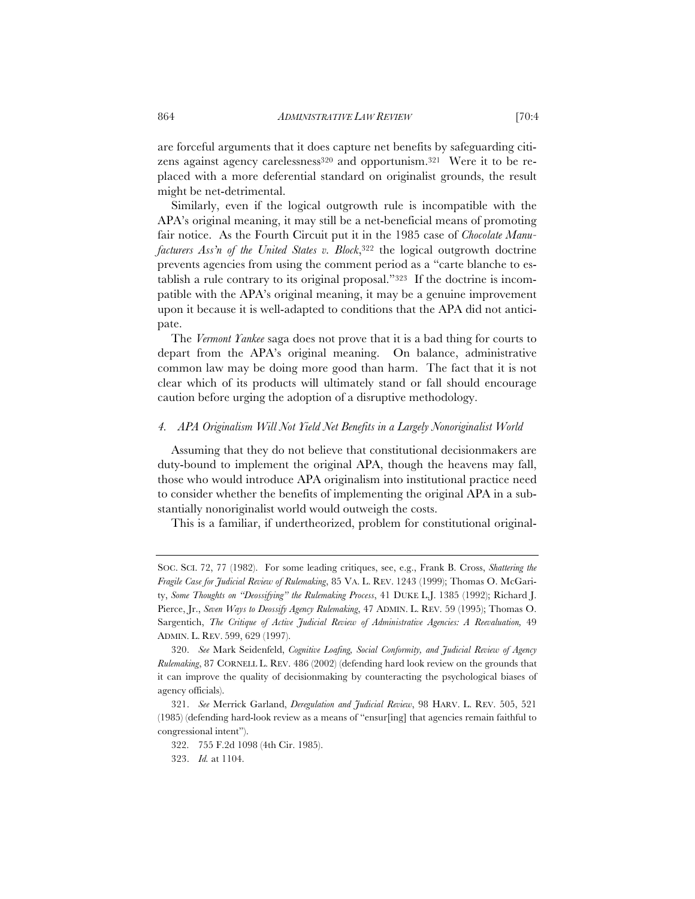are forceful arguments that it does capture net benefits by safeguarding citizens against agency carelessness[320] and opportunism.[321] Were it to be replaced with a more deferential standard on originalist grounds, the result might be net-detrimental.

Similarly, even if the logical outgrowth rule is incompatible with the APA's original meaning, it may still be a net-beneficial means of promoting fair notice. As the Fourth Circuit put it in the 1985 case of *Chocolate Manufacturers Ass'n of the United States v. Block*,[322] the logical outgrowth doctrine prevents agencies from using the comment period as a "carte blanche to establish a rule contrary to its original proposal."[323] If the doctrine is incompatible with the APA's original meaning, it may be a genuine improvement upon it because it is well-adapted to conditions that the APA did not anticipate.

The *Vermont Yankee* saga does not prove that it is a bad thing for courts to depart from the APA's original meaning. On balance, administrative common law may be doing more good than harm. The fact that it is not clear which of its products will ultimately stand or fall should encourage caution before urging the adoption of a disruptive methodology.

#### *4. APA Originalism Will Not Yield Net Benefits in a Largely Nonoriginalist World*

Assuming that they do not believe that constitutional decisionmakers are duty-bound to implement the original APA, though the heavens may fall, those who would introduce APA originalism into institutional practice need to consider whether the benefits of implementing the original APA in a substantially nonoriginalist world would outweigh the costs.

This is a familiar, if undertheorized, problem for constitutional original-

---

SOC. SCI. 72, 77 (1982). For some leading critiques, see, e.g., Frank B. Cross, *Shattering the Fragile Case for Judicial Review of Rulemaking*, 85 VA. L. REV. 1243 (1999); Thomas O. McGarity, *Some Thoughts on "Deossifying" the Rulemaking Process*, 41 DUKE L.J. 1385 (1992); Richard J. Pierce, Jr., *Seven Ways to Deossify Agency Rulemaking*, 47 ADMIN. L. REV. 59 (1995); Thomas O. Sargentich, *The Critique of Active Judicial Review of Administrative Agencies: A Reevaluation,* 49 ADMIN. L. REV. 599, 629 (1997).

320. *See* Mark Seidenfeld, *Cognitive Loafing, Social Conformity, and Judicial Review of Agency Rulemaking*, 87 CORNELL L. REV. 486 (2002) (defending hard look review on the grounds that it can improve the quality of decisionmaking by counteracting the psychological biases of agency officials).

321. *See* Merrick Garland, *Deregulation and Judicial Review*, 98 HARV. L. REV. 505, 521 (1985) (defending hard-look review as a means of "ensur[ing] that agencies remain faithful to congressional intent").

322. 755 F.2d 1098 (4th Cir. 1985).

323. *Id.* at 1104.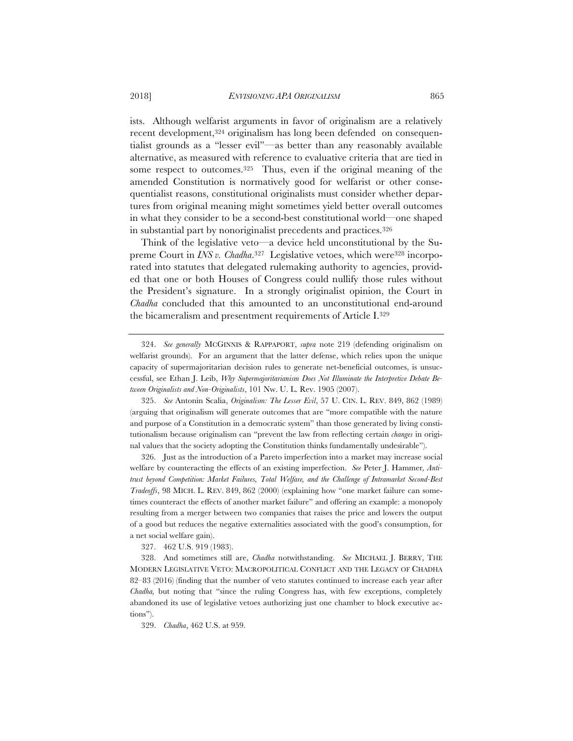ists. Although welfarist arguments in favor of originalism are a relatively recent development,[324] originalism has long been defended on consequentialist grounds as a "lesser evil"—as better than any reasonably available alternative, as measured with reference to evaluative criteria that are tied in some respect to outcomes.[325] Thus, even if the original meaning of the amended Constitution is normatively good for welfarist or other consequentialist reasons, constitutional originalists must consider whether departures from original meaning might sometimes yield better overall outcomes in what they consider to be a second-best constitutional world—one shaped in substantial part by nonoriginalist precedents and practices.[326]

Think of the legislative veto—a device held unconstitutional by the Supreme Court in *INS v. Chadha*.[327] Legislative vetoes, which were[328] incorporated into statutes that delegated rulemaking authority to agencies, provided that one or both Houses of Congress could nullify those rules without the President's signature. In a strongly originalist opinion, the Court in *Chadha* concluded that this amounted to an unconstitutional end-around the bicameralism and presentment requirements of Article I.[329]

---

324. *See generally* MCGINNIS & RAPPAPORT, *supra* note 219 (defending originalism on welfarist grounds). For an argument that the latter defense, which relies upon the unique capacity of supermajoritarian decision rules to generate net-beneficial outcomes, is unsuccessful, see Ethan J. Leib, *Why Supermajoritarianism Does Not Illuminate the Interpretive Debate Between Originalists and Non-Originalists*, 101 Nw. U. L. Rev. 1905 (2007).

325. *See* Antonin Scalia, *Originalism: The Lesser Evil*, 57 U. CIN. L. REV. 849, 862 (1989) (arguing that originalism will generate outcomes that are "more compatible with the nature and purpose of a Constitution in a democratic system" than those generated by living constitutionalism because originalism can "prevent the law from reflecting certain *changes* in original values that the society adopting the Constitution thinks fundamentally undesirable").

326. Just as the introduction of a Pareto imperfection into a market may increase social welfare by counteracting the effects of an existing imperfection. *See* Peter J. Hammer, *Antitrust beyond Competition: Market Failures, Total Welfare, and the Challenge of Intramarket Second-Best Tradeoffs*, 98 MICH. L. REV. 849, 862 (2000) (explaining how "one market failure can sometimes counteract the effects of another market failure" and offering an example: a monopoly resulting from a merger between two companies that raises the price and lowers the output of a good but reduces the negative externalities associated with the good's consumption, for a net social welfare gain).

327. 462 U.S. 919 (1983).

328. And sometimes still are, *Chadha* notwithstanding. *See* MICHAEL J. BERRY, THE MODERN LEGISLATIVE VETO: MACROPOLITICAL CONFLICT AND THE LEGACY OF CHADHA 82–83 (2016) (finding that the number of veto statutes continued to increase each year after *Chadha,* but noting that "since the ruling Congress has, with few exceptions, completely abandoned its use of legislative vetoes authorizing just one chamber to block executive actions").

329. *Chadha*, 462 U.S. at 959.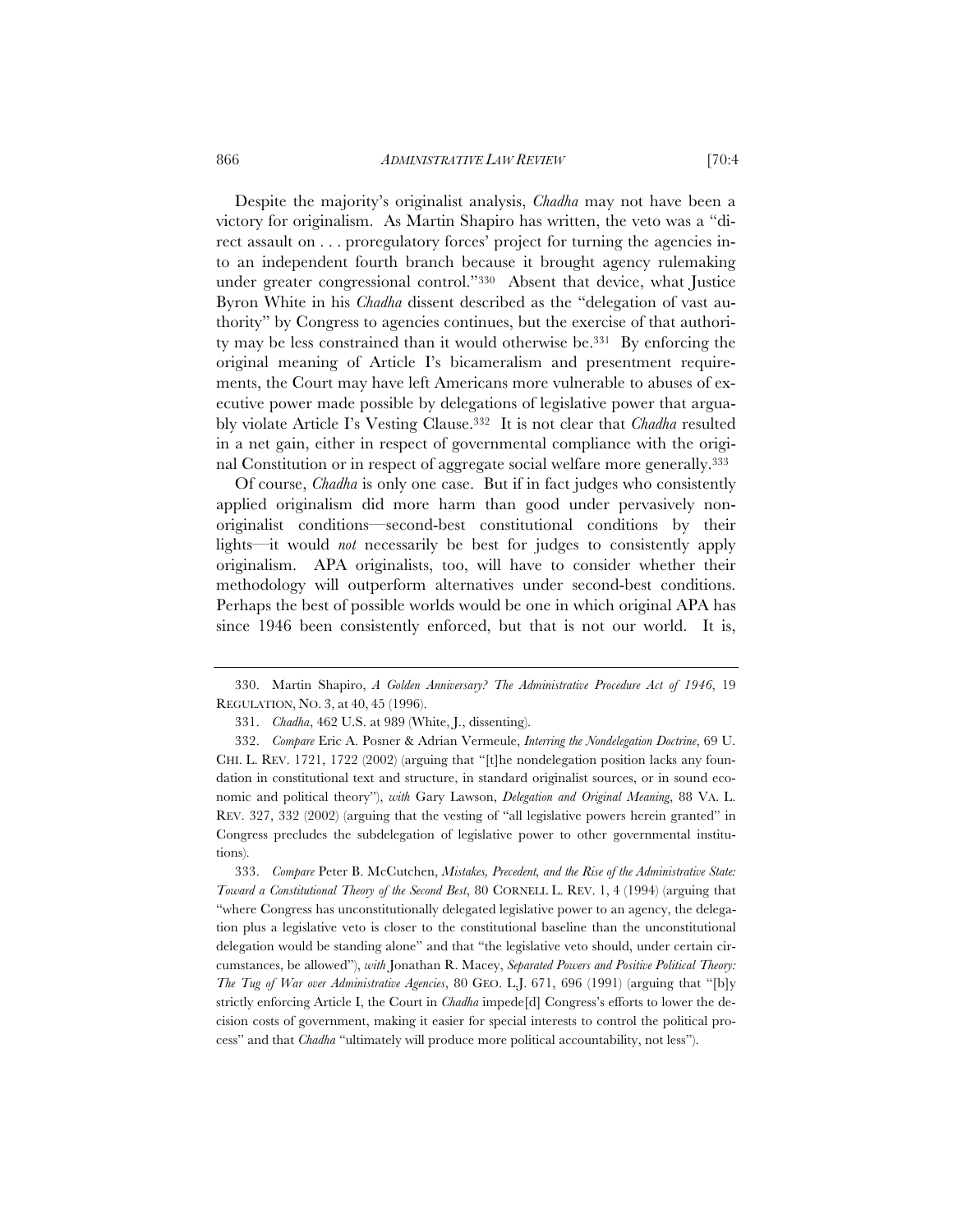Despite the majority's originalist analysis, *Chadha* may not have been a victory for originalism. As Martin Shapiro has written, the veto was a "direct assault on . . . proregulatory forces' project for turning the agencies into an independent fourth branch because it brought agency rulemaking under greater congressional control."[330] Absent that device, what Justice Byron White in his *Chadha* dissent described as the "delegation of vast authority" by Congress to agencies continues, but the exercise of that authority may be less constrained than it would otherwise be.[331] By enforcing the original meaning of Article I's bicameralism and presentment requirements, the Court may have left Americans more vulnerable to abuses of executive power made possible by delegations of legislative power that arguably violate Article I's Vesting Clause.[332] It is not clear that *Chadha* resulted in a net gain, either in respect of governmental compliance with the original Constitution or in respect of aggregate social welfare more generally.[333]

Of course, *Chadha* is only one case. But if in fact judges who consistently applied originalism did more harm than good under pervasively nonoriginalist conditions—second-best constitutional conditions by their lights—it would *not* necessarily be best for judges to consistently apply originalism. APA originalists, too, will have to consider whether their methodology will outperform alternatives under second-best conditions. Perhaps the best of possible worlds would be one in which original APA has since 1946 been consistently enforced, but that is not our world. It is,

---

330. Martin Shapiro, *A Golden Anniversary? The Administrative Procedure Act of 1946*, 19 REGULATION, NO. 3, at 40, 45 (1996).

331. *Chadha*, 462 U.S. at 989 (White, J., dissenting).

332. *Compare* Eric A. Posner & Adrian Vermeule, *Interring the Nondelegation Doctrine*, 69 U. CHI. L. REV. 1721, 1722 (2002) (arguing that "[t]he nondelegation position lacks any foundation in constitutional text and structure, in standard originalist sources, or in sound economic and political theory"), *with* Gary Lawson, *Delegation and Original Meaning*, 88 VA. L. REV. 327, 332 (2002) (arguing that the vesting of "all legislative powers herein granted" in Congress precludes the subdelegation of legislative power to other governmental institutions).

333. *Compare* Peter B. McCutchen, *Mistakes, Precedent, and the Rise of the Administrative State: Toward a Constitutional Theory of the Second Best*, 80 CORNELL L. REV. 1, 4 (1994) (arguing that "where Congress has unconstitutionally delegated legislative power to an agency, the delegation plus a legislative veto is closer to the constitutional baseline than the unconstitutional delegation would be standing alone" and that "the legislative veto should, under certain circumstances, be allowed"), *with* Jonathan R. Macey, *Separated Powers and Positive Political Theory: The Tug of War over Administrative Agencies*, 80 GEO. L.J. 671, 696 (1991) (arguing that "[b]y strictly enforcing Article I, the Court in *Chadha* impede[d] Congress's efforts to lower the decision costs of government, making it easier for special interests to control the political process" and that *Chadha* "ultimately will produce more political accountability, not less").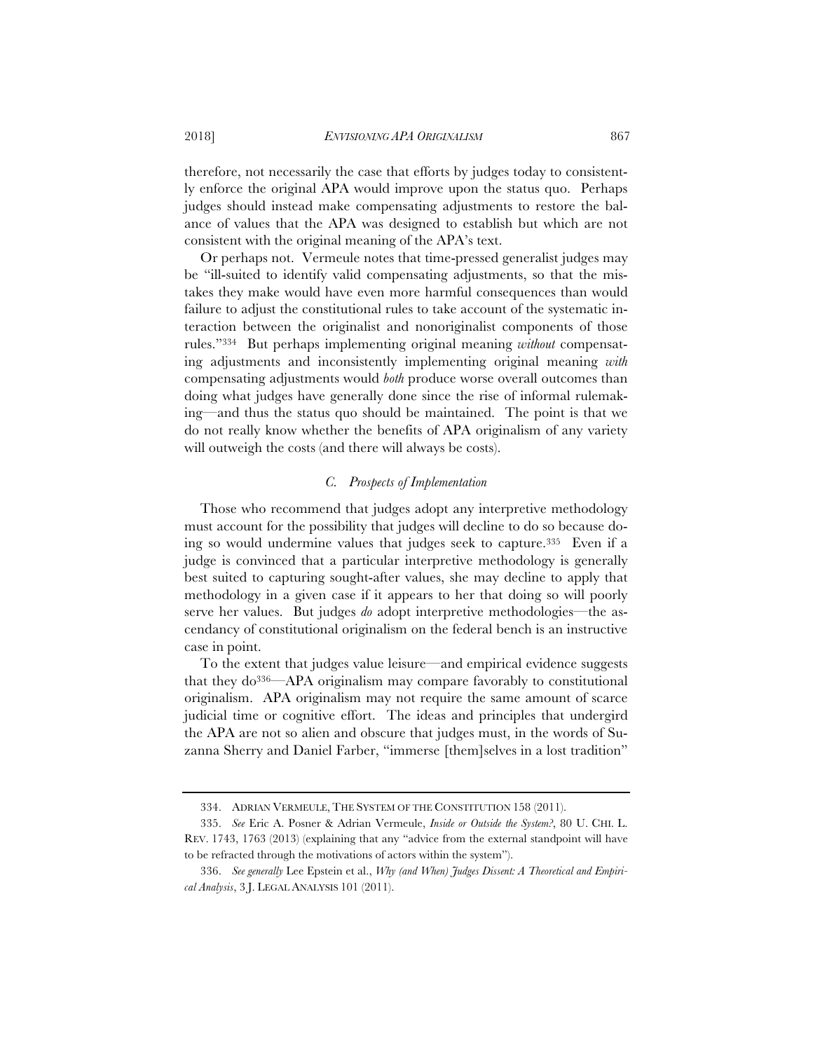therefore, not necessarily the case that efforts by judges today to consistently enforce the original APA would improve upon the status quo. Perhaps judges should instead make compensating adjustments to restore the balance of values that the APA was designed to establish but which are not consistent with the original meaning of the APA's text.

Or perhaps not. Vermeule notes that time-pressed generalist judges may be "ill-suited to identify valid compensating adjustments, so that the mistakes they make would have even more harmful consequences than would failure to adjust the constitutional rules to take account of the systematic interaction between the originalist and nonoriginalist components of those rules."[334] But perhaps implementing original meaning *without* compensating adjustments and inconsistently implementing original meaning *with* compensating adjustments would *both* produce worse overall outcomes than doing what judges have generally done since the rise of informal rulemaking—and thus the status quo should be maintained. The point is that we do not really know whether the benefits of APA originalism of any variety will outweigh the costs (and there will always be costs).

### *C. Prospects of Implementation*

Those who recommend that judges adopt any interpretive methodology must account for the possibility that judges will decline to do so because doing so would undermine values that judges seek to capture.[335] Even if a judge is convinced that a particular interpretive methodology is generally best suited to capturing sought-after values, she may decline to apply that methodology in a given case if it appears to her that doing so will poorly serve her values. But judges *do* adopt interpretive methodologies—the ascendancy of constitutional originalism on the federal bench is an instructive case in point.

To the extent that judges value leisure—and empirical evidence suggests that they do[336]—APA originalism may compare favorably to constitutional originalism. APA originalism may not require the same amount of scarce judicial time or cognitive effort. The ideas and principles that undergird the APA are not so alien and obscure that judges must, in the words of Suzanna Sherry and Daniel Farber, "immerse [them]selves in a lost tradition"

---

334. ADRIAN VERMEULE, THE SYSTEM OF THE CONSTITUTION 158 (2011).

335. *See* Eric A. Posner & Adrian Vermeule, *Inside or Outside the System?*, 80 U. CHI. L. REV. 1743, 1763 (2013) (explaining that any "advice from the external standpoint will have to be refracted through the motivations of actors within the system").

336. *See generally* Lee Epstein et al., *Why (and When) Judges Dissent: A Theoretical and Empirical Analysis*, 3 J. LEGAL ANALYSIS 101 (2011).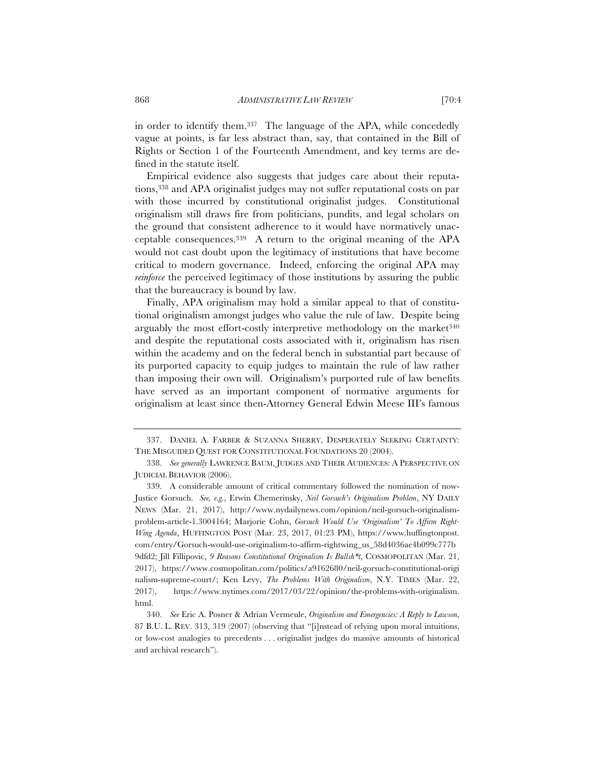in order to identify them.[337] The language of the APA, while concededly vague at points, is far less abstract than, say, that contained in the Bill of Rights or Section 1 of the Fourteenth Amendment, and key terms are defined in the statute itself.

Empirical evidence also suggests that judges care about their reputations,[338] and APA originalist judges may not suffer reputational costs on par with those incurred by constitutional originalist judges. Constitutional originalism still draws fire from politicians, pundits, and legal scholars on the ground that consistent adherence to it would have normatively unacceptable consequences.[339] A return to the original meaning of the APA would not cast doubt upon the legitimacy of institutions that have become critical to modern governance. Indeed, enforcing the original APA may *reinforce* the perceived legitimacy of those institutions by assuring the public that the bureaucracy is bound by law.

Finally, APA originalism may hold a similar appeal to that of constitutional originalism amongst judges who value the rule of law. Despite being arguably the most effort-costly interpretive methodology on the market[340] and despite the reputational costs associated with it, originalism has risen within the academy and on the federal bench in substantial part because of its purported capacity to equip judges to maintain the rule of law rather than imposing their own will. Originalism's purported rule of law benefits have served as an important component of normative arguments for originalism at least since then-Attorney General Edwin Meese III's famous

---

337. DANIEL A. FARBER & SUZANNA SHERRY, DESPERATELY SEEKING CERTAINTY: THE MISGUIDED QUEST FOR CONSTITUTIONAL FOUNDATIONS 20 (2004).

338. *See generally* LAWRENCE BAUM, JUDGES AND THEIR AUDIENCES: A PERSPECTIVE ON JUDICIAL BEHAVIOR (2006).

339. A considerable amount of critical commentary followed the nomination of now-Justice Gorsuch. *See, e.g.*, Erwin Chemerinsky, *Neil Gorsuch's Originalism Problem*, NY DAILY NEWS (Mar. 21, 2017), http://www.nydailynews.com/opinion/neil-gorsuch-originalism-problem-article-1.3004164; Marjorie Cohn, *Gorsuch Would Use 'Originalism' To Affirm Right-Wing Agenda*, HUFFINGTON POST (Mar. 23, 2017, 01:23 PM), https://www.huffingtonpost.com/entry/Gorsuch-would-use-originalism-to-affirm-rightwing_us_58d4036ae4b099c777b9dfd2; Jill Fillipovic, *9 Reasons Constitutional Originalism Is Bullsh\*t*, COSMOPOLITAN (Mar. 21, 2017), https://www.cosmopolitan.com/politics/a9162680/neil-gorsuch-constitutional-originalism-supreme-court/; Ken Levy, *The Problems With Originalism*, N.Y. TIMES (Mar. 22, 2017), https://www.nytimes.com/2017/03/22/opinion/the-problems-with-originalism.html.

340. *See* Eric A. Posner & Adrian Vermeule, *Originalism and Emergencies: A Reply to Lawson*, 87 B.U. L. REV. 313, 319 (2007) (observing that "[i]nstead of relying upon moral intuitions, or low-cost analogies to precedents . . . originalist judges do massive amounts of historical and archival research").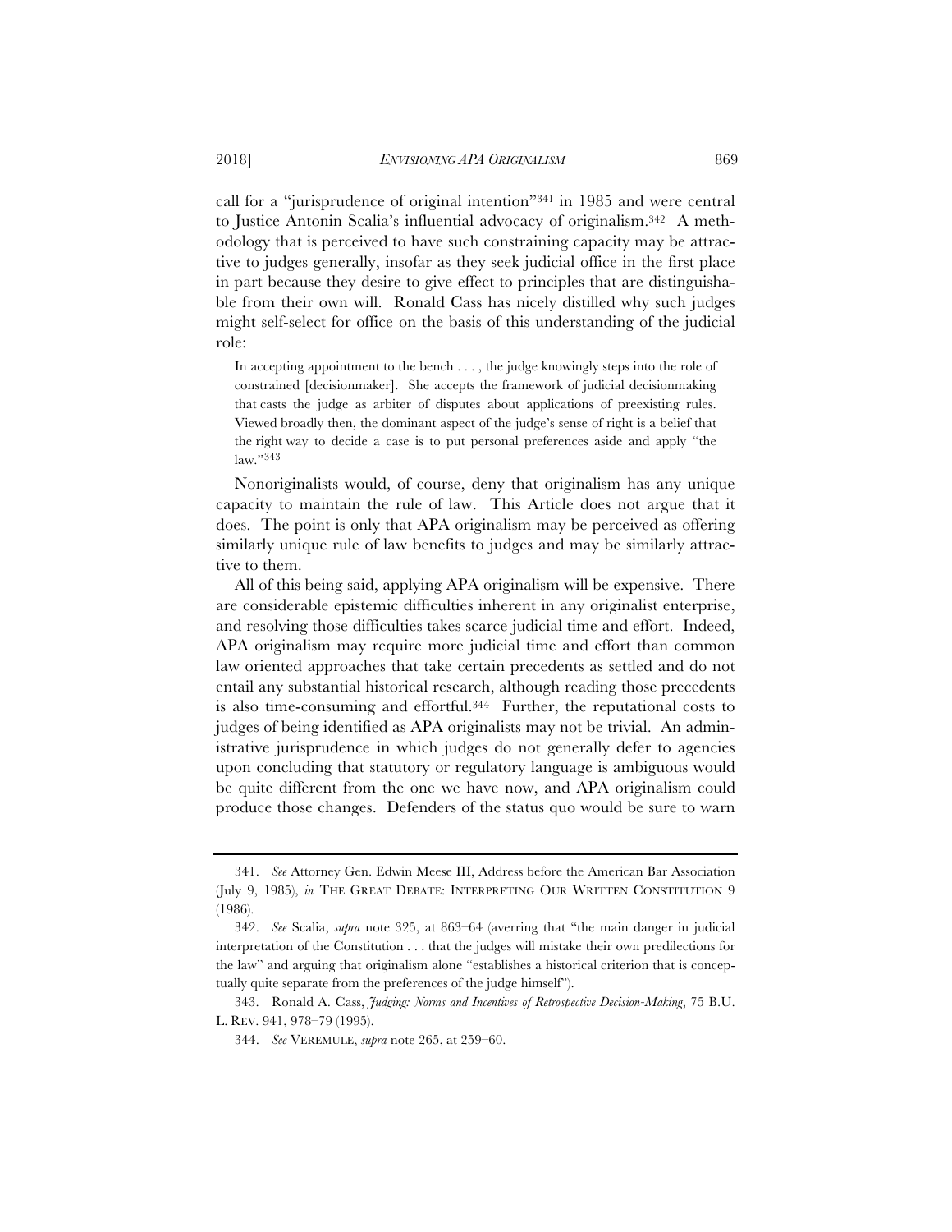call for a "jurisprudence of original intention"[341] in 1985 and were central to Justice Antonin Scalia's influential advocacy of originalism.[342] A methodology that is perceived to have such constraining capacity may be attractive to judges generally, insofar as they seek judicial office in the first place in part because they desire to give effect to principles that are distinguishable from their own will. Ronald Cass has nicely distilled why such judges might self-select for office on the basis of this understanding of the judicial role:

> In accepting appointment to the bench . . . , the judge knowingly steps into the role of constrained [decisionmaker]. She accepts the framework of judicial decisionmaking that casts the judge as arbiter of disputes about applications of preexisting rules. Viewed broadly then, the dominant aspect of the judge's sense of right is a belief that the right way to decide a case is to put personal preferences aside and apply "the law."[343]

Nonoriginalists would, of course, deny that originalism has any unique capacity to maintain the rule of law. This Article does not argue that it does. The point is only that APA originalism may be perceived as offering similarly unique rule of law benefits to judges and may be similarly attractive to them.

All of this being said, applying APA originalism will be expensive. There are considerable epistemic difficulties inherent in any originalist enterprise, and resolving those difficulties takes scarce judicial time and effort. Indeed, APA originalism may require more judicial time and effort than common law oriented approaches that take certain precedents as settled and do not entail any substantial historical research, although reading those precedents is also time-consuming and effortful.[344] Further, the reputational costs to judges of being identified as APA originalists may not be trivial. An administrative jurisprudence in which judges do not generally defer to agencies upon concluding that statutory or regulatory language is ambiguous would be quite different from the one we have now, and APA originalism could produce those changes. Defenders of the status quo would be sure to warn

---

341. *See* Attorney Gen. Edwin Meese III, Address before the American Bar Association (July 9, 1985), *in* THE GREAT DEBATE: INTERPRETING OUR WRITTEN CONSTITUTION 9 (1986).

342. *See* Scalia, *supra* note 325, at 863–64 (averring that "the main danger in judicial interpretation of the Constitution . . . that the judges will mistake their own predilections for the law" and arguing that originalism alone "establishes a historical criterion that is conceptually quite separate from the preferences of the judge himself").

343. Ronald A. Cass, *Judging: Norms and Incentives of Retrospective Decision-Making*, 75 B.U. L. REV. 941, 978–79 (1995).

344. *See* VEREMULE, *supra* note 265, at 259–60.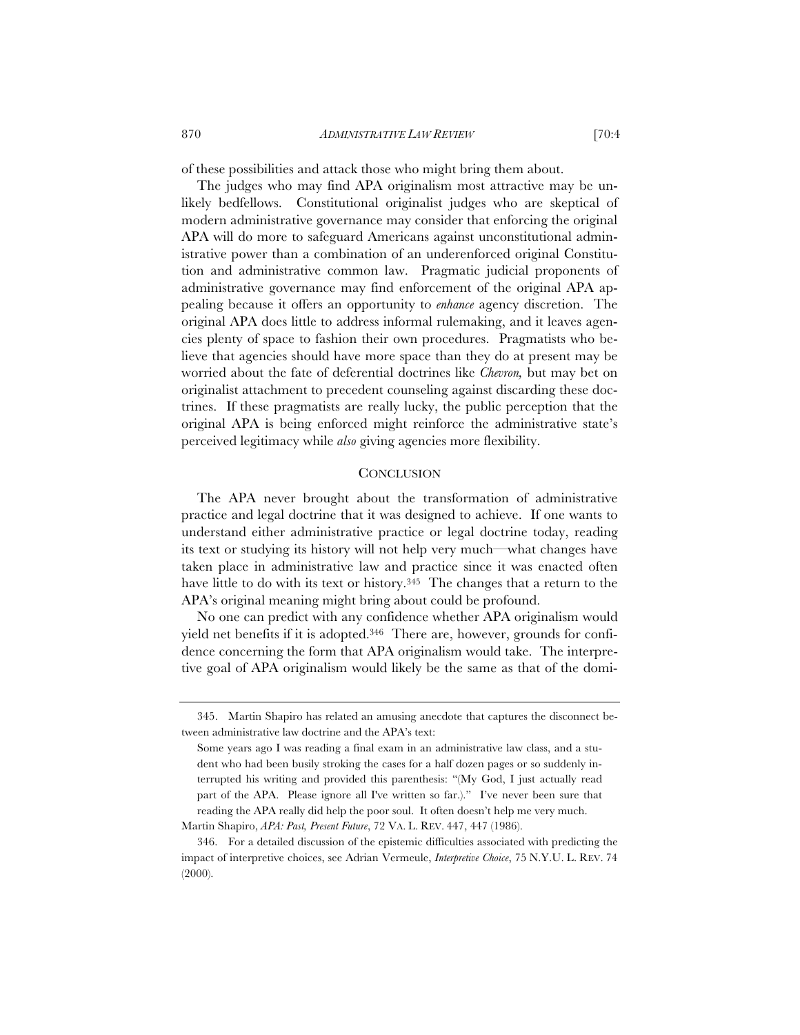of these possibilities and attack those who might bring them about.

The judges who may find APA originalism most attractive may be unlikely bedfellows. Constitutional originalist judges who are skeptical of modern administrative governance may consider that enforcing the original APA will do more to safeguard Americans against unconstitutional administrative power than a combination of an underenforced original Constitution and administrative common law. Pragmatic judicial proponents of administrative governance may find enforcement of the original APA appealing because it offers an opportunity to *enhance* agency discretion. The original APA does little to address informal rulemaking, and it leaves agencies plenty of space to fashion their own procedures. Pragmatists who believe that agencies should have more space than they do at present may be worried about the fate of deferential doctrines like *Chevron,* but may bet on originalist attachment to precedent counseling against discarding these doctrines. If these pragmatists are really lucky, the public perception that the original APA is being enforced might reinforce the administrative state's perceived legitimacy while *also* giving agencies more flexibility.

## CONCLUSION

The APA never brought about the transformation of administrative practice and legal doctrine that it was designed to achieve. If one wants to understand either administrative practice or legal doctrine today, reading its text or studying its history will not help very much—what changes have taken place in administrative law and practice since it was enacted often have little to do with its text or history.[345] The changes that a return to the APA's original meaning might bring about could be profound.

No one can predict with any confidence whether APA originalism would yield net benefits if it is adopted.[346] There are, however, grounds for confidence concerning the form that APA originalism would take. The interpretive goal of APA originalism would likely be the same as that of the domi-

---

345. Martin Shapiro has related an amusing anecdote that captures the disconnect between administrative law doctrine and the APA's text:

> Some years ago I was reading a final exam in an administrative law class, and a student who had been busily stroking the cases for a half dozen pages or so suddenly interrupted his writing and provided this parenthesis: "(My God, I just actually read part of the APA. Please ignore all I've written so far.)." I've never been sure that reading the APA really did help the poor soul. It often doesn't help me very much.

Martin Shapiro, *APA: Past, Present Future*, 72 VA. L. REV. 447, 447 (1986).

346. For a detailed discussion of the epistemic difficulties associated with predicting the impact of interpretive choices, see Adrian Vermeule, *Interpretive Choice*, 75 N.Y.U. L. REV. 74 (2000).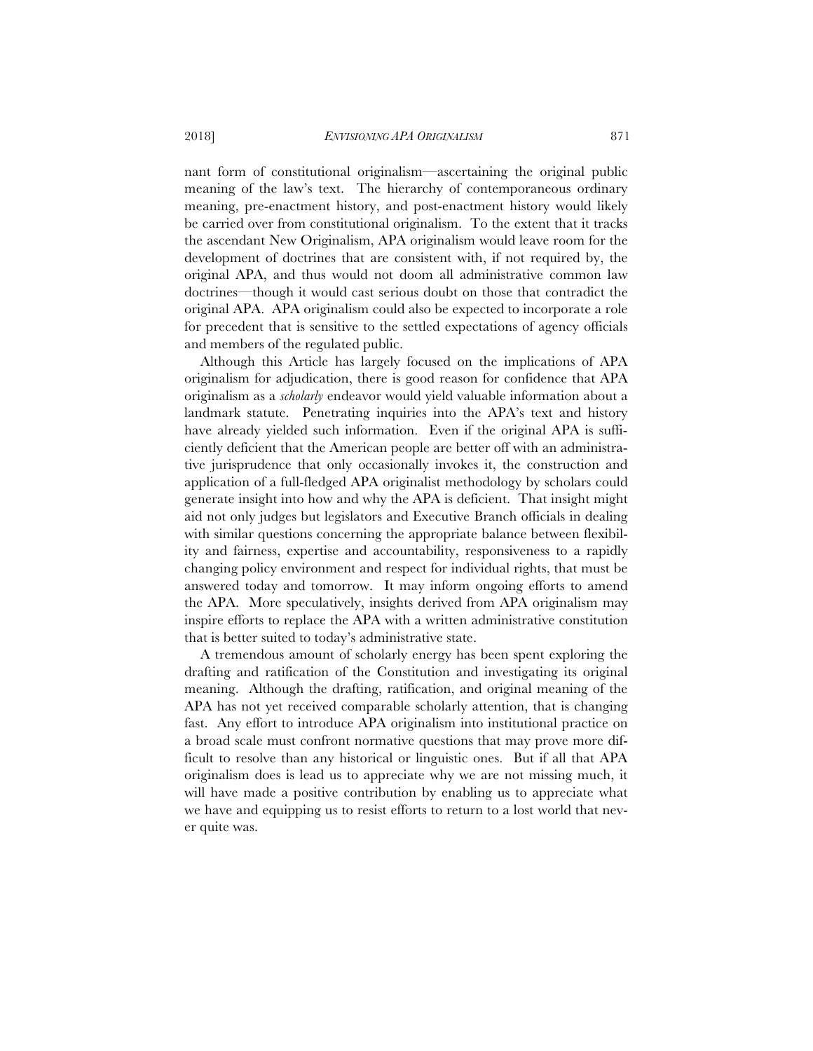nant form of constitutional originalism—ascertaining the original public meaning of the law's text. The hierarchy of contemporaneous ordinary meaning, pre-enactment history, and post-enactment history would likely be carried over from constitutional originalism. To the extent that it tracks the ascendant New Originalism, APA originalism would leave room for the development of doctrines that are consistent with, if not required by, the original APA, and thus would not doom all administrative common law doctrines—though it would cast serious doubt on those that contradict the original APA. APA originalism could also be expected to incorporate a role for precedent that is sensitive to the settled expectations of agency officials and members of the regulated public.

Although this Article has largely focused on the implications of APA originalism for adjudication, there is good reason for confidence that APA originalism as a *scholarly* endeavor would yield valuable information about a landmark statute. Penetrating inquiries into the APA's text and history have already yielded such information. Even if the original APA is sufficiently deficient that the American people are better off with an administrative jurisprudence that only occasionally invokes it, the construction and application of a full-fledged APA originalist methodology by scholars could generate insight into how and why the APA is deficient. That insight might aid not only judges but legislators and Executive Branch officials in dealing with similar questions concerning the appropriate balance between flexibility and fairness, expertise and accountability, responsiveness to a rapidly changing policy environment and respect for individual rights, that must be answered today and tomorrow. It may inform ongoing efforts to amend the APA. More speculatively, insights derived from APA originalism may inspire efforts to replace the APA with a written administrative constitution that is better suited to today's administrative state.

A tremendous amount of scholarly energy has been spent exploring the drafting and ratification of the Constitution and investigating its original meaning. Although the drafting, ratification, and original meaning of the APA has not yet received comparable scholarly attention, that is changing fast. Any effort to introduce APA originalism into institutional practice on a broad scale must confront normative questions that may prove more difficult to resolve than any historical or linguistic ones. But if all that APA originalism does is lead us to appreciate why we are not missing much, it will have made a positive contribution by enabling us to appreciate what we have and equipping us to resist efforts to return to a lost world that never quite was.